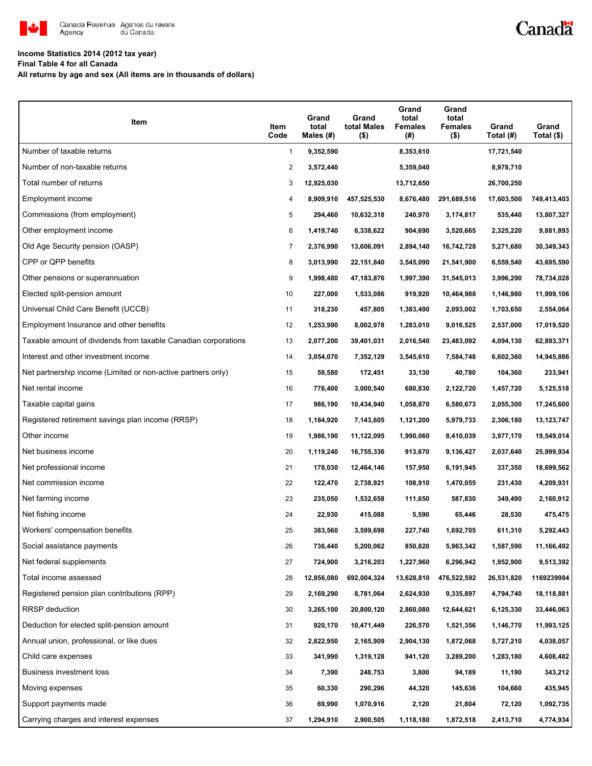**Income Statistics 2014 (2012 tax year)**
**Final Table 4 for all Canada**
**All returns by age and sex (All items are in thousands of dollars)**

| Item | Item Code | Grand total Males (#) | Grand total Males ($) | Grand total Females (#) | Grand total Females ($) | Grand Total (#) | Grand Total ($) |
|---|---|---|---|---|---|---|---|
| Number of taxable returns | 1 | 9,352,590 | | 8,353,610 | | 17,721,540 | |
| Number of non-taxable returns | 2 | 3,572,440 | | 5,359,040 | | 8,978,710 | |
| Total number of returns | 3 | 12,925,030 | | 13,712,650 | | 26,700,250 | |
| Employment income | 4 | 8,909,910 | 457,525,530 | 8,676,480 | 291,689,516 | 17,603,500 | 749,413,403 |
| Commissions (from employment) | 5 | 294,460 | 10,632,318 | 240,970 | 3,174,817 | 535,440 | 13,807,327 |
| Other employment income | 6 | 1,419,740 | 6,338,622 | 904,690 | 3,520,665 | 2,325,220 | 9,881,893 |
| Old Age Security pension (OASP) | 7 | 2,376,990 | 13,606,091 | 2,894,140 | 16,742,728 | 5,271,680 | 30,349,343 |
| CPP or QPP benefits | 8 | 3,013,990 | 22,151,840 | 3,545,090 | 21,541,900 | 6,559,540 | 43,695,590 |
| Other pensions or superannuation | 9 | 1,998,480 | 47,183,876 | 1,997,390 | 31,545,013 | 3,996,290 | 78,734,028 |
| Elected split-pension amount | 10 | 227,000 | 1,533,086 | 919,920 | 10,464,988 | 1,146,980 | 11,999,106 |
| Universal Child Care Benefit (UCCB) | 11 | 318,230 | 457,805 | 1,383,490 | 2,093,002 | 1,703,650 | 2,554,064 |
| Employment Insurance and other benefits | 12 | 1,253,990 | 8,002,978 | 1,283,010 | 9,016,525 | 2,537,000 | 17,019,520 |
| Taxable amount of dividends from taxable Canadian corporations | 13 | 2,077,200 | 39,401,031 | 2,016,540 | 23,483,092 | 4,094,130 | 62,893,371 |
| Interest and other investment income | 14 | 3,054,070 | 7,352,129 | 3,545,610 | 7,584,748 | 6,602,360 | 14,945,886 |
| Net partnership income (Limited or non-active partners only) | 15 | 59,580 | 172,451 | 33,130 | 40,780 | 104,360 | 233,941 |
| Net rental income | 16 | 776,400 | 3,000,540 | 680,830 | 2,122,720 | 1,457,720 | 5,125,518 |
| Taxable capital gains | 17 | 986,190 | 10,434,940 | 1,058,870 | 6,580,673 | 2,055,300 | 17,245,600 |
| Registered retirement savings plan income (RRSP) | 18 | 1,184,920 | 7,143,605 | 1,121,200 | 5,979,733 | 2,306,180 | 13,123,747 |
| Other income | 19 | 1,986,190 | 11,122,095 | 1,990,060 | 8,410,039 | 3,977,170 | 19,549,014 |
| Net business income | 20 | 1,119,240 | 16,755,336 | 913,670 | 9,136,427 | 2,037,640 | 25,999,934 |
| Net professional income | 21 | 178,030 | 12,464,146 | 157,950 | 6,191,945 | 337,350 | 18,699,562 |
| Net commission income | 22 | 122,470 | 2,738,921 | 108,910 | 1,470,055 | 231,430 | 4,209,931 |
| Net farming income | 23 | 235,050 | 1,532,658 | 111,650 | 587,830 | 349,490 | 2,160,912 |
| Net fishing income | 24 | 22,930 | 415,088 | 5,590 | 65,446 | 28,530 | 475,475 |
| Workers' compensation benefits | 25 | 383,560 | 3,599,698 | 227,740 | 1,692,705 | 611,310 | 5,292,443 |
| Social assistance payments | 26 | 736,440 | 5,200,062 | 850,820 | 5,963,342 | 1,587,590 | 11,166,492 |
| Net federal supplements | 27 | 724,900 | 3,216,203 | 1,227,960 | 6,296,942 | 1,952,900 | 9,513,392 |
| Total income assessed | 28 | 12,856,080 | 692,004,324 | 13,628,810 | 476,522,592 | 26,531,820 | 1169239984 |
| Registered pension plan contributions (RPP) | 29 | 2,169,290 | 8,781,064 | 2,624,930 | 9,335,897 | 4,794,740 | 18,118,881 |
| RRSP deduction | 30 | 3,265,100 | 20,800,120 | 2,860,080 | 12,644,621 | 6,125,330 | 33,446,063 |
| Deduction for elected split-pension amount | 31 | 920,170 | 10,471,449 | 226,570 | 1,521,356 | 1,146,770 | 11,993,125 |
| Annual union, professional, or like dues | 32 | 2,822,950 | 2,165,909 | 2,904,130 | 1,872,068 | 5,727,210 | 4,038,057 |
| Child care expenses | 33 | 341,990 | 1,319,128 | 941,120 | 3,289,200 | 1,283,180 | 4,608,482 |
| Business investment loss | 34 | 7,390 | 248,753 | 3,800 | 94,189 | 11,190 | 343,212 |
| Moving expenses | 35 | 60,330 | 290,296 | 44,320 | 145,636 | 104,660 | 435,945 |
| Support payments made | 36 | 69,990 | 1,070,916 | 2,120 | 21,804 | 72,120 | 1,092,735 |
| Carrying charges and interest expenses | 37 | 1,294,910 | 2,900,505 | 1,118,180 | 1,872,518 | 2,413,710 | 4,774,934 |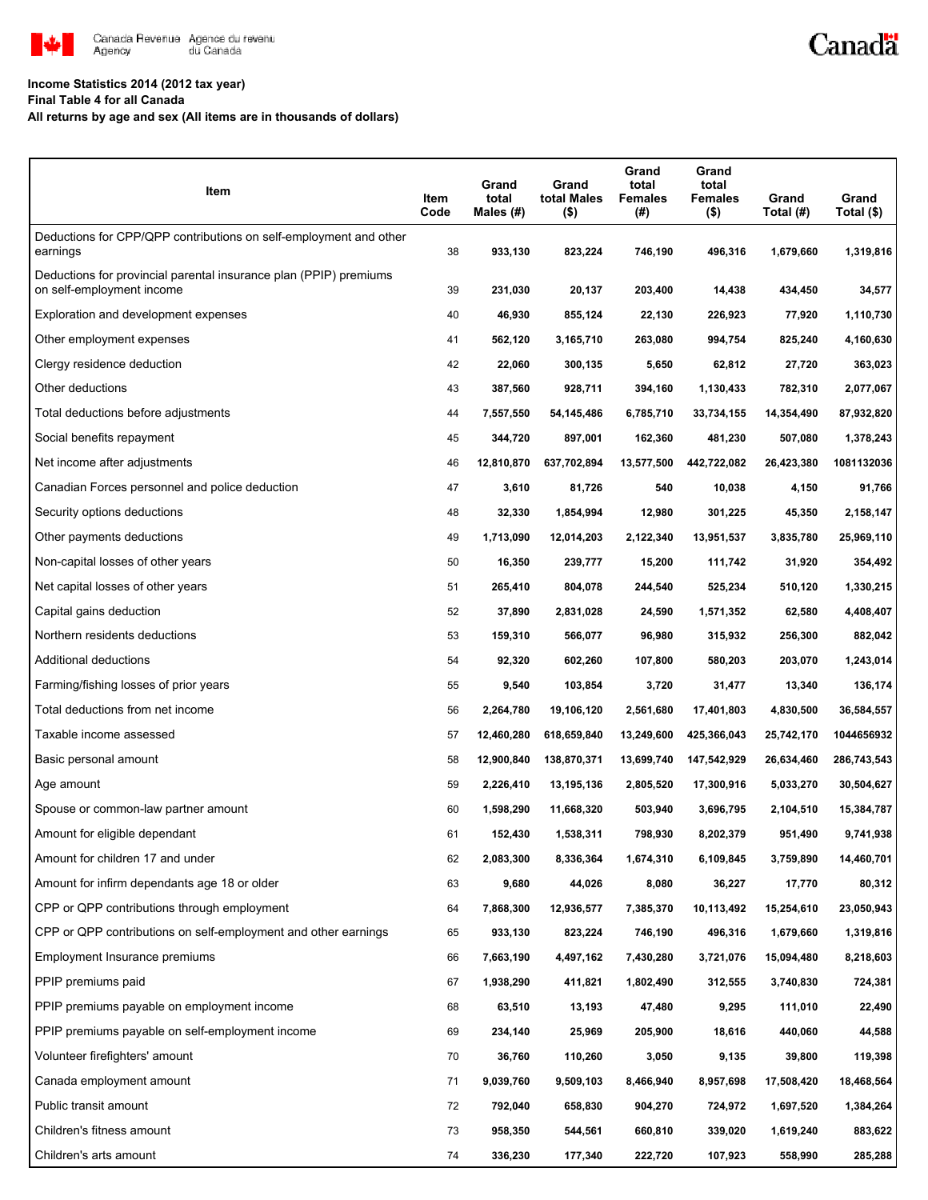**Income Statistics 2014 (2012 tax year)**
**Final Table 4 for all Canada**
**All returns by age and sex (All items are in thousands of dollars)**

| Item | Item Code | Grand total Males (#) | Grand total Males ($) | Grand total Females (#) | Grand total Females ($) | Grand Total (#) | Grand Total ($) |
|---|---|---|---|---|---|---|---|
| Deductions for CPP/QPP contributions on self-employment and other earnings | 38 | 933,130 | 823,224 | 746,190 | 496,316 | 1,679,660 | 1,319,816 |
| Deductions for provincial parental insurance plan (PPIP) premiums on self-employment income | 39 | 231,030 | 20,137 | 203,400 | 14,438 | 434,450 | 34,577 |
| Exploration and development expenses | 40 | 46,930 | 855,124 | 22,130 | 226,923 | 77,920 | 1,110,730 |
| Other employment expenses | 41 | 562,120 | 3,165,710 | 263,080 | 994,754 | 825,240 | 4,160,630 |
| Clergy residence deduction | 42 | 22,060 | 300,135 | 5,650 | 62,812 | 27,720 | 363,023 |
| Other deductions | 43 | 387,560 | 928,711 | 394,160 | 1,130,433 | 782,310 | 2,077,067 |
| Total deductions before adjustments | 44 | 7,557,550 | 54,145,486 | 6,785,710 | 33,734,155 | 14,354,490 | 87,932,820 |
| Social benefits repayment | 45 | 344,720 | 897,001 | 162,360 | 481,230 | 507,080 | 1,378,243 |
| Net income after adjustments | 46 | 12,810,870 | 637,702,894 | 13,577,500 | 442,722,082 | 26,423,380 | 1081132036 |
| Canadian Forces personnel and police deduction | 47 | 3,610 | 81,726 | 540 | 10,038 | 4,150 | 91,766 |
| Security options deductions | 48 | 32,330 | 1,854,994 | 12,980 | 301,225 | 45,350 | 2,158,147 |
| Other payments deductions | 49 | 1,713,090 | 12,014,203 | 2,122,340 | 13,951,537 | 3,835,780 | 25,969,110 |
| Non-capital losses of other years | 50 | 16,350 | 239,777 | 15,200 | 111,742 | 31,920 | 354,492 |
| Net capital losses of other years | 51 | 265,410 | 804,078 | 244,540 | 525,234 | 510,120 | 1,330,215 |
| Capital gains deduction | 52 | 37,890 | 2,831,028 | 24,590 | 1,571,352 | 62,580 | 4,408,407 |
| Northern residents deductions | 53 | 159,310 | 566,077 | 96,980 | 315,932 | 256,300 | 882,042 |
| Additional deductions | 54 | 92,320 | 602,260 | 107,800 | 580,203 | 203,070 | 1,243,014 |
| Farming/fishing losses of prior years | 55 | 9,540 | 103,854 | 3,720 | 31,477 | 13,340 | 136,174 |
| Total deductions from net income | 56 | 2,264,780 | 19,106,120 | 2,561,680 | 17,401,803 | 4,830,500 | 36,584,557 |
| Taxable income assessed | 57 | 12,460,280 | 618,659,840 | 13,249,600 | 425,366,043 | 25,742,170 | 1044656932 |
| Basic personal amount | 58 | 12,900,840 | 138,870,371 | 13,699,740 | 147,542,929 | 26,634,460 | 286,743,543 |
| Age amount | 59 | 2,226,410 | 13,195,136 | 2,805,520 | 17,300,916 | 5,033,270 | 30,504,627 |
| Spouse or common-law partner amount | 60 | 1,598,290 | 11,668,320 | 503,940 | 3,696,795 | 2,104,510 | 15,384,787 |
| Amount for eligible dependant | 61 | 152,430 | 1,538,311 | 798,930 | 8,202,379 | 951,490 | 9,741,938 |
| Amount for children 17 and under | 62 | 2,083,300 | 8,336,364 | 1,674,310 | 6,109,845 | 3,759,890 | 14,460,701 |
| Amount for infirm dependants age 18 or older | 63 | 9,680 | 44,026 | 8,080 | 36,227 | 17,770 | 80,312 |
| CPP or QPP contributions through employment | 64 | 7,868,300 | 12,936,577 | 7,385,370 | 10,113,492 | 15,254,610 | 23,050,943 |
| CPP or QPP contributions on self-employment and other earnings | 65 | 933,130 | 823,224 | 746,190 | 496,316 | 1,679,660 | 1,319,816 |
| Employment Insurance premiums | 66 | 7,663,190 | 4,497,162 | 7,430,280 | 3,721,076 | 15,094,480 | 8,218,603 |
| PPIP premiums paid | 67 | 1,938,290 | 411,821 | 1,802,490 | 312,555 | 3,740,830 | 724,381 |
| PPIP premiums payable on employment income | 68 | 63,510 | 13,193 | 47,480 | 9,295 | 111,010 | 22,490 |
| PPIP premiums payable on self-employment income | 69 | 234,140 | 25,969 | 205,900 | 18,616 | 440,060 | 44,588 |
| Volunteer firefighters' amount | 70 | 36,760 | 110,260 | 3,050 | 9,135 | 39,800 | 119,398 |
| Canada employment amount | 71 | 9,039,760 | 9,509,103 | 8,466,940 | 8,957,698 | 17,508,420 | 18,468,564 |
| Public transit amount | 72 | 792,040 | 658,830 | 904,270 | 724,972 | 1,697,520 | 1,384,264 |
| Children's fitness amount | 73 | 958,350 | 544,561 | 660,810 | 339,020 | 1,619,240 | 883,622 |
| Children's arts amount | 74 | 336,230 | 177,340 | 222,720 | 107,923 | 558,990 | 285,288 |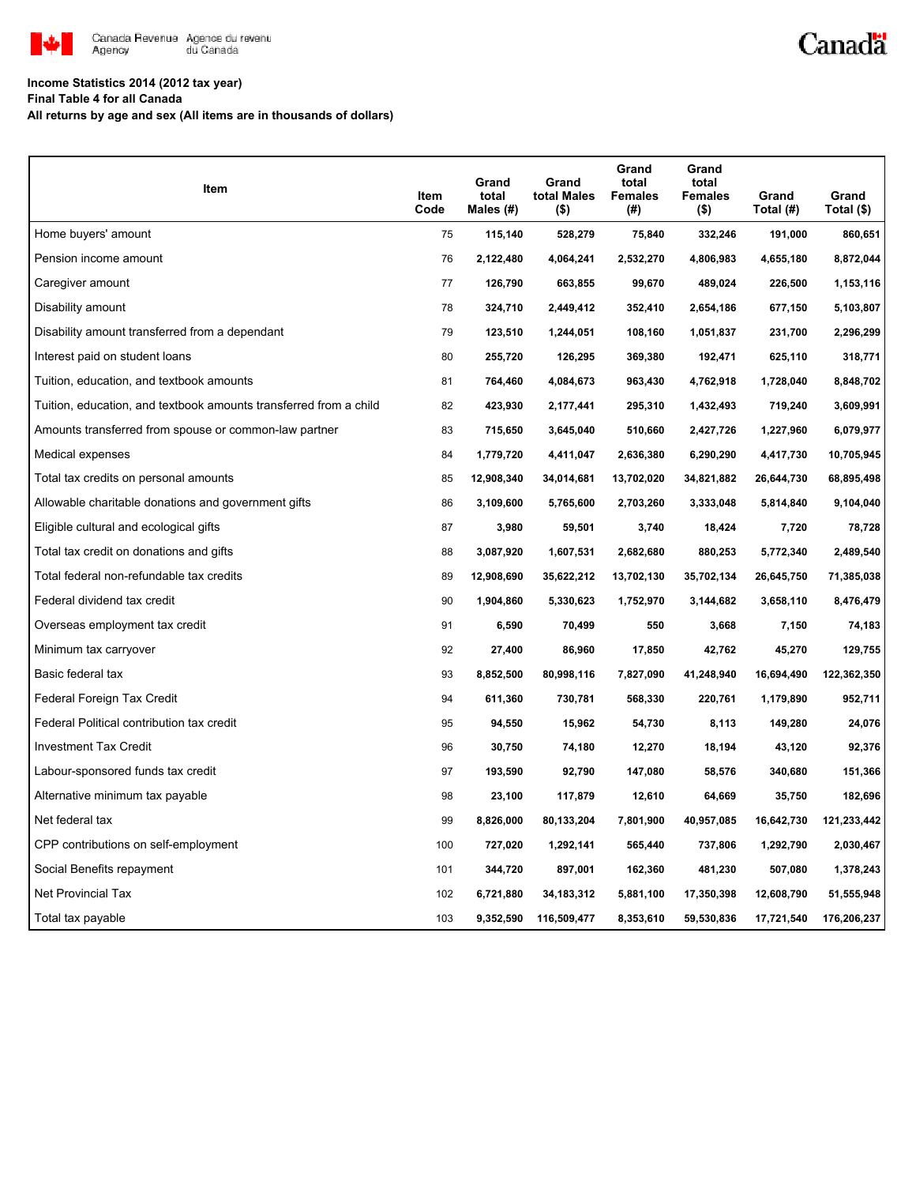**Income Statistics 2014 (2012 tax year)**
**Final Table 4 for all Canada**
**All returns by age and sex (All items are in thousands of dollars)**

| Item | Item Code | Grand total Males (#) | Grand total Males ($) | Grand total Females (#) | Grand total Females ($) | Grand Total (#) | Grand Total ($) |
|---|---|---|---|---|---|---|---|
| Home buyers' amount | 75 | 115,140 | 528,279 | 75,840 | 332,246 | 191,000 | 860,651 |
| Pension income amount | 76 | 2,122,480 | 4,064,241 | 2,532,270 | 4,806,983 | 4,655,180 | 8,872,044 |
| Caregiver amount | 77 | 126,790 | 663,855 | 99,670 | 489,024 | 226,500 | 1,153,116 |
| Disability amount | 78 | 324,710 | 2,449,412 | 352,410 | 2,654,186 | 677,150 | 5,103,807 |
| Disability amount transferred from a dependant | 79 | 123,510 | 1,244,051 | 108,160 | 1,051,837 | 231,700 | 2,296,299 |
| Interest paid on student loans | 80 | 255,720 | 126,295 | 369,380 | 192,471 | 625,110 | 318,771 |
| Tuition, education, and textbook amounts | 81 | 764,460 | 4,084,673 | 963,430 | 4,762,918 | 1,728,040 | 8,848,702 |
| Tuition, education, and textbook amounts transferred from a child | 82 | 423,930 | 2,177,441 | 295,310 | 1,432,493 | 719,240 | 3,609,991 |
| Amounts transferred from spouse or common-law partner | 83 | 715,650 | 3,645,040 | 510,660 | 2,427,726 | 1,227,960 | 6,079,977 |
| Medical expenses | 84 | 1,779,720 | 4,411,047 | 2,636,380 | 6,290,290 | 4,417,730 | 10,705,945 |
| Total tax credits on personal amounts | 85 | 12,908,340 | 34,014,681 | 13,702,020 | 34,821,882 | 26,644,730 | 68,895,498 |
| Allowable charitable donations and government gifts | 86 | 3,109,600 | 5,765,600 | 2,703,260 | 3,333,048 | 5,814,840 | 9,104,040 |
| Eligible cultural and ecological gifts | 87 | 3,980 | 59,501 | 3,740 | 18,424 | 7,720 | 78,728 |
| Total tax credit on donations and gifts | 88 | 3,087,920 | 1,607,531 | 2,682,680 | 880,253 | 5,772,340 | 2,489,540 |
| Total federal non-refundable tax credits | 89 | 12,908,690 | 35,622,212 | 13,702,130 | 35,702,134 | 26,645,750 | 71,385,038 |
| Federal dividend tax credit | 90 | 1,904,860 | 5,330,623 | 1,752,970 | 3,144,682 | 3,658,110 | 8,476,479 |
| Overseas employment tax credit | 91 | 6,590 | 70,499 | 550 | 3,668 | 7,150 | 74,183 |
| Minimum tax carryover | 92 | 27,400 | 86,960 | 17,850 | 42,762 | 45,270 | 129,755 |
| Basic federal tax | 93 | 8,852,500 | 80,998,116 | 7,827,090 | 41,248,940 | 16,694,490 | 122,362,350 |
| Federal Foreign Tax Credit | 94 | 611,360 | 730,781 | 568,330 | 220,761 | 1,179,890 | 952,711 |
| Federal Political contribution tax credit | 95 | 94,550 | 15,962 | 54,730 | 8,113 | 149,280 | 24,076 |
| Investment Tax Credit | 96 | 30,750 | 74,180 | 12,270 | 18,194 | 43,120 | 92,376 |
| Labour-sponsored funds tax credit | 97 | 193,590 | 92,790 | 147,080 | 58,576 | 340,680 | 151,366 |
| Alternative minimum tax payable | 98 | 23,100 | 117,879 | 12,610 | 64,669 | 35,750 | 182,696 |
| Net federal tax | 99 | 8,826,000 | 80,133,204 | 7,801,900 | 40,957,085 | 16,642,730 | 121,233,442 |
| CPP contributions on self-employment | 100 | 727,020 | 1,292,141 | 565,440 | 737,806 | 1,292,790 | 2,030,467 |
| Social Benefits repayment | 101 | 344,720 | 897,001 | 162,360 | 481,230 | 507,080 | 1,378,243 |
| Net Provincial Tax | 102 | 6,721,880 | 34,183,312 | 5,881,100 | 17,350,398 | 12,608,790 | 51,555,948 |
| Total tax payable | 103 | 9,352,590 | 116,509,477 | 8,353,610 | 59,530,836 | 17,721,540 | 176,206,237 |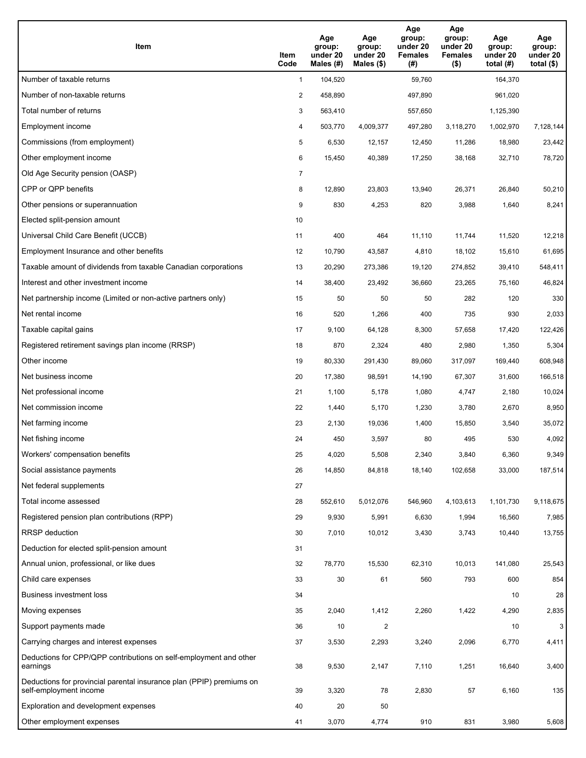| Item | Item Code | Age group: under 20 Males (#) | Age group: under 20 Males ($) | Age group: under 20 Females (#) | Age group: under 20 Females ($) | Age group: under 20 total (#) | Age group: under 20 total ($) |
|---|---|---|---|---|---|---|---|
| Number of taxable returns | 1 | 104,520 | | 59,760 | | 164,370 | |
| Number of non-taxable returns | 2 | 458,890 | | 497,890 | | 961,020 | |
| Total number of returns | 3 | 563,410 | | 557,650 | | 1,125,390 | |
| Employment income | 4 | 503,770 | 4,009,377 | 497,280 | 3,118,270 | 1,002,970 | 7,128,144 |
| Commissions (from employment) | 5 | 6,530 | 12,157 | 12,450 | 11,286 | 18,980 | 23,442 |
| Other employment income | 6 | 15,450 | 40,389 | 17,250 | 38,168 | 32,710 | 78,720 |
| Old Age Security pension (OASP) | 7 | | | | | | |
| CPP or QPP benefits | 8 | 12,890 | 23,803 | 13,940 | 26,371 | 26,840 | 50,210 |
| Other pensions or superannuation | 9 | 830 | 4,253 | 820 | 3,988 | 1,640 | 8,241 |
| Elected split-pension amount | 10 | | | | | | |
| Universal Child Care Benefit (UCCB) | 11 | 400 | 464 | 11,110 | 11,744 | 11,520 | 12,218 |
| Employment Insurance and other benefits | 12 | 10,790 | 43,587 | 4,810 | 18,102 | 15,610 | 61,695 |
| Taxable amount of dividends from taxable Canadian corporations | 13 | 20,290 | 273,386 | 19,120 | 274,852 | 39,410 | 548,411 |
| Interest and other investment income | 14 | 38,400 | 23,492 | 36,660 | 23,265 | 75,160 | 46,824 |
| Net partnership income (Limited or non-active partners only) | 15 | 50 | 50 | 50 | 282 | 120 | 330 |
| Net rental income | 16 | 520 | 1,266 | 400 | 735 | 930 | 2,033 |
| Taxable capital gains | 17 | 9,100 | 64,128 | 8,300 | 57,658 | 17,420 | 122,426 |
| Registered retirement savings plan income (RRSP) | 18 | 870 | 2,324 | 480 | 2,980 | 1,350 | 5,304 |
| Other income | 19 | 80,330 | 291,430 | 89,060 | 317,097 | 169,440 | 608,948 |
| Net business income | 20 | 17,380 | 98,591 | 14,190 | 67,307 | 31,600 | 166,518 |
| Net professional income | 21 | 1,100 | 5,178 | 1,080 | 4,747 | 2,180 | 10,024 |
| Net commission income | 22 | 1,440 | 5,170 | 1,230 | 3,780 | 2,670 | 8,950 |
| Net farming income | 23 | 2,130 | 19,036 | 1,400 | 15,850 | 3,540 | 35,072 |
| Net fishing income | 24 | 450 | 3,597 | 80 | 495 | 530 | 4,092 |
| Workers' compensation benefits | 25 | 4,020 | 5,508 | 2,340 | 3,840 | 6,360 | 9,349 |
| Social assistance payments | 26 | 14,850 | 84,818 | 18,140 | 102,658 | 33,000 | 187,514 |
| Net federal supplements | 27 | | | | | | |
| Total income assessed | 28 | 552,610 | 5,012,076 | 546,960 | 4,103,613 | 1,101,730 | 9,118,675 |
| Registered pension plan contributions (RPP) | 29 | 9,930 | 5,991 | 6,630 | 1,994 | 16,560 | 7,985 |
| RRSP deduction | 30 | 7,010 | 10,012 | 3,430 | 3,743 | 10,440 | 13,755 |
| Deduction for elected split-pension amount | 31 | | | | | | |
| Annual union, professional, or like dues | 32 | 78,770 | 15,530 | 62,310 | 10,013 | 141,080 | 25,543 |
| Child care expenses | 33 | 30 | 61 | 560 | 793 | 600 | 854 |
| Business investment loss | 34 | | | | | 10 | 28 |
| Moving expenses | 35 | 2,040 | 1,412 | 2,260 | 1,422 | 4,290 | 2,835 |
| Support payments made | 36 | 10 | 2 | | | 10 | 3 |
| Carrying charges and interest expenses | 37 | 3,530 | 2,293 | 3,240 | 2,096 | 6,770 | 4,411 |
| Deductions for CPP/QPP contributions on self-employment and other earnings | 38 | 9,530 | 2,147 | 7,110 | 1,251 | 16,640 | 3,400 |
| Deductions for provincial parental insurance plan (PPIP) premiums on self-employment income | 39 | 3,320 | 78 | 2,830 | 57 | 6,160 | 135 |
| Exploration and development expenses | 40 | 20 | 50 | | | | |
| Other employment expenses | 41 | 3,070 | 4,774 | 910 | 831 | 3,980 | 5,608 |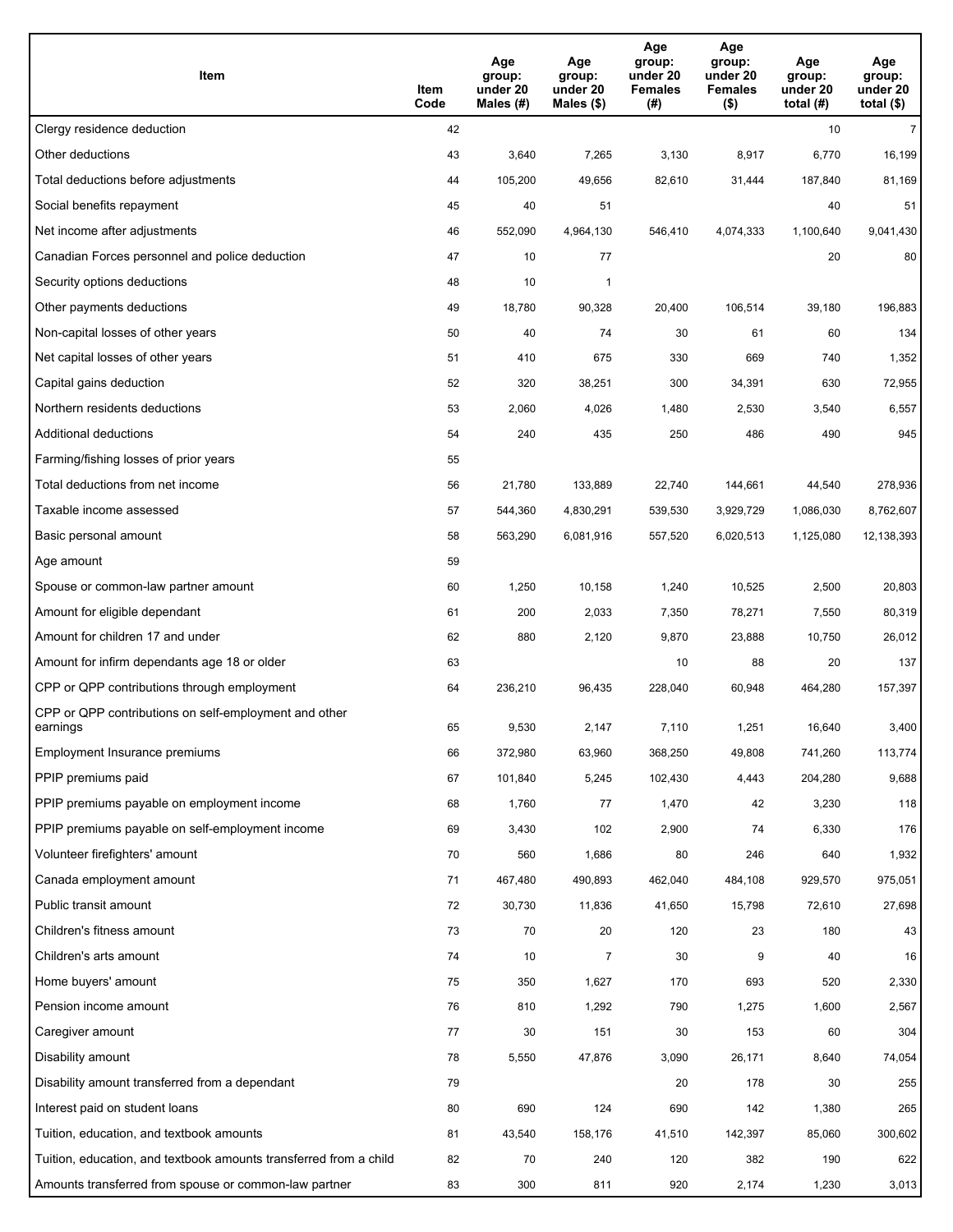| Item | Item Code | Age group: under 20 Males (#) | Age group: under 20 Males ($) | Age group: under 20 Females (#) | Age group: under 20 Females ($) | Age group: under 20 total (#) | Age group: under 20 total ($) |
|---|---|---|---|---|---|---|---|
| Clergy residence deduction | 42 | | | | | 10 | 7 |
| Other deductions | 43 | 3,640 | 7,265 | 3,130 | 8,917 | 6,770 | 16,199 |
| Total deductions before adjustments | 44 | 105,200 | 49,656 | 82,610 | 31,444 | 187,840 | 81,169 |
| Social benefits repayment | 45 | 40 | 51 | | | 40 | 51 |
| Net income after adjustments | 46 | 552,090 | 4,964,130 | 546,410 | 4,074,333 | 1,100,640 | 9,041,430 |
| Canadian Forces personnel and police deduction | 47 | 10 | 77 | | | 20 | 80 |
| Security options deductions | 48 | 10 | 1 | | | | |
| Other payments deductions | 49 | 18,780 | 90,328 | 20,400 | 106,514 | 39,180 | 196,883 |
| Non-capital losses of other years | 50 | 40 | 74 | 30 | 61 | 60 | 134 |
| Net capital losses of other years | 51 | 410 | 675 | 330 | 669 | 740 | 1,352 |
| Capital gains deduction | 52 | 320 | 38,251 | 300 | 34,391 | 630 | 72,955 |
| Northern residents deductions | 53 | 2,060 | 4,026 | 1,480 | 2,530 | 3,540 | 6,557 |
| Additional deductions | 54 | 240 | 435 | 250 | 486 | 490 | 945 |
| Farming/fishing losses of prior years | 55 | | | | | | |
| Total deductions from net income | 56 | 21,780 | 133,889 | 22,740 | 144,661 | 44,540 | 278,936 |
| Taxable income assessed | 57 | 544,360 | 4,830,291 | 539,530 | 3,929,729 | 1,086,030 | 8,762,607 |
| Basic personal amount | 58 | 563,290 | 6,081,916 | 557,520 | 6,020,513 | 1,125,080 | 12,138,393 |
| Age amount | 59 | | | | | | |
| Spouse or common-law partner amount | 60 | 1,250 | 10,158 | 1,240 | 10,525 | 2,500 | 20,803 |
| Amount for eligible dependant | 61 | 200 | 2,033 | 7,350 | 78,271 | 7,550 | 80,319 |
| Amount for children 17 and under | 62 | 880 | 2,120 | 9,870 | 23,888 | 10,750 | 26,012 |
| Amount for infirm dependants age 18 or older | 63 | | | 10 | 88 | 20 | 137 |
| CPP or QPP contributions through employment | 64 | 236,210 | 96,435 | 228,040 | 60,948 | 464,280 | 157,397 |
| CPP or QPP contributions on self-employment and other earnings | 65 | 9,530 | 2,147 | 7,110 | 1,251 | 16,640 | 3,400 |
| Employment Insurance premiums | 66 | 372,980 | 63,960 | 368,250 | 49,808 | 741,260 | 113,774 |
| PPIP premiums paid | 67 | 101,840 | 5,245 | 102,430 | 4,443 | 204,280 | 9,688 |
| PPIP premiums payable on employment income | 68 | 1,760 | 77 | 1,470 | 42 | 3,230 | 118 |
| PPIP premiums payable on self-employment income | 69 | 3,430 | 102 | 2,900 | 74 | 6,330 | 176 |
| Volunteer firefighters' amount | 70 | 560 | 1,686 | 80 | 246 | 640 | 1,932 |
| Canada employment amount | 71 | 467,480 | 490,893 | 462,040 | 484,108 | 929,570 | 975,051 |
| Public transit amount | 72 | 30,730 | 11,836 | 41,650 | 15,798 | 72,610 | 27,698 |
| Children's fitness amount | 73 | 70 | 20 | 120 | 23 | 180 | 43 |
| Children's arts amount | 74 | 10 | 7 | 30 | 9 | 40 | 16 |
| Home buyers' amount | 75 | 350 | 1,627 | 170 | 693 | 520 | 2,330 |
| Pension income amount | 76 | 810 | 1,292 | 790 | 1,275 | 1,600 | 2,567 |
| Caregiver amount | 77 | 30 | 151 | 30 | 153 | 60 | 304 |
| Disability amount | 78 | 5,550 | 47,876 | 3,090 | 26,171 | 8,640 | 74,054 |
| Disability amount transferred from a dependant | 79 | | | 20 | 178 | 30 | 255 |
| Interest paid on student loans | 80 | 690 | 124 | 690 | 142 | 1,380 | 265 |
| Tuition, education, and textbook amounts | 81 | 43,540 | 158,176 | 41,510 | 142,397 | 85,060 | 300,602 |
| Tuition, education, and textbook amounts transferred from a child | 82 | 70 | 240 | 120 | 382 | 190 | 622 |
| Amounts transferred from spouse or common-law partner | 83 | 300 | 811 | 920 | 2,174 | 1,230 | 3,013 |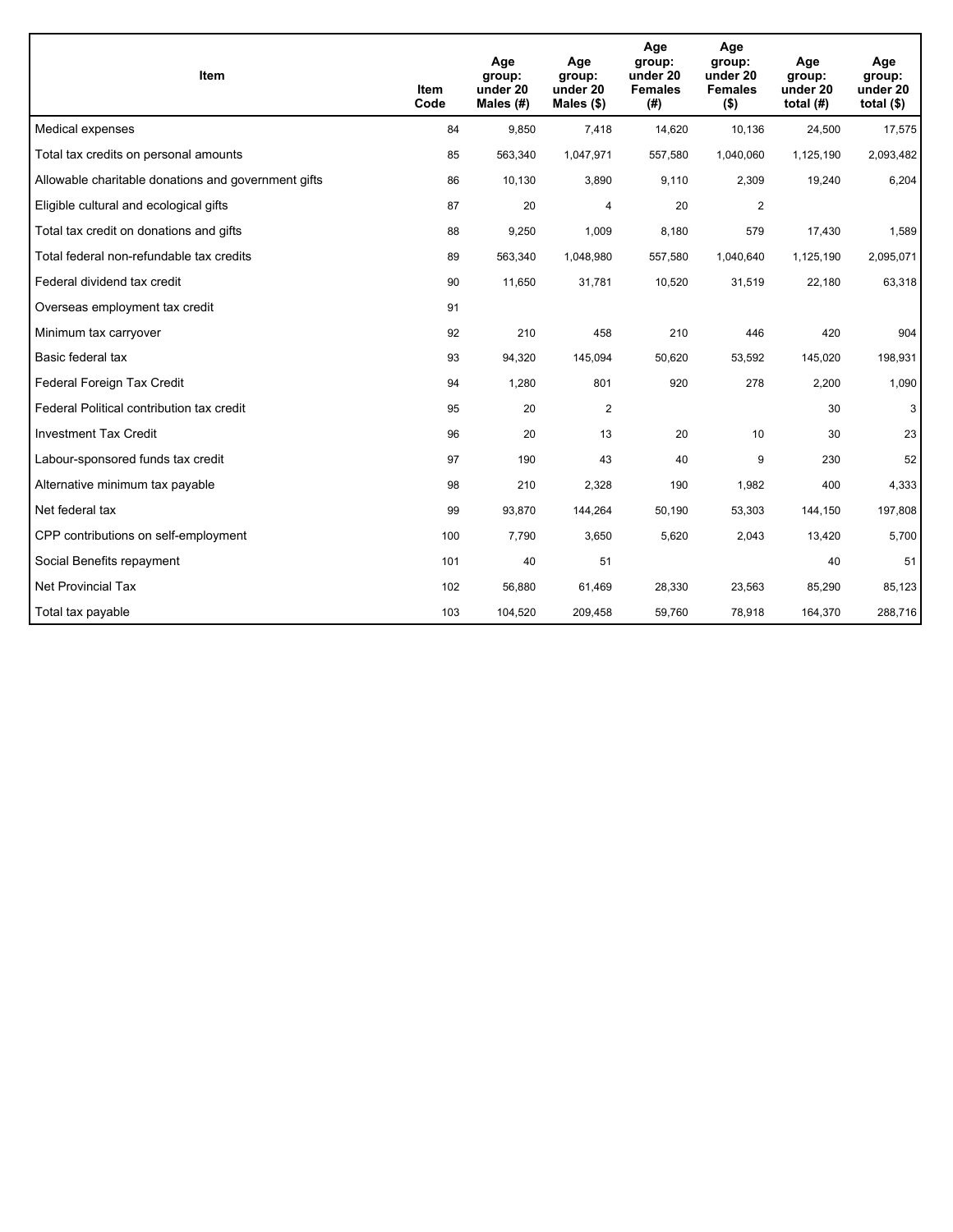| Item | Item Code | Age group: under 20 Males (#) | Age group: under 20 Males ($) | Age group: under 20 Females (#) | Age group: under 20 Females ($) | Age group: under 20 total (#) | Age group: under 20 total ($) |
|---|---|---|---|---|---|---|---|
| Medical expenses | 84 | 9,850 | 7,418 | 14,620 | 10,136 | 24,500 | 17,575 |
| Total tax credits on personal amounts | 85 | 563,340 | 1,047,971 | 557,580 | 1,040,060 | 1,125,190 | 2,093,482 |
| Allowable charitable donations and government gifts | 86 | 10,130 | 3,890 | 9,110 | 2,309 | 19,240 | 6,204 |
| Eligible cultural and ecological gifts | 87 | 20 | 4 | 20 | 2 | | |
| Total tax credit on donations and gifts | 88 | 9,250 | 1,009 | 8,180 | 579 | 17,430 | 1,589 |
| Total federal non-refundable tax credits | 89 | 563,340 | 1,048,980 | 557,580 | 1,040,640 | 1,125,190 | 2,095,071 |
| Federal dividend tax credit | 90 | 11,650 | 31,781 | 10,520 | 31,519 | 22,180 | 63,318 |
| Overseas employment tax credit | 91 | | | | | | |
| Minimum tax carryover | 92 | 210 | 458 | 210 | 446 | 420 | 904 |
| Basic federal tax | 93 | 94,320 | 145,094 | 50,620 | 53,592 | 145,020 | 198,931 |
| Federal Foreign Tax Credit | 94 | 1,280 | 801 | 920 | 278 | 2,200 | 1,090 |
| Federal Political contribution tax credit | 95 | 20 | 2 | | | 30 | 3 |
| Investment Tax Credit | 96 | 20 | 13 | 20 | 10 | 30 | 23 |
| Labour-sponsored funds tax credit | 97 | 190 | 43 | 40 | 9 | 230 | 52 |
| Alternative minimum tax payable | 98 | 210 | 2,328 | 190 | 1,982 | 400 | 4,333 |
| Net federal tax | 99 | 93,870 | 144,264 | 50,190 | 53,303 | 144,150 | 197,808 |
| CPP contributions on self-employment | 100 | 7,790 | 3,650 | 5,620 | 2,043 | 13,420 | 5,700 |
| Social Benefits repayment | 101 | 40 | 51 | | | 40 | 51 |
| Net Provincial Tax | 102 | 56,880 | 61,469 | 28,330 | 23,563 | 85,290 | 85,123 |
| Total tax payable | 103 | 104,520 | 209,458 | 59,760 | 78,918 | 164,370 | 288,716 |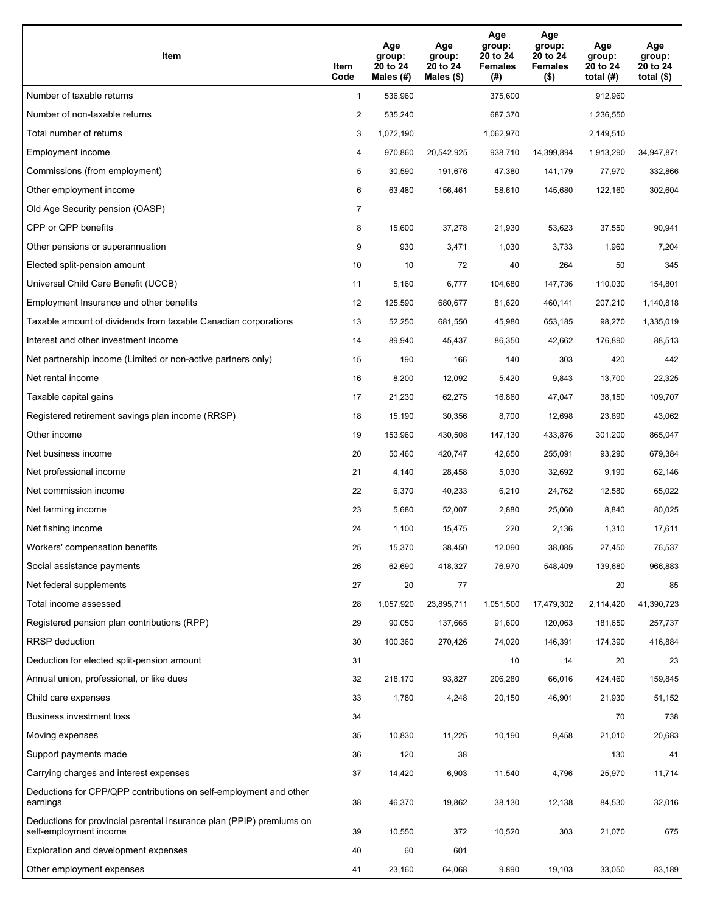| Item | Item Code | Age group: 20 to 24 Males (#) | Age group: 20 to 24 Males ($) | Age group: 20 to 24 Females (#) | Age group: 20 to 24 Females ($) | Age group: 20 to 24 total (#) | Age group: 20 to 24 total ($) |
|---|---|---|---|---|---|---|---|
| Number of taxable returns | 1 | 536,960 | | 375,600 | | 912,960 | |
| Number of non-taxable returns | 2 | 535,240 | | 687,370 | | 1,236,550 | |
| Total number of returns | 3 | 1,072,190 | | 1,062,970 | | 2,149,510 | |
| Employment income | 4 | 970,860 | 20,542,925 | 938,710 | 14,399,894 | 1,913,290 | 34,947,871 |
| Commissions (from employment) | 5 | 30,590 | 191,676 | 47,380 | 141,179 | 77,970 | 332,866 |
| Other employment income | 6 | 63,480 | 156,461 | 58,610 | 145,680 | 122,160 | 302,604 |
| Old Age Security pension (OASP) | 7 | | | | | | |
| CPP or QPP benefits | 8 | 15,600 | 37,278 | 21,930 | 53,623 | 37,550 | 90,941 |
| Other pensions or superannuation | 9 | 930 | 3,471 | 1,030 | 3,733 | 1,960 | 7,204 |
| Elected split-pension amount | 10 | 10 | 72 | 40 | 264 | 50 | 345 |
| Universal Child Care Benefit (UCCB) | 11 | 5,160 | 6,777 | 104,680 | 147,736 | 110,030 | 154,801 |
| Employment Insurance and other benefits | 12 | 125,590 | 680,677 | 81,620 | 460,141 | 207,210 | 1,140,818 |
| Taxable amount of dividends from taxable Canadian corporations | 13 | 52,250 | 681,550 | 45,980 | 653,185 | 98,270 | 1,335,019 |
| Interest and other investment income | 14 | 89,940 | 45,437 | 86,350 | 42,662 | 176,890 | 88,513 |
| Net partnership income (Limited or non-active partners only) | 15 | 190 | 166 | 140 | 303 | 420 | 442 |
| Net rental income | 16 | 8,200 | 12,092 | 5,420 | 9,843 | 13,700 | 22,325 |
| Taxable capital gains | 17 | 21,230 | 62,275 | 16,860 | 47,047 | 38,150 | 109,707 |
| Registered retirement savings plan income (RRSP) | 18 | 15,190 | 30,356 | 8,700 | 12,698 | 23,890 | 43,062 |
| Other income | 19 | 153,960 | 430,508 | 147,130 | 433,876 | 301,200 | 865,047 |
| Net business income | 20 | 50,460 | 420,747 | 42,650 | 255,091 | 93,290 | 679,384 |
| Net professional income | 21 | 4,140 | 28,458 | 5,030 | 32,692 | 9,190 | 62,146 |
| Net commission income | 22 | 6,370 | 40,233 | 6,210 | 24,762 | 12,580 | 65,022 |
| Net farming income | 23 | 5,680 | 52,007 | 2,880 | 25,060 | 8,840 | 80,025 |
| Net fishing income | 24 | 1,100 | 15,475 | 220 | 2,136 | 1,310 | 17,611 |
| Workers' compensation benefits | 25 | 15,370 | 38,450 | 12,090 | 38,085 | 27,450 | 76,537 |
| Social assistance payments | 26 | 62,690 | 418,327 | 76,970 | 548,409 | 139,680 | 966,883 |
| Net federal supplements | 27 | 20 | 77 | | | 20 | 85 |
| Total income assessed | 28 | 1,057,920 | 23,895,711 | 1,051,500 | 17,479,302 | 2,114,420 | 41,390,723 |
| Registered pension plan contributions (RPP) | 29 | 90,050 | 137,665 | 91,600 | 120,063 | 181,650 | 257,737 |
| RRSP deduction | 30 | 100,360 | 270,426 | 74,020 | 146,391 | 174,390 | 416,884 |
| Deduction for elected split-pension amount | 31 | | | 10 | 14 | 20 | 23 |
| Annual union, professional, or like dues | 32 | 218,170 | 93,827 | 206,280 | 66,016 | 424,460 | 159,845 |
| Child care expenses | 33 | 1,780 | 4,248 | 20,150 | 46,901 | 21,930 | 51,152 |
| Business investment loss | 34 | | | | | 70 | 738 |
| Moving expenses | 35 | 10,830 | 11,225 | 10,190 | 9,458 | 21,010 | 20,683 |
| Support payments made | 36 | 120 | 38 | | | 130 | 41 |
| Carrying charges and interest expenses | 37 | 14,420 | 6,903 | 11,540 | 4,796 | 25,970 | 11,714 |
| Deductions for CPP/QPP contributions on self-employment and other earnings | 38 | 46,370 | 19,862 | 38,130 | 12,138 | 84,530 | 32,016 |
| Deductions for provincial parental insurance plan (PPIP) premiums on self-employment income | 39 | 10,550 | 372 | 10,520 | 303 | 21,070 | 675 |
| Exploration and development expenses | 40 | 60 | 601 | | | | |
| Other employment expenses | 41 | 23,160 | 64,068 | 9,890 | 19,103 | 33,050 | 83,189 |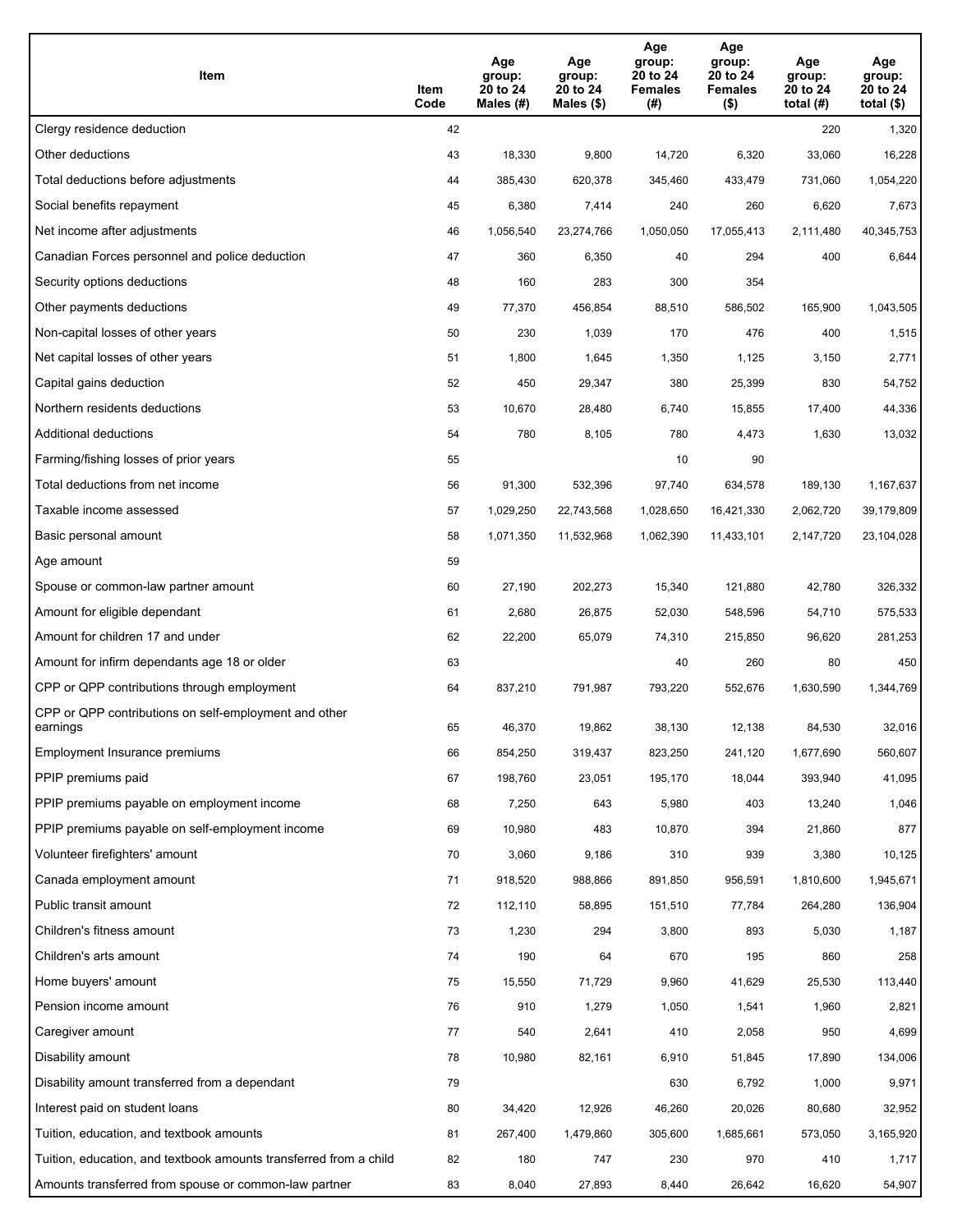| Item | Item Code | Age group: 20 to 24 Males (#) | Age group: 20 to 24 Males ($) | Age group: 20 to 24 Females (#) | Age group: 20 to 24 Females ($) | Age group: 20 to 24 total (#) | Age group: 20 to 24 total ($) |
|---|---|---|---|---|---|---|---|
| Clergy residence deduction | 42 | | | | | 220 | 1,320 |
| Other deductions | 43 | 18,330 | 9,800 | 14,720 | 6,320 | 33,060 | 16,228 |
| Total deductions before adjustments | 44 | 385,430 | 620,378 | 345,460 | 433,479 | 731,060 | 1,054,220 |
| Social benefits repayment | 45 | 6,380 | 7,414 | 240 | 260 | 6,620 | 7,673 |
| Net income after adjustments | 46 | 1,056,540 | 23,274,766 | 1,050,050 | 17,055,413 | 2,111,480 | 40,345,753 |
| Canadian Forces personnel and police deduction | 47 | 360 | 6,350 | 40 | 294 | 400 | 6,644 |
| Security options deductions | 48 | 160 | 283 | 300 | 354 | | |
| Other payments deductions | 49 | 77,370 | 456,854 | 88,510 | 586,502 | 165,900 | 1,043,505 |
| Non-capital losses of other years | 50 | 230 | 1,039 | 170 | 476 | 400 | 1,515 |
| Net capital losses of other years | 51 | 1,800 | 1,645 | 1,350 | 1,125 | 3,150 | 2,771 |
| Capital gains deduction | 52 | 450 | 29,347 | 380 | 25,399 | 830 | 54,752 |
| Northern residents deductions | 53 | 10,670 | 28,480 | 6,740 | 15,855 | 17,400 | 44,336 |
| Additional deductions | 54 | 780 | 8,105 | 780 | 4,473 | 1,630 | 13,032 |
| Farming/fishing losses of prior years | 55 | | | 10 | 90 | | |
| Total deductions from net income | 56 | 91,300 | 532,396 | 97,740 | 634,578 | 189,130 | 1,167,637 |
| Taxable income assessed | 57 | 1,029,250 | 22,743,568 | 1,028,650 | 16,421,330 | 2,062,720 | 39,179,809 |
| Basic personal amount | 58 | 1,071,350 | 11,532,968 | 1,062,390 | 11,433,101 | 2,147,720 | 23,104,028 |
| Age amount | 59 | | | | | | |
| Spouse or common-law partner amount | 60 | 27,190 | 202,273 | 15,340 | 121,880 | 42,780 | 326,332 |
| Amount for eligible dependant | 61 | 2,680 | 26,875 | 52,030 | 548,596 | 54,710 | 575,533 |
| Amount for children 17 and under | 62 | 22,200 | 65,079 | 74,310 | 215,850 | 96,620 | 281,253 |
| Amount for infirm dependants age 18 or older | 63 | | | 40 | 260 | 80 | 450 |
| CPP or QPP contributions through employment | 64 | 837,210 | 791,987 | 793,220 | 552,676 | 1,630,590 | 1,344,769 |
| CPP or QPP contributions on self-employment and other earnings | 65 | 46,370 | 19,862 | 38,130 | 12,138 | 84,530 | 32,016 |
| Employment Insurance premiums | 66 | 854,250 | 319,437 | 823,250 | 241,120 | 1,677,690 | 560,607 |
| PPIP premiums paid | 67 | 198,760 | 23,051 | 195,170 | 18,044 | 393,940 | 41,095 |
| PPIP premiums payable on employment income | 68 | 7,250 | 643 | 5,980 | 403 | 13,240 | 1,046 |
| PPIP premiums payable on self-employment income | 69 | 10,980 | 483 | 10,870 | 394 | 21,860 | 877 |
| Volunteer firefighters' amount | 70 | 3,060 | 9,186 | 310 | 939 | 3,380 | 10,125 |
| Canada employment amount | 71 | 918,520 | 988,866 | 891,850 | 956,591 | 1,810,600 | 1,945,671 |
| Public transit amount | 72 | 112,110 | 58,895 | 151,510 | 77,784 | 264,280 | 136,904 |
| Children's fitness amount | 73 | 1,230 | 294 | 3,800 | 893 | 5,030 | 1,187 |
| Children's arts amount | 74 | 190 | 64 | 670 | 195 | 860 | 258 |
| Home buyers' amount | 75 | 15,550 | 71,729 | 9,960 | 41,629 | 25,530 | 113,440 |
| Pension income amount | 76 | 910 | 1,279 | 1,050 | 1,541 | 1,960 | 2,821 |
| Caregiver amount | 77 | 540 | 2,641 | 410 | 2,058 | 950 | 4,699 |
| Disability amount | 78 | 10,980 | 82,161 | 6,910 | 51,845 | 17,890 | 134,006 |
| Disability amount transferred from a dependant | 79 | | | 630 | 6,792 | 1,000 | 9,971 |
| Interest paid on student loans | 80 | 34,420 | 12,926 | 46,260 | 20,026 | 80,680 | 32,952 |
| Tuition, education, and textbook amounts | 81 | 267,400 | 1,479,860 | 305,600 | 1,685,661 | 573,050 | 3,165,920 |
| Tuition, education, and textbook amounts transferred from a child | 82 | 180 | 747 | 230 | 970 | 410 | 1,717 |
| Amounts transferred from spouse or common-law partner | 83 | 8,040 | 27,893 | 8,440 | 26,642 | 16,620 | 54,907 |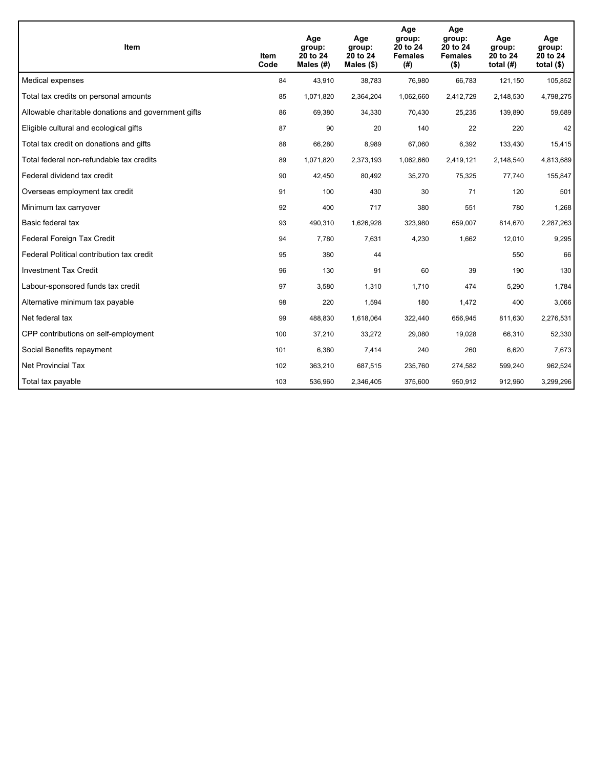| Item | Item Code | Age group: 20 to 24 Males (#) | Age group: 20 to 24 Males ($) | Age group: 20 to 24 Females (#) | Age group: 20 to 24 Females ($) | Age group: 20 to 24 total (#) | Age group: 20 to 24 total ($) |
|---|---|---|---|---|---|---|---|
| Medical expenses | 84 | 43,910 | 38,783 | 76,980 | 66,783 | 121,150 | 105,852 |
| Total tax credits on personal amounts | 85 | 1,071,820 | 2,364,204 | 1,062,660 | 2,412,729 | 2,148,530 | 4,798,275 |
| Allowable charitable donations and government gifts | 86 | 69,380 | 34,330 | 70,430 | 25,235 | 139,890 | 59,689 |
| Eligible cultural and ecological gifts | 87 | 90 | 20 | 140 | 22 | 220 | 42 |
| Total tax credit on donations and gifts | 88 | 66,280 | 8,989 | 67,060 | 6,392 | 133,430 | 15,415 |
| Total federal non-refundable tax credits | 89 | 1,071,820 | 2,373,193 | 1,062,660 | 2,419,121 | 2,148,540 | 4,813,689 |
| Federal dividend tax credit | 90 | 42,450 | 80,492 | 35,270 | 75,325 | 77,740 | 155,847 |
| Overseas employment tax credit | 91 | 100 | 430 | 30 | 71 | 120 | 501 |
| Minimum tax carryover | 92 | 400 | 717 | 380 | 551 | 780 | 1,268 |
| Basic federal tax | 93 | 490,310 | 1,626,928 | 323,980 | 659,007 | 814,670 | 2,287,263 |
| Federal Foreign Tax Credit | 94 | 7,780 | 7,631 | 4,230 | 1,662 | 12,010 | 9,295 |
| Federal Political contribution tax credit | 95 | 380 | 44 | | | 550 | 66 |
| Investment Tax Credit | 96 | 130 | 91 | 60 | 39 | 190 | 130 |
| Labour-sponsored funds tax credit | 97 | 3,580 | 1,310 | 1,710 | 474 | 5,290 | 1,784 |
| Alternative minimum tax payable | 98 | 220 | 1,594 | 180 | 1,472 | 400 | 3,066 |
| Net federal tax | 99 | 488,830 | 1,618,064 | 322,440 | 656,945 | 811,630 | 2,276,531 |
| CPP contributions on self-employment | 100 | 37,210 | 33,272 | 29,080 | 19,028 | 66,310 | 52,330 |
| Social Benefits repayment | 101 | 6,380 | 7,414 | 240 | 260 | 6,620 | 7,673 |
| Net Provincial Tax | 102 | 363,210 | 687,515 | 235,760 | 274,582 | 599,240 | 962,524 |
| Total tax payable | 103 | 536,960 | 2,346,405 | 375,600 | 950,912 | 912,960 | 3,299,296 |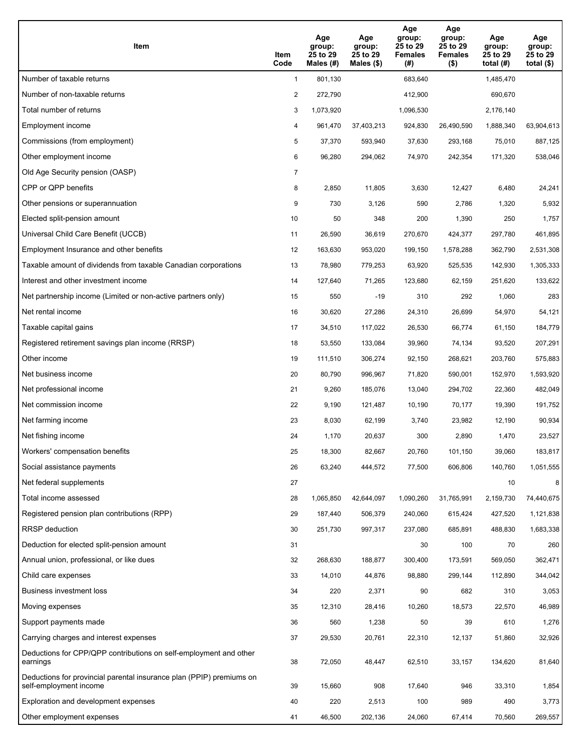| Item | Item Code | Age group: 25 to 29 Males (#) | Age group: 25 to 29 Males ($) | Age group: 25 to 29 Females (#) | Age group: 25 to 29 Females ($) | Age group: 25 to 29 total (#) | Age group: 25 to 29 total ($) |
|---|---|---|---|---|---|---|---|
| Number of taxable returns | 1 | 801,130 | | 683,640 | | 1,485,470 | |
| Number of non-taxable returns | 2 | 272,790 | | 412,900 | | 690,670 | |
| Total number of returns | 3 | 1,073,920 | | 1,096,530 | | 2,176,140 | |
| Employment income | 4 | 961,470 | 37,403,213 | 924,830 | 26,490,590 | 1,888,340 | 63,904,613 |
| Commissions (from employment) | 5 | 37,370 | 593,940 | 37,630 | 293,168 | 75,010 | 887,125 |
| Other employment income | 6 | 96,280 | 294,062 | 74,970 | 242,354 | 171,320 | 538,046 |
| Old Age Security pension (OASP) | 7 | | | | | | |
| CPP or QPP benefits | 8 | 2,850 | 11,805 | 3,630 | 12,427 | 6,480 | 24,241 |
| Other pensions or superannuation | 9 | 730 | 3,126 | 590 | 2,786 | 1,320 | 5,932 |
| Elected split-pension amount | 10 | 50 | 348 | 200 | 1,390 | 250 | 1,757 |
| Universal Child Care Benefit (UCCB) | 11 | 26,590 | 36,619 | 270,670 | 424,377 | 297,780 | 461,895 |
| Employment Insurance and other benefits | 12 | 163,630 | 953,020 | 199,150 | 1,578,288 | 362,790 | 2,531,308 |
| Taxable amount of dividends from taxable Canadian corporations | 13 | 78,980 | 779,253 | 63,920 | 525,535 | 142,930 | 1,305,333 |
| Interest and other investment income | 14 | 127,640 | 71,265 | 123,680 | 62,159 | 251,620 | 133,622 |
| Net partnership income (Limited or non-active partners only) | 15 | 550 | -19 | 310 | 292 | 1,060 | 283 |
| Net rental income | 16 | 30,620 | 27,286 | 24,310 | 26,699 | 54,970 | 54,121 |
| Taxable capital gains | 17 | 34,510 | 117,022 | 26,530 | 66,774 | 61,150 | 184,779 |
| Registered retirement savings plan income (RRSP) | 18 | 53,550 | 133,084 | 39,960 | 74,134 | 93,520 | 207,291 |
| Other income | 19 | 111,510 | 306,274 | 92,150 | 268,621 | 203,760 | 575,883 |
| Net business income | 20 | 80,790 | 996,967 | 71,820 | 590,001 | 152,970 | 1,593,920 |
| Net professional income | 21 | 9,260 | 185,076 | 13,040 | 294,702 | 22,360 | 482,049 |
| Net commission income | 22 | 9,190 | 121,487 | 10,190 | 70,177 | 19,390 | 191,752 |
| Net farming income | 23 | 8,030 | 62,199 | 3,740 | 23,982 | 12,190 | 90,934 |
| Net fishing income | 24 | 1,170 | 20,637 | 300 | 2,890 | 1,470 | 23,527 |
| Workers' compensation benefits | 25 | 18,300 | 82,667 | 20,760 | 101,150 | 39,060 | 183,817 |
| Social assistance payments | 26 | 63,240 | 444,572 | 77,500 | 606,806 | 140,760 | 1,051,555 |
| Net federal supplements | 27 | | | | | 10 | 8 |
| Total income assessed | 28 | 1,065,850 | 42,644,097 | 1,090,260 | 31,765,991 | 2,159,730 | 74,440,675 |
| Registered pension plan contributions (RPP) | 29 | 187,440 | 506,379 | 240,060 | 615,424 | 427,520 | 1,121,838 |
| RRSP deduction | 30 | 251,730 | 997,317 | 237,080 | 685,891 | 488,830 | 1,683,338 |
| Deduction for elected split-pension amount | 31 | | | 30 | 100 | 70 | 260 |
| Annual union, professional, or like dues | 32 | 268,630 | 188,877 | 300,400 | 173,591 | 569,050 | 362,471 |
| Child care expenses | 33 | 14,010 | 44,876 | 98,880 | 299,144 | 112,890 | 344,042 |
| Business investment loss | 34 | 220 | 2,371 | 90 | 682 | 310 | 3,053 |
| Moving expenses | 35 | 12,310 | 28,416 | 10,260 | 18,573 | 22,570 | 46,989 |
| Support payments made | 36 | 560 | 1,238 | 50 | 39 | 610 | 1,276 |
| Carrying charges and interest expenses | 37 | 29,530 | 20,761 | 22,310 | 12,137 | 51,860 | 32,926 |
| Deductions for CPP/QPP contributions on self-employment and other earnings | 38 | 72,050 | 48,447 | 62,510 | 33,157 | 134,620 | 81,640 |
| Deductions for provincial parental insurance plan (PPIP) premiums on self-employment income | 39 | 15,660 | 908 | 17,640 | 946 | 33,310 | 1,854 |
| Exploration and development expenses | 40 | 220 | 2,513 | 100 | 989 | 490 | 3,773 |
| Other employment expenses | 41 | 46,500 | 202,136 | 24,060 | 67,414 | 70,560 | 269,557 |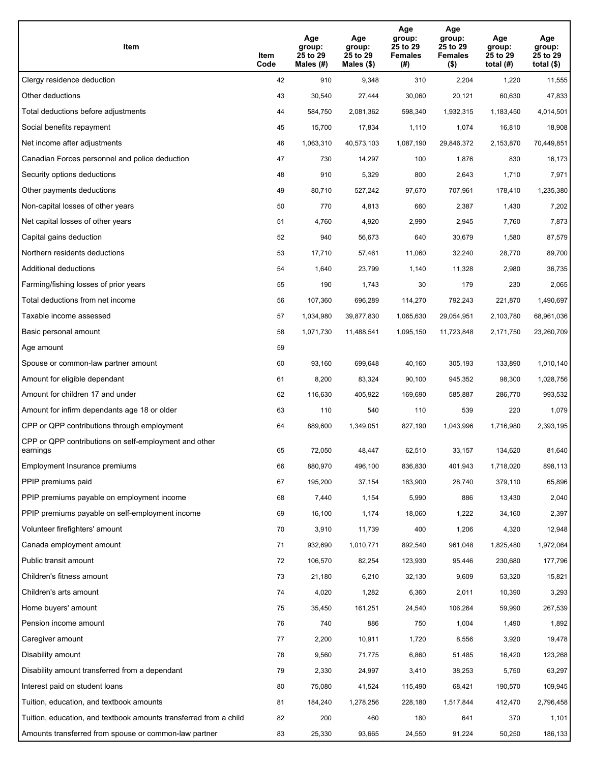| Item | Item Code | Age group: 25 to 29 Males (#) | Age group: 25 to 29 Males ($) | Age group: 25 to 29 Females (#) | Age group: 25 to 29 Females ($) | Age group: 25 to 29 total (#) | Age group: 25 to 29 total ($) |
|---|---|---|---|---|---|---|---|
| Clergy residence deduction | 42 | 910 | 9,348 | 310 | 2,204 | 1,220 | 11,555 |
| Other deductions | 43 | 30,540 | 27,444 | 30,060 | 20,121 | 60,630 | 47,833 |
| Total deductions before adjustments | 44 | 584,750 | 2,081,362 | 598,340 | 1,932,315 | 1,183,450 | 4,014,501 |
| Social benefits repayment | 45 | 15,700 | 17,834 | 1,110 | 1,074 | 16,810 | 18,908 |
| Net income after adjustments | 46 | 1,063,310 | 40,573,103 | 1,087,190 | 29,846,372 | 2,153,870 | 70,449,851 |
| Canadian Forces personnel and police deduction | 47 | 730 | 14,297 | 100 | 1,876 | 830 | 16,173 |
| Security options deductions | 48 | 910 | 5,329 | 800 | 2,643 | 1,710 | 7,971 |
| Other payments deductions | 49 | 80,710 | 527,242 | 97,670 | 707,961 | 178,410 | 1,235,380 |
| Non-capital losses of other years | 50 | 770 | 4,813 | 660 | 2,387 | 1,430 | 7,202 |
| Net capital losses of other years | 51 | 4,760 | 4,920 | 2,990 | 2,945 | 7,760 | 7,873 |
| Capital gains deduction | 52 | 940 | 56,673 | 640 | 30,679 | 1,580 | 87,579 |
| Northern residents deductions | 53 | 17,710 | 57,461 | 11,060 | 32,240 | 28,770 | 89,700 |
| Additional deductions | 54 | 1,640 | 23,799 | 1,140 | 11,328 | 2,980 | 36,735 |
| Farming/fishing losses of prior years | 55 | 190 | 1,743 | 30 | 179 | 230 | 2,065 |
| Total deductions from net income | 56 | 107,360 | 696,289 | 114,270 | 792,243 | 221,870 | 1,490,697 |
| Taxable income assessed | 57 | 1,034,980 | 39,877,830 | 1,065,630 | 29,054,951 | 2,103,780 | 68,961,036 |
| Basic personal amount | 58 | 1,071,730 | 11,488,541 | 1,095,150 | 11,723,848 | 2,171,750 | 23,260,709 |
| Age amount | 59 | | | | | | |
| Spouse or common-law partner amount | 60 | 93,160 | 699,648 | 40,160 | 305,193 | 133,890 | 1,010,140 |
| Amount for eligible dependant | 61 | 8,200 | 83,324 | 90,100 | 945,352 | 98,300 | 1,028,756 |
| Amount for children 17 and under | 62 | 116,630 | 405,922 | 169,690 | 585,887 | 286,770 | 993,532 |
| Amount for infirm dependants age 18 or older | 63 | 110 | 540 | 110 | 539 | 220 | 1,079 |
| CPP or QPP contributions through employment | 64 | 889,600 | 1,349,051 | 827,190 | 1,043,996 | 1,716,980 | 2,393,195 |
| CPP or QPP contributions on self-employment and other earnings | 65 | 72,050 | 48,447 | 62,510 | 33,157 | 134,620 | 81,640 |
| Employment Insurance premiums | 66 | 880,970 | 496,100 | 836,830 | 401,943 | 1,718,020 | 898,113 |
| PPIP premiums paid | 67 | 195,200 | 37,154 | 183,900 | 28,740 | 379,110 | 65,896 |
| PPIP premiums payable on employment income | 68 | 7,440 | 1,154 | 5,990 | 886 | 13,430 | 2,040 |
| PPIP premiums payable on self-employment income | 69 | 16,100 | 1,174 | 18,060 | 1,222 | 34,160 | 2,397 |
| Volunteer firefighters' amount | 70 | 3,910 | 11,739 | 400 | 1,206 | 4,320 | 12,948 |
| Canada employment amount | 71 | 932,690 | 1,010,771 | 892,540 | 961,048 | 1,825,480 | 1,972,064 |
| Public transit amount | 72 | 106,570 | 82,254 | 123,930 | 95,446 | 230,680 | 177,796 |
| Children's fitness amount | 73 | 21,180 | 6,210 | 32,130 | 9,609 | 53,320 | 15,821 |
| Children's arts amount | 74 | 4,020 | 1,282 | 6,360 | 2,011 | 10,390 | 3,293 |
| Home buyers' amount | 75 | 35,450 | 161,251 | 24,540 | 106,264 | 59,990 | 267,539 |
| Pension income amount | 76 | 740 | 886 | 750 | 1,004 | 1,490 | 1,892 |
| Caregiver amount | 77 | 2,200 | 10,911 | 1,720 | 8,556 | 3,920 | 19,478 |
| Disability amount | 78 | 9,560 | 71,775 | 6,860 | 51,485 | 16,420 | 123,268 |
| Disability amount transferred from a dependant | 79 | 2,330 | 24,997 | 3,410 | 38,253 | 5,750 | 63,297 |
| Interest paid on student loans | 80 | 75,080 | 41,524 | 115,490 | 68,421 | 190,570 | 109,945 |
| Tuition, education, and textbook amounts | 81 | 184,240 | 1,278,256 | 228,180 | 1,517,844 | 412,470 | 2,796,458 |
| Tuition, education, and textbook amounts transferred from a child | 82 | 200 | 460 | 180 | 641 | 370 | 1,101 |
| Amounts transferred from spouse or common-law partner | 83 | 25,330 | 93,665 | 24,550 | 91,224 | 50,250 | 186,133 |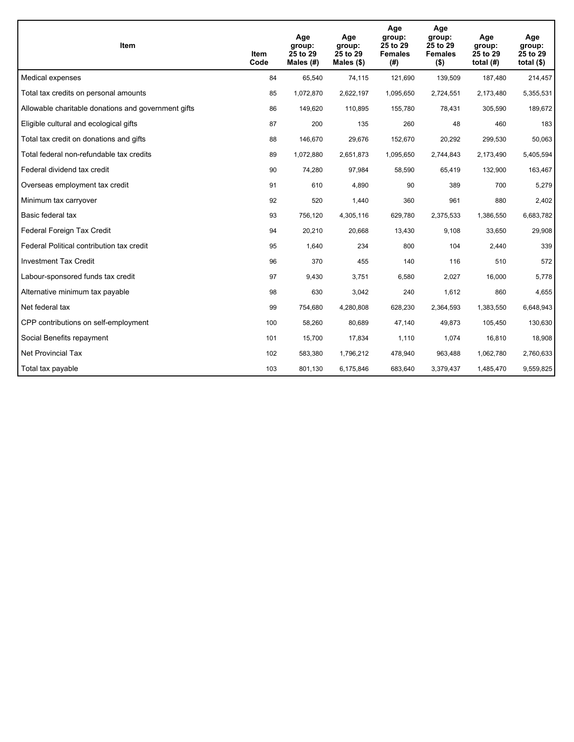| Item | Item Code | Age group: 25 to 29 Males (#) | Age group: 25 to 29 Males ($) | Age group: 25 to 29 Females (#) | Age group: 25 to 29 Females ($) | Age group: 25 to 29 total (#) | Age group: 25 to 29 total ($) |
|---|---|---|---|---|---|---|---|
| Medical expenses | 84 | 65,540 | 74,115 | 121,690 | 139,509 | 187,480 | 214,457 |
| Total tax credits on personal amounts | 85 | 1,072,870 | 2,622,197 | 1,095,650 | 2,724,551 | 2,173,480 | 5,355,531 |
| Allowable charitable donations and government gifts | 86 | 149,620 | 110,895 | 155,780 | 78,431 | 305,590 | 189,672 |
| Eligible cultural and ecological gifts | 87 | 200 | 135 | 260 | 48 | 460 | 183 |
| Total tax credit on donations and gifts | 88 | 146,670 | 29,676 | 152,670 | 20,292 | 299,530 | 50,063 |
| Total federal non-refundable tax credits | 89 | 1,072,880 | 2,651,873 | 1,095,650 | 2,744,843 | 2,173,490 | 5,405,594 |
| Federal dividend tax credit | 90 | 74,280 | 97,984 | 58,590 | 65,419 | 132,900 | 163,467 |
| Overseas employment tax credit | 91 | 610 | 4,890 | 90 | 389 | 700 | 5,279 |
| Minimum tax carryover | 92 | 520 | 1,440 | 360 | 961 | 880 | 2,402 |
| Basic federal tax | 93 | 756,120 | 4,305,116 | 629,780 | 2,375,533 | 1,386,550 | 6,683,782 |
| Federal Foreign Tax Credit | 94 | 20,210 | 20,668 | 13,430 | 9,108 | 33,650 | 29,908 |
| Federal Political contribution tax credit | 95 | 1,640 | 234 | 800 | 104 | 2,440 | 339 |
| Investment Tax Credit | 96 | 370 | 455 | 140 | 116 | 510 | 572 |
| Labour-sponsored funds tax credit | 97 | 9,430 | 3,751 | 6,580 | 2,027 | 16,000 | 5,778 |
| Alternative minimum tax payable | 98 | 630 | 3,042 | 240 | 1,612 | 860 | 4,655 |
| Net federal tax | 99 | 754,680 | 4,280,808 | 628,230 | 2,364,593 | 1,383,550 | 6,648,943 |
| CPP contributions on self-employment | 100 | 58,260 | 80,689 | 47,140 | 49,873 | 105,450 | 130,630 |
| Social Benefits repayment | 101 | 15,700 | 17,834 | 1,110 | 1,074 | 16,810 | 18,908 |
| Net Provincial Tax | 102 | 583,380 | 1,796,212 | 478,940 | 963,488 | 1,062,780 | 2,760,633 |
| Total tax payable | 103 | 801,130 | 6,175,846 | 683,640 | 3,379,437 | 1,485,470 | 9,559,825 |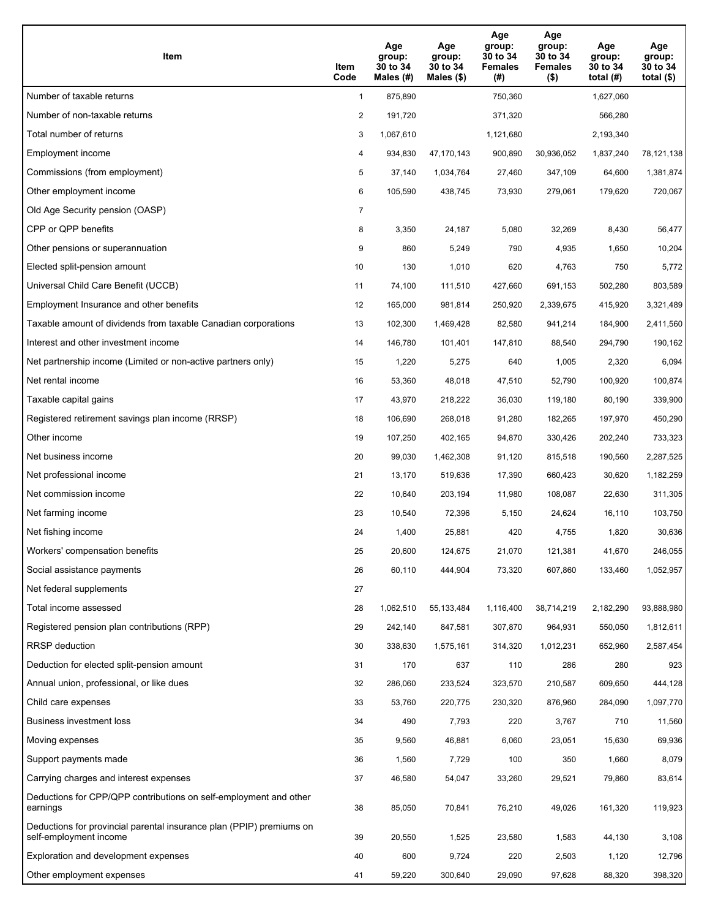| Item | Item Code | Age group: 30 to 34 Males (#) | Age group: 30 to 34 Males ($) | Age group: 30 to 34 Females (#) | Age group: 30 to 34 Females ($) | Age group: 30 to 34 total (#) | Age group: 30 to 34 total ($) |
|---|---|---|---|---|---|---|---|
| Number of taxable returns | 1 | 875,890 | | 750,360 | | 1,627,060 | |
| Number of non-taxable returns | 2 | 191,720 | | 371,320 | | 566,280 | |
| Total number of returns | 3 | 1,067,610 | | 1,121,680 | | 2,193,340 | |
| Employment income | 4 | 934,830 | 47,170,143 | 900,890 | 30,936,052 | 1,837,240 | 78,121,138 |
| Commissions (from employment) | 5 | 37,140 | 1,034,764 | 27,460 | 347,109 | 64,600 | 1,381,874 |
| Other employment income | 6 | 105,590 | 438,745 | 73,930 | 279,061 | 179,620 | 720,067 |
| Old Age Security pension (OASP) | 7 | | | | | | |
| CPP or QPP benefits | 8 | 3,350 | 24,187 | 5,080 | 32,269 | 8,430 | 56,477 |
| Other pensions or superannuation | 9 | 860 | 5,249 | 790 | 4,935 | 1,650 | 10,204 |
| Elected split-pension amount | 10 | 130 | 1,010 | 620 | 4,763 | 750 | 5,772 |
| Universal Child Care Benefit (UCCB) | 11 | 74,100 | 111,510 | 427,660 | 691,153 | 502,280 | 803,589 |
| Employment Insurance and other benefits | 12 | 165,000 | 981,814 | 250,920 | 2,339,675 | 415,920 | 3,321,489 |
| Taxable amount of dividends from taxable Canadian corporations | 13 | 102,300 | 1,469,428 | 82,580 | 941,214 | 184,900 | 2,411,560 |
| Interest and other investment income | 14 | 146,780 | 101,401 | 147,810 | 88,540 | 294,790 | 190,162 |
| Net partnership income (Limited or non-active partners only) | 15 | 1,220 | 5,275 | 640 | 1,005 | 2,320 | 6,094 |
| Net rental income | 16 | 53,360 | 48,018 | 47,510 | 52,790 | 100,920 | 100,874 |
| Taxable capital gains | 17 | 43,970 | 218,222 | 36,030 | 119,180 | 80,190 | 339,900 |
| Registered retirement savings plan income (RRSP) | 18 | 106,690 | 268,018 | 91,280 | 182,265 | 197,970 | 450,290 |
| Other income | 19 | 107,250 | 402,165 | 94,870 | 330,426 | 202,240 | 733,323 |
| Net business income | 20 | 99,030 | 1,462,308 | 91,120 | 815,518 | 190,560 | 2,287,525 |
| Net professional income | 21 | 13,170 | 519,636 | 17,390 | 660,423 | 30,620 | 1,182,259 |
| Net commission income | 22 | 10,640 | 203,194 | 11,980 | 108,087 | 22,630 | 311,305 |
| Net farming income | 23 | 10,540 | 72,396 | 5,150 | 24,624 | 16,110 | 103,750 |
| Net fishing income | 24 | 1,400 | 25,881 | 420 | 4,755 | 1,820 | 30,636 |
| Workers' compensation benefits | 25 | 20,600 | 124,675 | 21,070 | 121,381 | 41,670 | 246,055 |
| Social assistance payments | 26 | 60,110 | 444,904 | 73,320 | 607,860 | 133,460 | 1,052,957 |
| Net federal supplements | 27 | | | | | | |
| Total income assessed | 28 | 1,062,510 | 55,133,484 | 1,116,400 | 38,714,219 | 2,182,290 | 93,888,980 |
| Registered pension plan contributions (RPP) | 29 | 242,140 | 847,581 | 307,870 | 964,931 | 550,050 | 1,812,611 |
| RRSP deduction | 30 | 338,630 | 1,575,161 | 314,320 | 1,012,231 | 652,960 | 2,587,454 |
| Deduction for elected split-pension amount | 31 | 170 | 637 | 110 | 286 | 280 | 923 |
| Annual union, professional, or like dues | 32 | 286,060 | 233,524 | 323,570 | 210,587 | 609,650 | 444,128 |
| Child care expenses | 33 | 53,760 | 220,775 | 230,320 | 876,960 | 284,090 | 1,097,770 |
| Business investment loss | 34 | 490 | 7,793 | 220 | 3,767 | 710 | 11,560 |
| Moving expenses | 35 | 9,560 | 46,881 | 6,060 | 23,051 | 15,630 | 69,936 |
| Support payments made | 36 | 1,560 | 7,729 | 100 | 350 | 1,660 | 8,079 |
| Carrying charges and interest expenses | 37 | 46,580 | 54,047 | 33,260 | 29,521 | 79,860 | 83,614 |
| Deductions for CPP/QPP contributions on self-employment and other earnings | 38 | 85,050 | 70,841 | 76,210 | 49,026 | 161,320 | 119,923 |
| Deductions for provincial parental insurance plan (PPIP) premiums on self-employment income | 39 | 20,550 | 1,525 | 23,580 | 1,583 | 44,130 | 3,108 |
| Exploration and development expenses | 40 | 600 | 9,724 | 220 | 2,503 | 1,120 | 12,796 |
| Other employment expenses | 41 | 59,220 | 300,640 | 29,090 | 97,628 | 88,320 | 398,320 |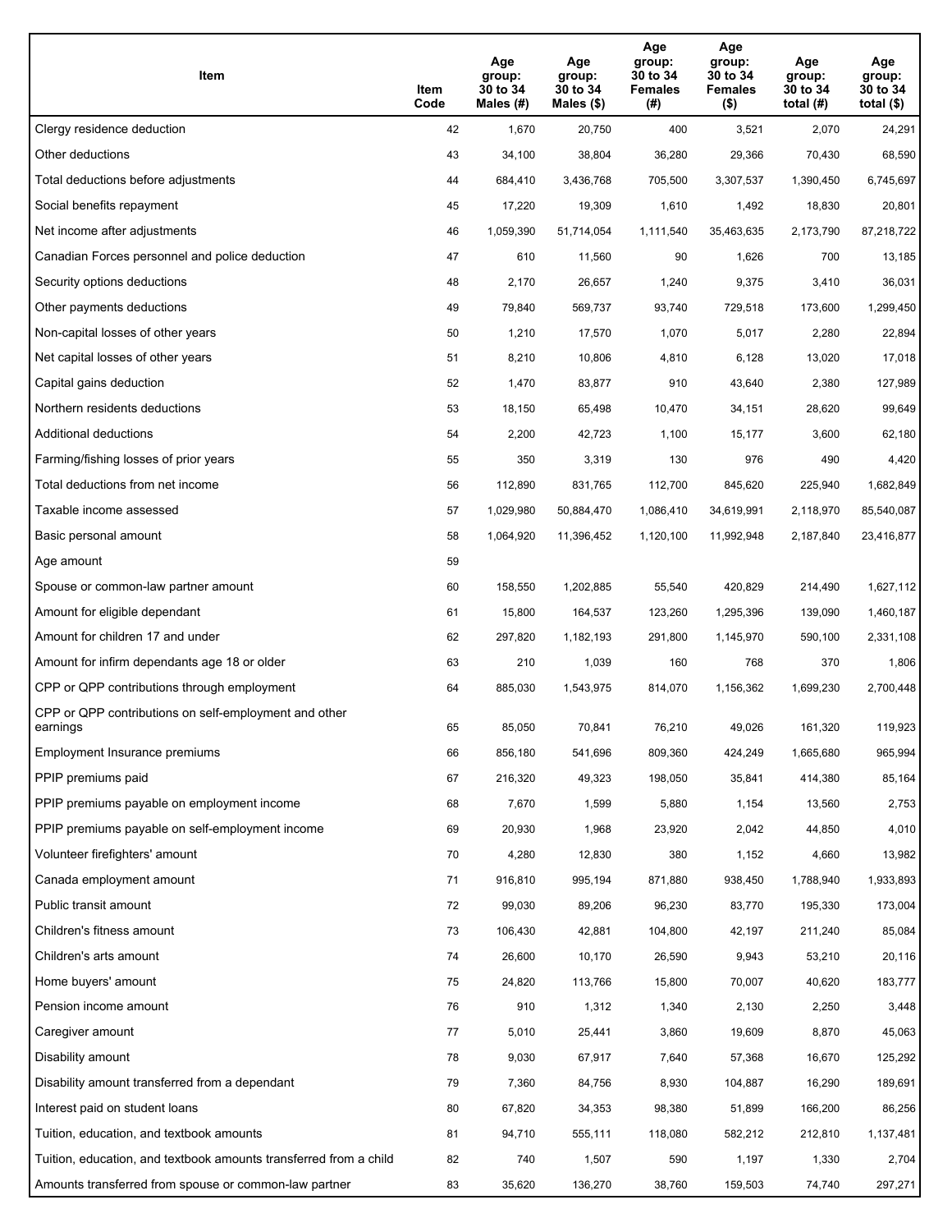| Item | Item Code | Age group: 30 to 34 Males (#) | Age group: 30 to 34 Males ($) | Age group: 30 to 34 Females (#) | Age group: 30 to 34 Females ($) | Age group: 30 to 34 total (#) | Age group: 30 to 34 total ($) |
|---|---|---|---|---|---|---|---|
| Clergy residence deduction | 42 | 1,670 | 20,750 | 400 | 3,521 | 2,070 | 24,291 |
| Other deductions | 43 | 34,100 | 38,804 | 36,280 | 29,366 | 70,430 | 68,590 |
| Total deductions before adjustments | 44 | 684,410 | 3,436,768 | 705,500 | 3,307,537 | 1,390,450 | 6,745,697 |
| Social benefits repayment | 45 | 17,220 | 19,309 | 1,610 | 1,492 | 18,830 | 20,801 |
| Net income after adjustments | 46 | 1,059,390 | 51,714,054 | 1,111,540 | 35,463,635 | 2,173,790 | 87,218,722 |
| Canadian Forces personnel and police deduction | 47 | 610 | 11,560 | 90 | 1,626 | 700 | 13,185 |
| Security options deductions | 48 | 2,170 | 26,657 | 1,240 | 9,375 | 3,410 | 36,031 |
| Other payments deductions | 49 | 79,840 | 569,737 | 93,740 | 729,518 | 173,600 | 1,299,450 |
| Non-capital losses of other years | 50 | 1,210 | 17,570 | 1,070 | 5,017 | 2,280 | 22,894 |
| Net capital losses of other years | 51 | 8,210 | 10,806 | 4,810 | 6,128 | 13,020 | 17,018 |
| Capital gains deduction | 52 | 1,470 | 83,877 | 910 | 43,640 | 2,380 | 127,989 |
| Northern residents deductions | 53 | 18,150 | 65,498 | 10,470 | 34,151 | 28,620 | 99,649 |
| Additional deductions | 54 | 2,200 | 42,723 | 1,100 | 15,177 | 3,600 | 62,180 |
| Farming/fishing losses of prior years | 55 | 350 | 3,319 | 130 | 976 | 490 | 4,420 |
| Total deductions from net income | 56 | 112,890 | 831,765 | 112,700 | 845,620 | 225,940 | 1,682,849 |
| Taxable income assessed | 57 | 1,029,980 | 50,884,470 | 1,086,410 | 34,619,991 | 2,118,970 | 85,540,087 |
| Basic personal amount | 58 | 1,064,920 | 11,396,452 | 1,120,100 | 11,992,948 | 2,187,840 | 23,416,877 |
| Age amount | 59 | | | | | | |
| Spouse or common-law partner amount | 60 | 158,550 | 1,202,885 | 55,540 | 420,829 | 214,490 | 1,627,112 |
| Amount for eligible dependant | 61 | 15,800 | 164,537 | 123,260 | 1,295,396 | 139,090 | 1,460,187 |
| Amount for children 17 and under | 62 | 297,820 | 1,182,193 | 291,800 | 1,145,970 | 590,100 | 2,331,108 |
| Amount for infirm dependants age 18 or older | 63 | 210 | 1,039 | 160 | 768 | 370 | 1,806 |
| CPP or QPP contributions through employment | 64 | 885,030 | 1,543,975 | 814,070 | 1,156,362 | 1,699,230 | 2,700,448 |
| CPP or QPP contributions on self-employment and other earnings | 65 | 85,050 | 70,841 | 76,210 | 49,026 | 161,320 | 119,923 |
| Employment Insurance premiums | 66 | 856,180 | 541,696 | 809,360 | 424,249 | 1,665,680 | 965,994 |
| PPIP premiums paid | 67 | 216,320 | 49,323 | 198,050 | 35,841 | 414,380 | 85,164 |
| PPIP premiums payable on employment income | 68 | 7,670 | 1,599 | 5,880 | 1,154 | 13,560 | 2,753 |
| PPIP premiums payable on self-employment income | 69 | 20,930 | 1,968 | 23,920 | 2,042 | 44,850 | 4,010 |
| Volunteer firefighters' amount | 70 | 4,280 | 12,830 | 380 | 1,152 | 4,660 | 13,982 |
| Canada employment amount | 71 | 916,810 | 995,194 | 871,880 | 938,450 | 1,788,940 | 1,933,893 |
| Public transit amount | 72 | 99,030 | 89,206 | 96,230 | 83,770 | 195,330 | 173,004 |
| Children's fitness amount | 73 | 106,430 | 42,881 | 104,800 | 42,197 | 211,240 | 85,084 |
| Children's arts amount | 74 | 26,600 | 10,170 | 26,590 | 9,943 | 53,210 | 20,116 |
| Home buyers' amount | 75 | 24,820 | 113,766 | 15,800 | 70,007 | 40,620 | 183,777 |
| Pension income amount | 76 | 910 | 1,312 | 1,340 | 2,130 | 2,250 | 3,448 |
| Caregiver amount | 77 | 5,010 | 25,441 | 3,860 | 19,609 | 8,870 | 45,063 |
| Disability amount | 78 | 9,030 | 67,917 | 7,640 | 57,368 | 16,670 | 125,292 |
| Disability amount transferred from a dependant | 79 | 7,360 | 84,756 | 8,930 | 104,887 | 16,290 | 189,691 |
| Interest paid on student loans | 80 | 67,820 | 34,353 | 98,380 | 51,899 | 166,200 | 86,256 |
| Tuition, education, and textbook amounts | 81 | 94,710 | 555,111 | 118,080 | 582,212 | 212,810 | 1,137,481 |
| Tuition, education, and textbook amounts transferred from a child | 82 | 740 | 1,507 | 590 | 1,197 | 1,330 | 2,704 |
| Amounts transferred from spouse or common-law partner | 83 | 35,620 | 136,270 | 38,760 | 159,503 | 74,740 | 297,271 |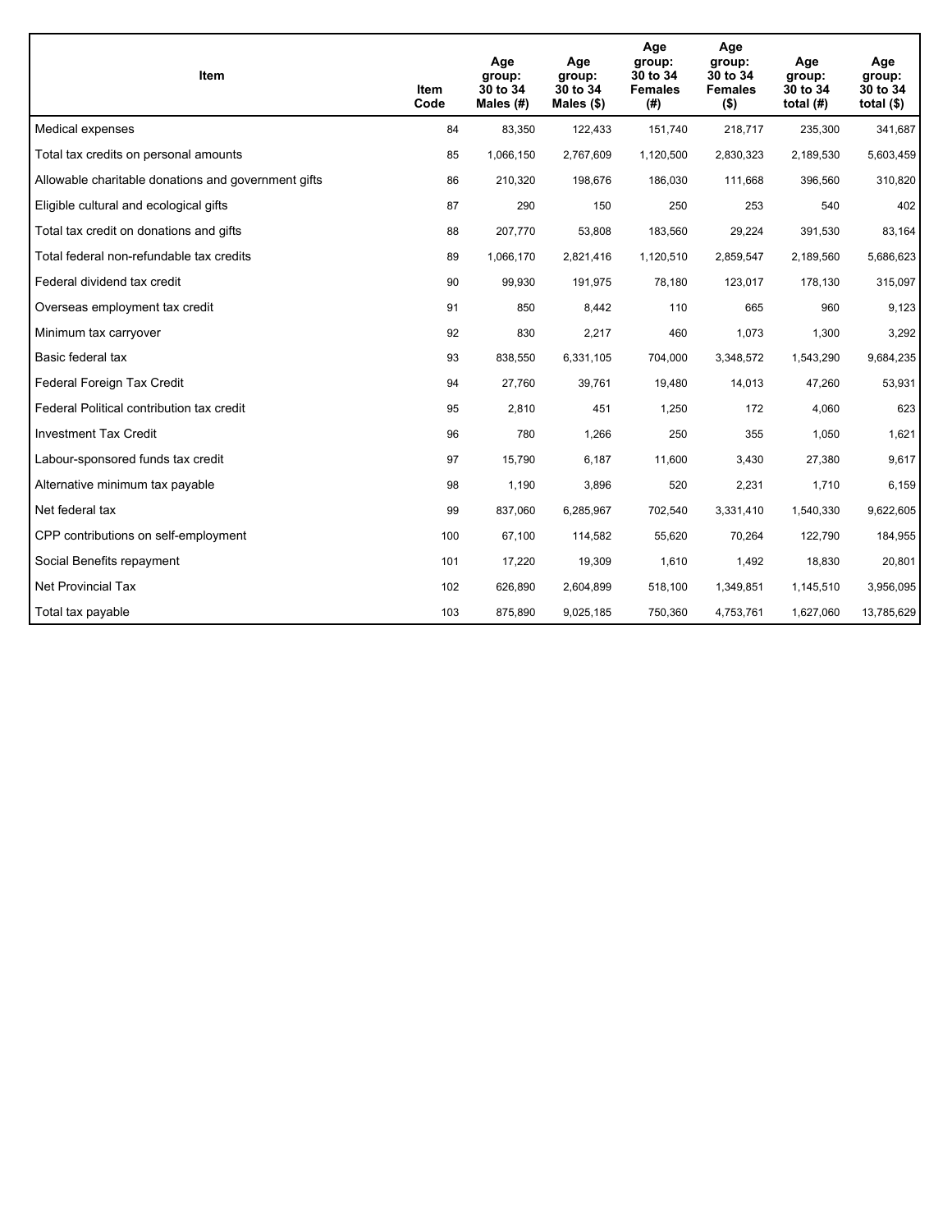| Item | Item Code | Age group: 30 to 34 Males (#) | Age group: 30 to 34 Males ($) | Age group: 30 to 34 Females (#) | Age group: 30 to 34 Females ($) | Age group: 30 to 34 total (#) | Age group: 30 to 34 total ($) |
|---|---|---|---|---|---|---|---|
| Medical expenses | 84 | 83,350 | 122,433 | 151,740 | 218,717 | 235,300 | 341,687 |
| Total tax credits on personal amounts | 85 | 1,066,150 | 2,767,609 | 1,120,500 | 2,830,323 | 2,189,530 | 5,603,459 |
| Allowable charitable donations and government gifts | 86 | 210,320 | 198,676 | 186,030 | 111,668 | 396,560 | 310,820 |
| Eligible cultural and ecological gifts | 87 | 290 | 150 | 250 | 253 | 540 | 402 |
| Total tax credit on donations and gifts | 88 | 207,770 | 53,808 | 183,560 | 29,224 | 391,530 | 83,164 |
| Total federal non-refundable tax credits | 89 | 1,066,170 | 2,821,416 | 1,120,510 | 2,859,547 | 2,189,560 | 5,686,623 |
| Federal dividend tax credit | 90 | 99,930 | 191,975 | 78,180 | 123,017 | 178,130 | 315,097 |
| Overseas employment tax credit | 91 | 850 | 8,442 | 110 | 665 | 960 | 9,123 |
| Minimum tax carryover | 92 | 830 | 2,217 | 460 | 1,073 | 1,300 | 3,292 |
| Basic federal tax | 93 | 838,550 | 6,331,105 | 704,000 | 3,348,572 | 1,543,290 | 9,684,235 |
| Federal Foreign Tax Credit | 94 | 27,760 | 39,761 | 19,480 | 14,013 | 47,260 | 53,931 |
| Federal Political contribution tax credit | 95 | 2,810 | 451 | 1,250 | 172 | 4,060 | 623 |
| Investment Tax Credit | 96 | 780 | 1,266 | 250 | 355 | 1,050 | 1,621 |
| Labour-sponsored funds tax credit | 97 | 15,790 | 6,187 | 11,600 | 3,430 | 27,380 | 9,617 |
| Alternative minimum tax payable | 98 | 1,190 | 3,896 | 520 | 2,231 | 1,710 | 6,159 |
| Net federal tax | 99 | 837,060 | 6,285,967 | 702,540 | 3,331,410 | 1,540,330 | 9,622,605 |
| CPP contributions on self-employment | 100 | 67,100 | 114,582 | 55,620 | 70,264 | 122,790 | 184,955 |
| Social Benefits repayment | 101 | 17,220 | 19,309 | 1,610 | 1,492 | 18,830 | 20,801 |
| Net Provincial Tax | 102 | 626,890 | 2,604,899 | 518,100 | 1,349,851 | 1,145,510 | 3,956,095 |
| Total tax payable | 103 | 875,890 | 9,025,185 | 750,360 | 4,753,761 | 1,627,060 | 13,785,629 |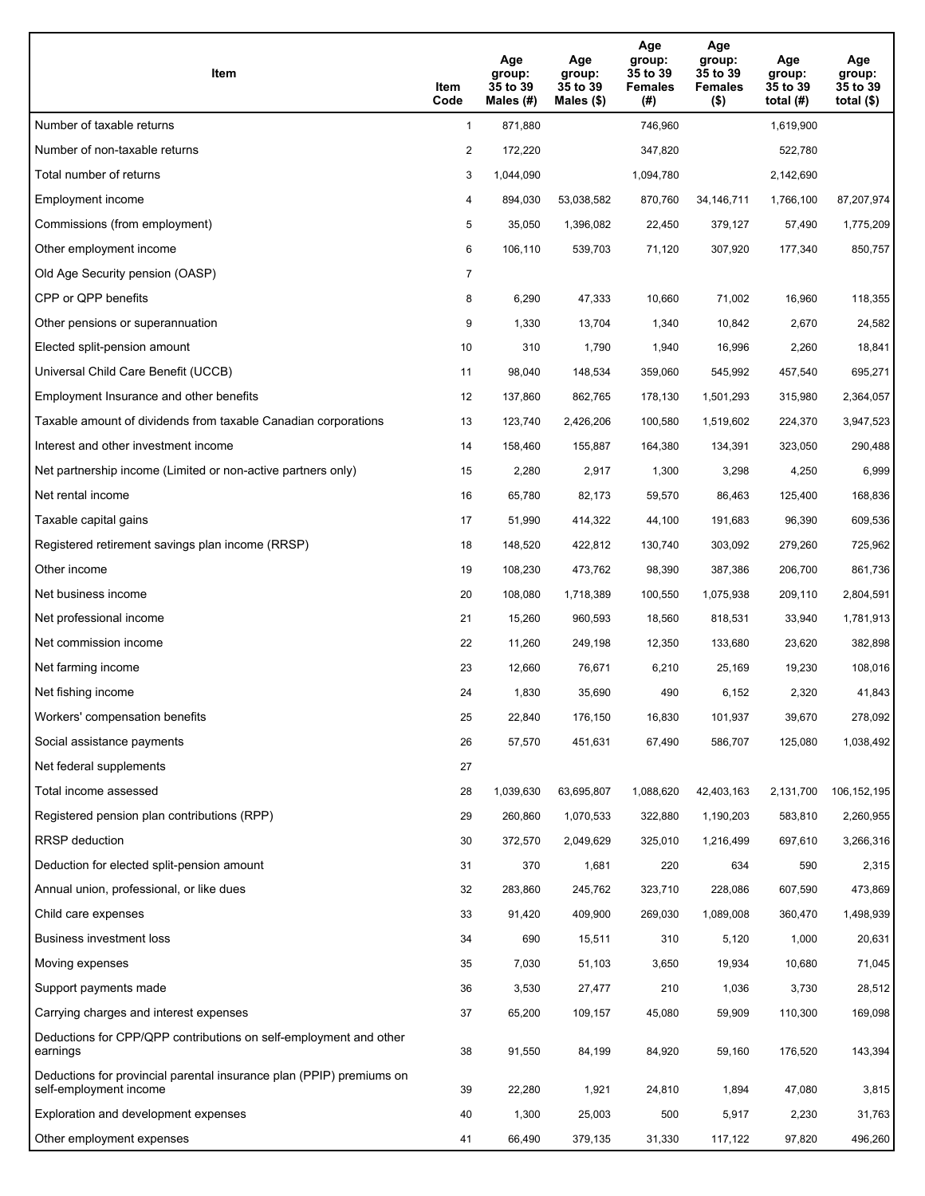| Item | Item Code | Age group: 35 to 39 Males (#) | Age group: 35 to 39 Males ($) | Age group: 35 to 39 Females (#) | Age group: 35 to 39 Females ($) | Age group: 35 to 39 total (#) | Age group: 35 to 39 total ($) |
|---|---|---|---|---|---|---|---|
| Number of taxable returns | 1 | 871,880 | | 746,960 | | 1,619,900 | |
| Number of non-taxable returns | 2 | 172,220 | | 347,820 | | 522,780 | |
| Total number of returns | 3 | 1,044,090 | | 1,094,780 | | 2,142,690 | |
| Employment income | 4 | 894,030 | 53,038,582 | 870,760 | 34,146,711 | 1,766,100 | 87,207,974 |
| Commissions (from employment) | 5 | 35,050 | 1,396,082 | 22,450 | 379,127 | 57,490 | 1,775,209 |
| Other employment income | 6 | 106,110 | 539,703 | 71,120 | 307,920 | 177,340 | 850,757 |
| Old Age Security pension (OASP) | 7 | | | | | | |
| CPP or QPP benefits | 8 | 6,290 | 47,333 | 10,660 | 71,002 | 16,960 | 118,355 |
| Other pensions or superannuation | 9 | 1,330 | 13,704 | 1,340 | 10,842 | 2,670 | 24,582 |
| Elected split-pension amount | 10 | 310 | 1,790 | 1,940 | 16,996 | 2,260 | 18,841 |
| Universal Child Care Benefit (UCCB) | 11 | 98,040 | 148,534 | 359,060 | 545,992 | 457,540 | 695,271 |
| Employment Insurance and other benefits | 12 | 137,860 | 862,765 | 178,130 | 1,501,293 | 315,980 | 2,364,057 |
| Taxable amount of dividends from taxable Canadian corporations | 13 | 123,740 | 2,426,206 | 100,580 | 1,519,602 | 224,370 | 3,947,523 |
| Interest and other investment income | 14 | 158,460 | 155,887 | 164,380 | 134,391 | 323,050 | 290,488 |
| Net partnership income (Limited or non-active partners only) | 15 | 2,280 | 2,917 | 1,300 | 3,298 | 4,250 | 6,999 |
| Net rental income | 16 | 65,780 | 82,173 | 59,570 | 86,463 | 125,400 | 168,836 |
| Taxable capital gains | 17 | 51,990 | 414,322 | 44,100 | 191,683 | 96,390 | 609,536 |
| Registered retirement savings plan income (RRSP) | 18 | 148,520 | 422,812 | 130,740 | 303,092 | 279,260 | 725,962 |
| Other income | 19 | 108,230 | 473,762 | 98,390 | 387,386 | 206,700 | 861,736 |
| Net business income | 20 | 108,080 | 1,718,389 | 100,550 | 1,075,938 | 209,110 | 2,804,591 |
| Net professional income | 21 | 15,260 | 960,593 | 18,560 | 818,531 | 33,940 | 1,781,913 |
| Net commission income | 22 | 11,260 | 249,198 | 12,350 | 133,680 | 23,620 | 382,898 |
| Net farming income | 23 | 12,660 | 76,671 | 6,210 | 25,169 | 19,230 | 108,016 |
| Net fishing income | 24 | 1,830 | 35,690 | 490 | 6,152 | 2,320 | 41,843 |
| Workers' compensation benefits | 25 | 22,840 | 176,150 | 16,830 | 101,937 | 39,670 | 278,092 |
| Social assistance payments | 26 | 57,570 | 451,631 | 67,490 | 586,707 | 125,080 | 1,038,492 |
| Net federal supplements | 27 | | | | | | |
| Total income assessed | 28 | 1,039,630 | 63,695,807 | 1,088,620 | 42,403,163 | 2,131,700 | 106,152,195 |
| Registered pension plan contributions (RPP) | 29 | 260,860 | 1,070,533 | 322,880 | 1,190,203 | 583,810 | 2,260,955 |
| RRSP deduction | 30 | 372,570 | 2,049,629 | 325,010 | 1,216,499 | 697,610 | 3,266,316 |
| Deduction for elected split-pension amount | 31 | 370 | 1,681 | 220 | 634 | 590 | 2,315 |
| Annual union, professional, or like dues | 32 | 283,860 | 245,762 | 323,710 | 228,086 | 607,590 | 473,869 |
| Child care expenses | 33 | 91,420 | 409,900 | 269,030 | 1,089,008 | 360,470 | 1,498,939 |
| Business investment loss | 34 | 690 | 15,511 | 310 | 5,120 | 1,000 | 20,631 |
| Moving expenses | 35 | 7,030 | 51,103 | 3,650 | 19,934 | 10,680 | 71,045 |
| Support payments made | 36 | 3,530 | 27,477 | 210 | 1,036 | 3,730 | 28,512 |
| Carrying charges and interest expenses | 37 | 65,200 | 109,157 | 45,080 | 59,909 | 110,300 | 169,098 |
| Deductions for CPP/QPP contributions on self-employment and other earnings | 38 | 91,550 | 84,199 | 84,920 | 59,160 | 176,520 | 143,394 |
| Deductions for provincial parental insurance plan (PPIP) premiums on self-employment income | 39 | 22,280 | 1,921 | 24,810 | 1,894 | 47,080 | 3,815 |
| Exploration and development expenses | 40 | 1,300 | 25,003 | 500 | 5,917 | 2,230 | 31,763 |
| Other employment expenses | 41 | 66,490 | 379,135 | 31,330 | 117,122 | 97,820 | 496,260 |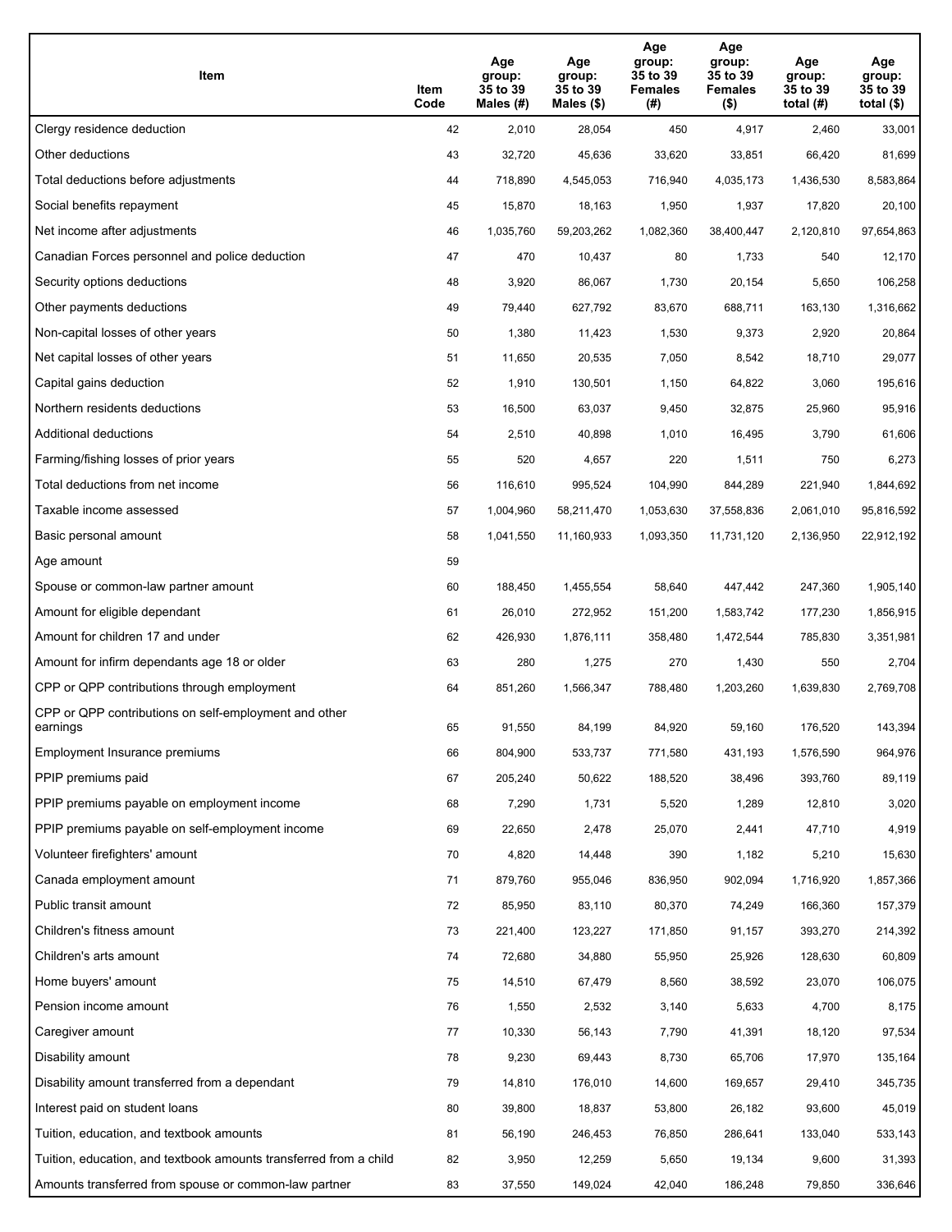| Item | Item Code | Age group: 35 to 39 Males (#) | Age group: 35 to 39 Males ($) | Age group: 35 to 39 Females (#) | Age group: 35 to 39 Females ($) | Age group: 35 to 39 total (#) | Age group: 35 to 39 total ($) |
|---|---|---|---|---|---|---|---|
| Clergy residence deduction | 42 | 2,010 | 28,054 | 450 | 4,917 | 2,460 | 33,001 |
| Other deductions | 43 | 32,720 | 45,636 | 33,620 | 33,851 | 66,420 | 81,699 |
| Total deductions before adjustments | 44 | 718,890 | 4,545,053 | 716,940 | 4,035,173 | 1,436,530 | 8,583,864 |
| Social benefits repayment | 45 | 15,870 | 18,163 | 1,950 | 1,937 | 17,820 | 20,100 |
| Net income after adjustments | 46 | 1,035,760 | 59,203,262 | 1,082,360 | 38,400,447 | 2,120,810 | 97,654,863 |
| Canadian Forces personnel and police deduction | 47 | 470 | 10,437 | 80 | 1,733 | 540 | 12,170 |
| Security options deductions | 48 | 3,920 | 86,067 | 1,730 | 20,154 | 5,650 | 106,258 |
| Other payments deductions | 49 | 79,440 | 627,792 | 83,670 | 688,711 | 163,130 | 1,316,662 |
| Non-capital losses of other years | 50 | 1,380 | 11,423 | 1,530 | 9,373 | 2,920 | 20,864 |
| Net capital losses of other years | 51 | 11,650 | 20,535 | 7,050 | 8,542 | 18,710 | 29,077 |
| Capital gains deduction | 52 | 1,910 | 130,501 | 1,150 | 64,822 | 3,060 | 195,616 |
| Northern residents deductions | 53 | 16,500 | 63,037 | 9,450 | 32,875 | 25,960 | 95,916 |
| Additional deductions | 54 | 2,510 | 40,898 | 1,010 | 16,495 | 3,790 | 61,606 |
| Farming/fishing losses of prior years | 55 | 520 | 4,657 | 220 | 1,511 | 750 | 6,273 |
| Total deductions from net income | 56 | 116,610 | 995,524 | 104,990 | 844,289 | 221,940 | 1,844,692 |
| Taxable income assessed | 57 | 1,004,960 | 58,211,470 | 1,053,630 | 37,558,836 | 2,061,010 | 95,816,592 |
| Basic personal amount | 58 | 1,041,550 | 11,160,933 | 1,093,350 | 11,731,120 | 2,136,950 | 22,912,192 |
| Age amount | 59 | | | | | | |
| Spouse or common-law partner amount | 60 | 188,450 | 1,455,554 | 58,640 | 447,442 | 247,360 | 1,905,140 |
| Amount for eligible dependant | 61 | 26,010 | 272,952 | 151,200 | 1,583,742 | 177,230 | 1,856,915 |
| Amount for children 17 and under | 62 | 426,930 | 1,876,111 | 358,480 | 1,472,544 | 785,830 | 3,351,981 |
| Amount for infirm dependants age 18 or older | 63 | 280 | 1,275 | 270 | 1,430 | 550 | 2,704 |
| CPP or QPP contributions through employment | 64 | 851,260 | 1,566,347 | 788,480 | 1,203,260 | 1,639,830 | 2,769,708 |
| CPP or QPP contributions on self-employment and other earnings | 65 | 91,550 | 84,199 | 84,920 | 59,160 | 176,520 | 143,394 |
| Employment Insurance premiums | 66 | 804,900 | 533,737 | 771,580 | 431,193 | 1,576,590 | 964,976 |
| PPIP premiums paid | 67 | 205,240 | 50,622 | 188,520 | 38,496 | 393,760 | 89,119 |
| PPIP premiums payable on employment income | 68 | 7,290 | 1,731 | 5,520 | 1,289 | 12,810 | 3,020 |
| PPIP premiums payable on self-employment income | 69 | 22,650 | 2,478 | 25,070 | 2,441 | 47,710 | 4,919 |
| Volunteer firefighters' amount | 70 | 4,820 | 14,448 | 390 | 1,182 | 5,210 | 15,630 |
| Canada employment amount | 71 | 879,760 | 955,046 | 836,950 | 902,094 | 1,716,920 | 1,857,366 |
| Public transit amount | 72 | 85,950 | 83,110 | 80,370 | 74,249 | 166,360 | 157,379 |
| Children's fitness amount | 73 | 221,400 | 123,227 | 171,850 | 91,157 | 393,270 | 214,392 |
| Children's arts amount | 74 | 72,680 | 34,880 | 55,950 | 25,926 | 128,630 | 60,809 |
| Home buyers' amount | 75 | 14,510 | 67,479 | 8,560 | 38,592 | 23,070 | 106,075 |
| Pension income amount | 76 | 1,550 | 2,532 | 3,140 | 5,633 | 4,700 | 8,175 |
| Caregiver amount | 77 | 10,330 | 56,143 | 7,790 | 41,391 | 18,120 | 97,534 |
| Disability amount | 78 | 9,230 | 69,443 | 8,730 | 65,706 | 17,970 | 135,164 |
| Disability amount transferred from a dependant | 79 | 14,810 | 176,010 | 14,600 | 169,657 | 29,410 | 345,735 |
| Interest paid on student loans | 80 | 39,800 | 18,837 | 53,800 | 26,182 | 93,600 | 45,019 |
| Tuition, education, and textbook amounts | 81 | 56,190 | 246,453 | 76,850 | 286,641 | 133,040 | 533,143 |
| Tuition, education, and textbook amounts transferred from a child | 82 | 3,950 | 12,259 | 5,650 | 19,134 | 9,600 | 31,393 |
| Amounts transferred from spouse or common-law partner | 83 | 37,550 | 149,024 | 42,040 | 186,248 | 79,850 | 336,646 |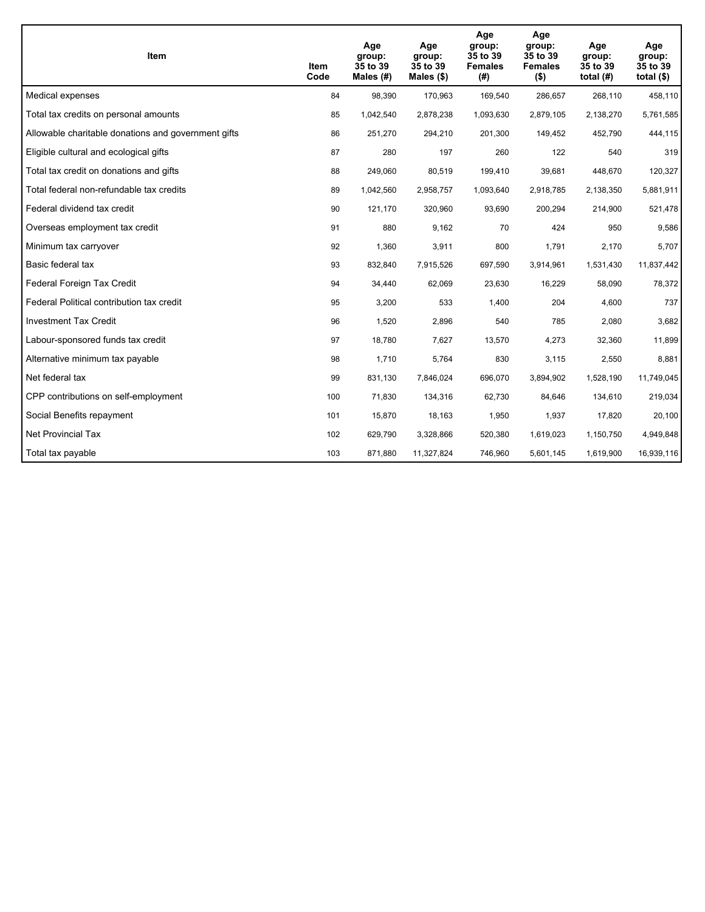| Item | Item Code | Age group: 35 to 39 Males (#) | Age group: 35 to 39 Males ($) | Age group: 35 to 39 Females (#) | Age group: 35 to 39 Females ($) | Age group: 35 to 39 total (#) | Age group: 35 to 39 total ($) |
|---|---|---|---|---|---|---|---|
| Medical expenses | 84 | 98,390 | 170,963 | 169,540 | 286,657 | 268,110 | 458,110 |
| Total tax credits on personal amounts | 85 | 1,042,540 | 2,878,238 | 1,093,630 | 2,879,105 | 2,138,270 | 5,761,585 |
| Allowable charitable donations and government gifts | 86 | 251,270 | 294,210 | 201,300 | 149,452 | 452,790 | 444,115 |
| Eligible cultural and ecological gifts | 87 | 280 | 197 | 260 | 122 | 540 | 319 |
| Total tax credit on donations and gifts | 88 | 249,060 | 80,519 | 199,410 | 39,681 | 448,670 | 120,327 |
| Total federal non-refundable tax credits | 89 | 1,042,560 | 2,958,757 | 1,093,640 | 2,918,785 | 2,138,350 | 5,881,911 |
| Federal dividend tax credit | 90 | 121,170 | 320,960 | 93,690 | 200,294 | 214,900 | 521,478 |
| Overseas employment tax credit | 91 | 880 | 9,162 | 70 | 424 | 950 | 9,586 |
| Minimum tax carryover | 92 | 1,360 | 3,911 | 800 | 1,791 | 2,170 | 5,707 |
| Basic federal tax | 93 | 832,840 | 7,915,526 | 697,590 | 3,914,961 | 1,531,430 | 11,837,442 |
| Federal Foreign Tax Credit | 94 | 34,440 | 62,069 | 23,630 | 16,229 | 58,090 | 78,372 |
| Federal Political contribution tax credit | 95 | 3,200 | 533 | 1,400 | 204 | 4,600 | 737 |
| Investment Tax Credit | 96 | 1,520 | 2,896 | 540 | 785 | 2,080 | 3,682 |
| Labour-sponsored funds tax credit | 97 | 18,780 | 7,627 | 13,570 | 4,273 | 32,360 | 11,899 |
| Alternative minimum tax payable | 98 | 1,710 | 5,764 | 830 | 3,115 | 2,550 | 8,881 |
| Net federal tax | 99 | 831,130 | 7,846,024 | 696,070 | 3,894,902 | 1,528,190 | 11,749,045 |
| CPP contributions on self-employment | 100 | 71,830 | 134,316 | 62,730 | 84,646 | 134,610 | 219,034 |
| Social Benefits repayment | 101 | 15,870 | 18,163 | 1,950 | 1,937 | 17,820 | 20,100 |
| Net Provincial Tax | 102 | 629,790 | 3,328,866 | 520,380 | 1,619,023 | 1,150,750 | 4,949,848 |
| Total tax payable | 103 | 871,880 | 11,327,824 | 746,960 | 5,601,145 | 1,619,900 | 16,939,116 |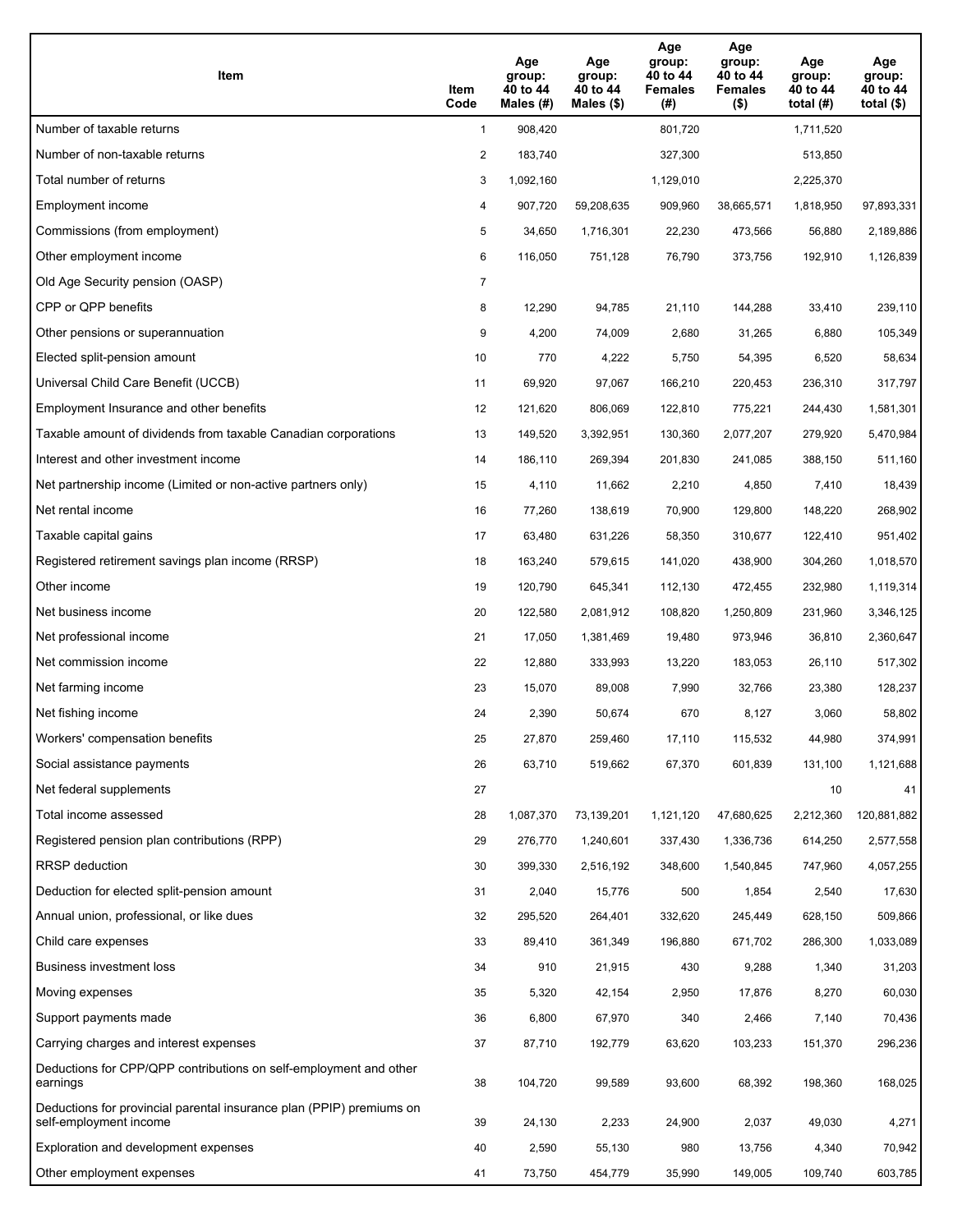| Item | Item Code | Age group: 40 to 44 Males (#) | Age group: 40 to 44 Males ($) | Age group: 40 to 44 Females (#) | Age group: 40 to 44 Females ($) | Age group: 40 to 44 total (#) | Age group: 40 to 44 total ($) |
|---|---|---|---|---|---|---|---|
| Number of taxable returns | 1 | 908,420 | | 801,720 | | 1,711,520 | |
| Number of non-taxable returns | 2 | 183,740 | | 327,300 | | 513,850 | |
| Total number of returns | 3 | 1,092,160 | | 1,129,010 | | 2,225,370 | |
| Employment income | 4 | 907,720 | 59,208,635 | 909,960 | 38,665,571 | 1,818,950 | 97,893,331 |
| Commissions (from employment) | 5 | 34,650 | 1,716,301 | 22,230 | 473,566 | 56,880 | 2,189,886 |
| Other employment income | 6 | 116,050 | 751,128 | 76,790 | 373,756 | 192,910 | 1,126,839 |
| Old Age Security pension (OASP) | 7 | | | | | | |
| CPP or QPP benefits | 8 | 12,290 | 94,785 | 21,110 | 144,288 | 33,410 | 239,110 |
| Other pensions or superannuation | 9 | 4,200 | 74,009 | 2,680 | 31,265 | 6,880 | 105,349 |
| Elected split-pension amount | 10 | 770 | 4,222 | 5,750 | 54,395 | 6,520 | 58,634 |
| Universal Child Care Benefit (UCCB) | 11 | 69,920 | 97,067 | 166,210 | 220,453 | 236,310 | 317,797 |
| Employment Insurance and other benefits | 12 | 121,620 | 806,069 | 122,810 | 775,221 | 244,430 | 1,581,301 |
| Taxable amount of dividends from taxable Canadian corporations | 13 | 149,520 | 3,392,951 | 130,360 | 2,077,207 | 279,920 | 5,470,984 |
| Interest and other investment income | 14 | 186,110 | 269,394 | 201,830 | 241,085 | 388,150 | 511,160 |
| Net partnership income (Limited or non-active partners only) | 15 | 4,110 | 11,662 | 2,210 | 4,850 | 7,410 | 18,439 |
| Net rental income | 16 | 77,260 | 138,619 | 70,900 | 129,800 | 148,220 | 268,902 |
| Taxable capital gains | 17 | 63,480 | 631,226 | 58,350 | 310,677 | 122,410 | 951,402 |
| Registered retirement savings plan income (RRSP) | 18 | 163,240 | 579,615 | 141,020 | 438,900 | 304,260 | 1,018,570 |
| Other income | 19 | 120,790 | 645,341 | 112,130 | 472,455 | 232,980 | 1,119,314 |
| Net business income | 20 | 122,580 | 2,081,912 | 108,820 | 1,250,809 | 231,960 | 3,346,125 |
| Net professional income | 21 | 17,050 | 1,381,469 | 19,480 | 973,946 | 36,810 | 2,360,647 |
| Net commission income | 22 | 12,880 | 333,993 | 13,220 | 183,053 | 26,110 | 517,302 |
| Net farming income | 23 | 15,070 | 89,008 | 7,990 | 32,766 | 23,380 | 128,237 |
| Net fishing income | 24 | 2,390 | 50,674 | 670 | 8,127 | 3,060 | 58,802 |
| Workers' compensation benefits | 25 | 27,870 | 259,460 | 17,110 | 115,532 | 44,980 | 374,991 |
| Social assistance payments | 26 | 63,710 | 519,662 | 67,370 | 601,839 | 131,100 | 1,121,688 |
| Net federal supplements | 27 | | | | | 10 | 41 |
| Total income assessed | 28 | 1,087,370 | 73,139,201 | 1,121,120 | 47,680,625 | 2,212,360 | 120,881,882 |
| Registered pension plan contributions (RPP) | 29 | 276,770 | 1,240,601 | 337,430 | 1,336,736 | 614,250 | 2,577,558 |
| RRSP deduction | 30 | 399,330 | 2,516,192 | 348,600 | 1,540,845 | 747,960 | 4,057,255 |
| Deduction for elected split-pension amount | 31 | 2,040 | 15,776 | 500 | 1,854 | 2,540 | 17,630 |
| Annual union, professional, or like dues | 32 | 295,520 | 264,401 | 332,620 | 245,449 | 628,150 | 509,866 |
| Child care expenses | 33 | 89,410 | 361,349 | 196,880 | 671,702 | 286,300 | 1,033,089 |
| Business investment loss | 34 | 910 | 21,915 | 430 | 9,288 | 1,340 | 31,203 |
| Moving expenses | 35 | 5,320 | 42,154 | 2,950 | 17,876 | 8,270 | 60,030 |
| Support payments made | 36 | 6,800 | 67,970 | 340 | 2,466 | 7,140 | 70,436 |
| Carrying charges and interest expenses | 37 | 87,710 | 192,779 | 63,620 | 103,233 | 151,370 | 296,236 |
| Deductions for CPP/QPP contributions on self-employment and other earnings | 38 | 104,720 | 99,589 | 93,600 | 68,392 | 198,360 | 168,025 |
| Deductions for provincial parental insurance plan (PPIP) premiums on self-employment income | 39 | 24,130 | 2,233 | 24,900 | 2,037 | 49,030 | 4,271 |
| Exploration and development expenses | 40 | 2,590 | 55,130 | 980 | 13,756 | 4,340 | 70,942 |
| Other employment expenses | 41 | 73,750 | 454,779 | 35,990 | 149,005 | 109,740 | 603,785 |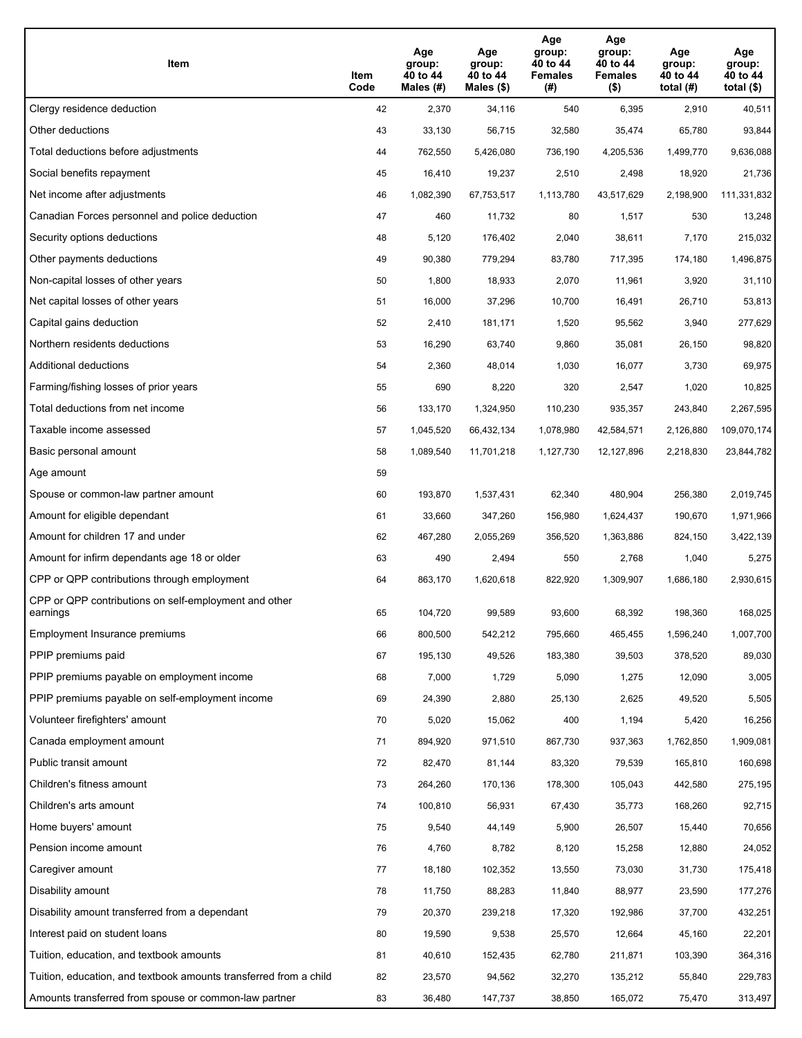| Item | Item Code | Age group: 40 to 44 Males (#) | Age group: 40 to 44 Males ($) | Age group: 40 to 44 Females (#) | Age group: 40 to 44 Females ($) | Age group: 40 to 44 total (#) | Age group: 40 to 44 total ($) |
|---|---|---|---|---|---|---|---|
| Clergy residence deduction | 42 | 2,370 | 34,116 | 540 | 6,395 | 2,910 | 40,511 |
| Other deductions | 43 | 33,130 | 56,715 | 32,580 | 35,474 | 65,780 | 93,844 |
| Total deductions before adjustments | 44 | 762,550 | 5,426,080 | 736,190 | 4,205,536 | 1,499,770 | 9,636,088 |
| Social benefits repayment | 45 | 16,410 | 19,237 | 2,510 | 2,498 | 18,920 | 21,736 |
| Net income after adjustments | 46 | 1,082,390 | 67,753,517 | 1,113,780 | 43,517,629 | 2,198,900 | 111,331,832 |
| Canadian Forces personnel and police deduction | 47 | 460 | 11,732 | 80 | 1,517 | 530 | 13,248 |
| Security options deductions | 48 | 5,120 | 176,402 | 2,040 | 38,611 | 7,170 | 215,032 |
| Other payments deductions | 49 | 90,380 | 779,294 | 83,780 | 717,395 | 174,180 | 1,496,875 |
| Non-capital losses of other years | 50 | 1,800 | 18,933 | 2,070 | 11,961 | 3,920 | 31,110 |
| Net capital losses of other years | 51 | 16,000 | 37,296 | 10,700 | 16,491 | 26,710 | 53,813 |
| Capital gains deduction | 52 | 2,410 | 181,171 | 1,520 | 95,562 | 3,940 | 277,629 |
| Northern residents deductions | 53 | 16,290 | 63,740 | 9,860 | 35,081 | 26,150 | 98,820 |
| Additional deductions | 54 | 2,360 | 48,014 | 1,030 | 16,077 | 3,730 | 69,975 |
| Farming/fishing losses of prior years | 55 | 690 | 8,220 | 320 | 2,547 | 1,020 | 10,825 |
| Total deductions from net income | 56 | 133,170 | 1,324,950 | 110,230 | 935,357 | 243,840 | 2,267,595 |
| Taxable income assessed | 57 | 1,045,520 | 66,432,134 | 1,078,980 | 42,584,571 | 2,126,880 | 109,070,174 |
| Basic personal amount | 58 | 1,089,540 | 11,701,218 | 1,127,730 | 12,127,896 | 2,218,830 | 23,844,782 |
| Age amount | 59 | | | | | | |
| Spouse or common-law partner amount | 60 | 193,870 | 1,537,431 | 62,340 | 480,904 | 256,380 | 2,019,745 |
| Amount for eligible dependant | 61 | 33,660 | 347,260 | 156,980 | 1,624,437 | 190,670 | 1,971,966 |
| Amount for children 17 and under | 62 | 467,280 | 2,055,269 | 356,520 | 1,363,886 | 824,150 | 3,422,139 |
| Amount for infirm dependants age 18 or older | 63 | 490 | 2,494 | 550 | 2,768 | 1,040 | 5,275 |
| CPP or QPP contributions through employment | 64 | 863,170 | 1,620,618 | 822,920 | 1,309,907 | 1,686,180 | 2,930,615 |
| CPP or QPP contributions on self-employment and other earnings | 65 | 104,720 | 99,589 | 93,600 | 68,392 | 198,360 | 168,025 |
| Employment Insurance premiums | 66 | 800,500 | 542,212 | 795,660 | 465,455 | 1,596,240 | 1,007,700 |
| PPIP premiums paid | 67 | 195,130 | 49,526 | 183,380 | 39,503 | 378,520 | 89,030 |
| PPIP premiums payable on employment income | 68 | 7,000 | 1,729 | 5,090 | 1,275 | 12,090 | 3,005 |
| PPIP premiums payable on self-employment income | 69 | 24,390 | 2,880 | 25,130 | 2,625 | 49,520 | 5,505 |
| Volunteer firefighters' amount | 70 | 5,020 | 15,062 | 400 | 1,194 | 5,420 | 16,256 |
| Canada employment amount | 71 | 894,920 | 971,510 | 867,730 | 937,363 | 1,762,850 | 1,909,081 |
| Public transit amount | 72 | 82,470 | 81,144 | 83,320 | 79,539 | 165,810 | 160,698 |
| Children's fitness amount | 73 | 264,260 | 170,136 | 178,300 | 105,043 | 442,580 | 275,195 |
| Children's arts amount | 74 | 100,810 | 56,931 | 67,430 | 35,773 | 168,260 | 92,715 |
| Home buyers' amount | 75 | 9,540 | 44,149 | 5,900 | 26,507 | 15,440 | 70,656 |
| Pension income amount | 76 | 4,760 | 8,782 | 8,120 | 15,258 | 12,880 | 24,052 |
| Caregiver amount | 77 | 18,180 | 102,352 | 13,550 | 73,030 | 31,730 | 175,418 |
| Disability amount | 78 | 11,750 | 88,283 | 11,840 | 88,977 | 23,590 | 177,276 |
| Disability amount transferred from a dependant | 79 | 20,370 | 239,218 | 17,320 | 192,986 | 37,700 | 432,251 |
| Interest paid on student loans | 80 | 19,590 | 9,538 | 25,570 | 12,664 | 45,160 | 22,201 |
| Tuition, education, and textbook amounts | 81 | 40,610 | 152,435 | 62,780 | 211,871 | 103,390 | 364,316 |
| Tuition, education, and textbook amounts transferred from a child | 82 | 23,570 | 94,562 | 32,270 | 135,212 | 55,840 | 229,783 |
| Amounts transferred from spouse or common-law partner | 83 | 36,480 | 147,737 | 38,850 | 165,072 | 75,470 | 313,497 |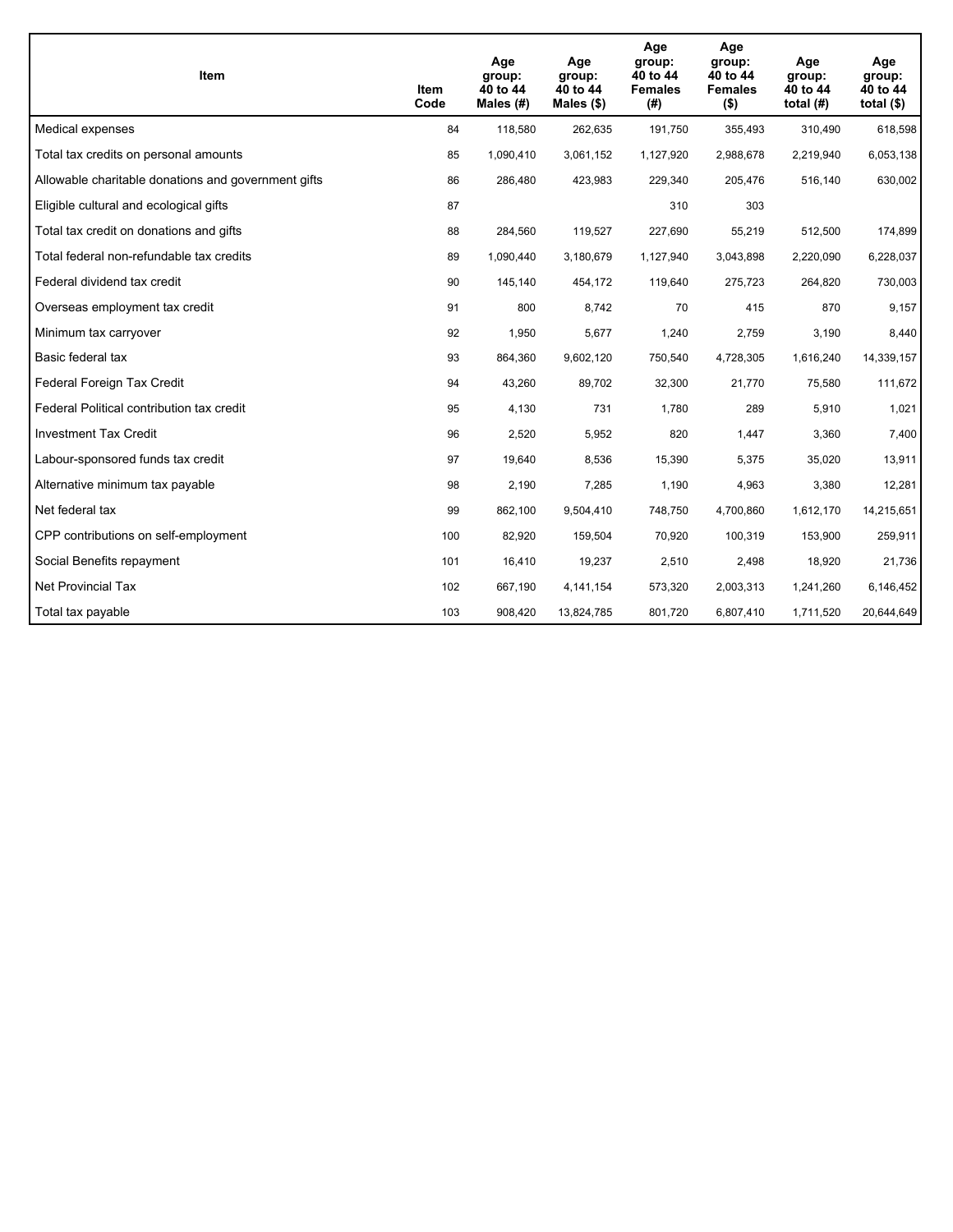| Item | Item Code | Age group: 40 to 44 Males (#) | Age group: 40 to 44 Males ($) | Age group: 40 to 44 Females (#) | Age group: 40 to 44 Females ($) | Age group: 40 to 44 total (#) | Age group: 40 to 44 total ($) |
|---|---|---|---|---|---|---|---|
| Medical expenses | 84 | 118,580 | 262,635 | 191,750 | 355,493 | 310,490 | 618,598 |
| Total tax credits on personal amounts | 85 | 1,090,410 | 3,061,152 | 1,127,920 | 2,988,678 | 2,219,940 | 6,053,138 |
| Allowable charitable donations and government gifts | 86 | 286,480 | 423,983 | 229,340 | 205,476 | 516,140 | 630,002 |
| Eligible cultural and ecological gifts | 87 | | | 310 | 303 | | |
| Total tax credit on donations and gifts | 88 | 284,560 | 119,527 | 227,690 | 55,219 | 512,500 | 174,899 |
| Total federal non-refundable tax credits | 89 | 1,090,440 | 3,180,679 | 1,127,940 | 3,043,898 | 2,220,090 | 6,228,037 |
| Federal dividend tax credit | 90 | 145,140 | 454,172 | 119,640 | 275,723 | 264,820 | 730,003 |
| Overseas employment tax credit | 91 | 800 | 8,742 | 70 | 415 | 870 | 9,157 |
| Minimum tax carryover | 92 | 1,950 | 5,677 | 1,240 | 2,759 | 3,190 | 8,440 |
| Basic federal tax | 93 | 864,360 | 9,602,120 | 750,540 | 4,728,305 | 1,616,240 | 14,339,157 |
| Federal Foreign Tax Credit | 94 | 43,260 | 89,702 | 32,300 | 21,770 | 75,580 | 111,672 |
| Federal Political contribution tax credit | 95 | 4,130 | 731 | 1,780 | 289 | 5,910 | 1,021 |
| Investment Tax Credit | 96 | 2,520 | 5,952 | 820 | 1,447 | 3,360 | 7,400 |
| Labour-sponsored funds tax credit | 97 | 19,640 | 8,536 | 15,390 | 5,375 | 35,020 | 13,911 |
| Alternative minimum tax payable | 98 | 2,190 | 7,285 | 1,190 | 4,963 | 3,380 | 12,281 |
| Net federal tax | 99 | 862,100 | 9,504,410 | 748,750 | 4,700,860 | 1,612,170 | 14,215,651 |
| CPP contributions on self-employment | 100 | 82,920 | 159,504 | 70,920 | 100,319 | 153,900 | 259,911 |
| Social Benefits repayment | 101 | 16,410 | 19,237 | 2,510 | 2,498 | 18,920 | 21,736 |
| Net Provincial Tax | 102 | 667,190 | 4,141,154 | 573,320 | 2,003,313 | 1,241,260 | 6,146,452 |
| Total tax payable | 103 | 908,420 | 13,824,785 | 801,720 | 6,807,410 | 1,711,520 | 20,644,649 |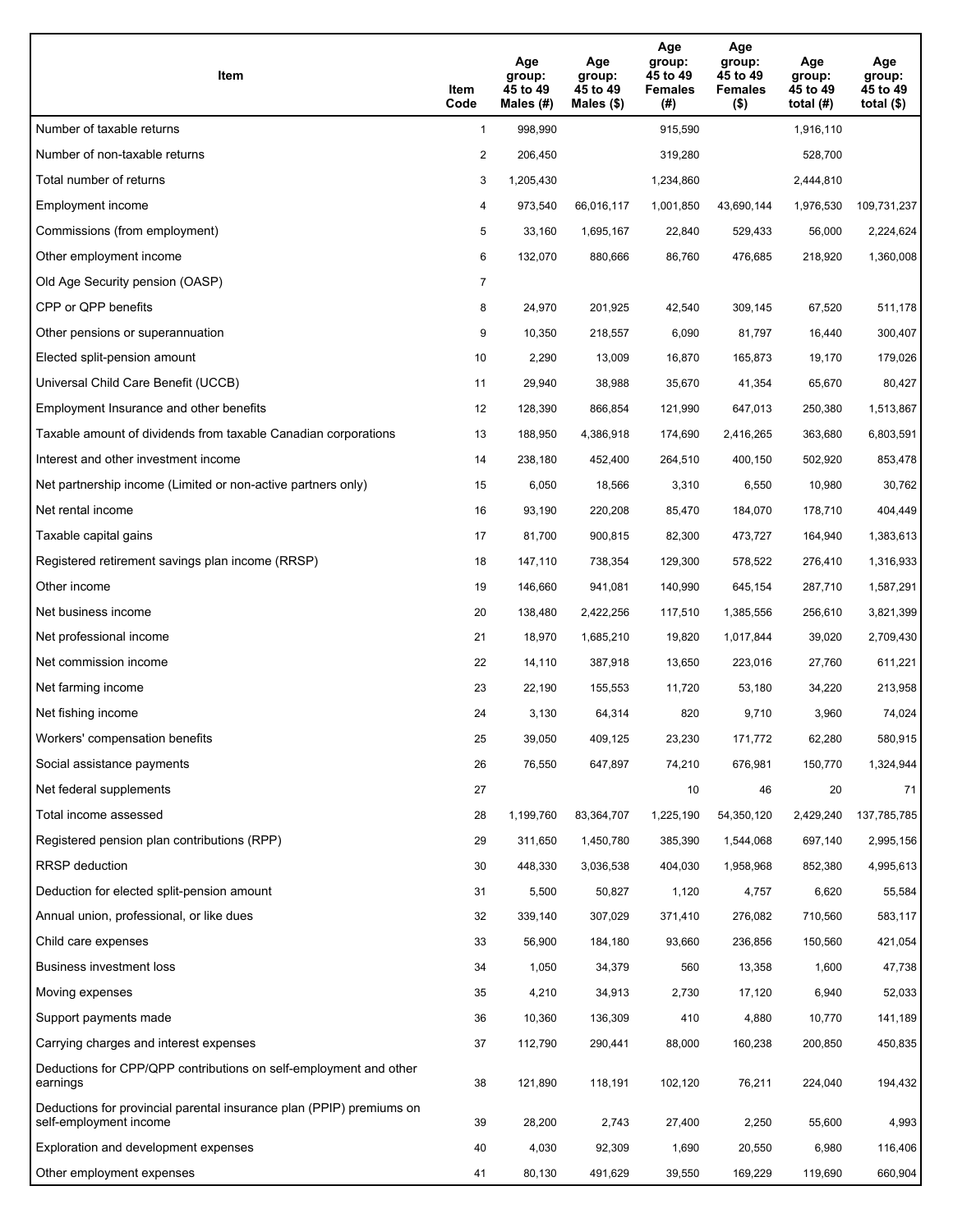| Item | Item Code | Age group: 45 to 49 Males (#) | Age group: 45 to 49 Males ($) | Age group: 45 to 49 Females (#) | Age group: 45 to 49 Females ($) | Age group: 45 to 49 total (#) | Age group: 45 to 49 total ($) |
|---|---|---|---|---|---|---|---|
| Number of taxable returns | 1 | 998,990 | | 915,590 | | 1,916,110 | |
| Number of non-taxable returns | 2 | 206,450 | | 319,280 | | 528,700 | |
| Total number of returns | 3 | 1,205,430 | | 1,234,860 | | 2,444,810 | |
| Employment income | 4 | 973,540 | 66,016,117 | 1,001,850 | 43,690,144 | 1,976,530 | 109,731,237 |
| Commissions (from employment) | 5 | 33,160 | 1,695,167 | 22,840 | 529,433 | 56,000 | 2,224,624 |
| Other employment income | 6 | 132,070 | 880,666 | 86,760 | 476,685 | 218,920 | 1,360,008 |
| Old Age Security pension (OASP) | 7 | | | | | | |
| CPP or QPP benefits | 8 | 24,970 | 201,925 | 42,540 | 309,145 | 67,520 | 511,178 |
| Other pensions or superannuation | 9 | 10,350 | 218,557 | 6,090 | 81,797 | 16,440 | 300,407 |
| Elected split-pension amount | 10 | 2,290 | 13,009 | 16,870 | 165,873 | 19,170 | 179,026 |
| Universal Child Care Benefit (UCCB) | 11 | 29,940 | 38,988 | 35,670 | 41,354 | 65,670 | 80,427 |
| Employment Insurance and other benefits | 12 | 128,390 | 866,854 | 121,990 | 647,013 | 250,380 | 1,513,867 |
| Taxable amount of dividends from taxable Canadian corporations | 13 | 188,950 | 4,386,918 | 174,690 | 2,416,265 | 363,680 | 6,803,591 |
| Interest and other investment income | 14 | 238,180 | 452,400 | 264,510 | 400,150 | 502,920 | 853,478 |
| Net partnership income (Limited or non-active partners only) | 15 | 6,050 | 18,566 | 3,310 | 6,550 | 10,980 | 30,762 |
| Net rental income | 16 | 93,190 | 220,208 | 85,470 | 184,070 | 178,710 | 404,449 |
| Taxable capital gains | 17 | 81,700 | 900,815 | 82,300 | 473,727 | 164,940 | 1,383,613 |
| Registered retirement savings plan income (RRSP) | 18 | 147,110 | 738,354 | 129,300 | 578,522 | 276,410 | 1,316,933 |
| Other income | 19 | 146,660 | 941,081 | 140,990 | 645,154 | 287,710 | 1,587,291 |
| Net business income | 20 | 138,480 | 2,422,256 | 117,510 | 1,385,556 | 256,610 | 3,821,399 |
| Net professional income | 21 | 18,970 | 1,685,210 | 19,820 | 1,017,844 | 39,020 | 2,709,430 |
| Net commission income | 22 | 14,110 | 387,918 | 13,650 | 223,016 | 27,760 | 611,221 |
| Net farming income | 23 | 22,190 | 155,553 | 11,720 | 53,180 | 34,220 | 213,958 |
| Net fishing income | 24 | 3,130 | 64,314 | 820 | 9,710 | 3,960 | 74,024 |
| Workers' compensation benefits | 25 | 39,050 | 409,125 | 23,230 | 171,772 | 62,280 | 580,915 |
| Social assistance payments | 26 | 76,550 | 647,897 | 74,210 | 676,981 | 150,770 | 1,324,944 |
| Net federal supplements | 27 | | | 10 | 46 | 20 | 71 |
| Total income assessed | 28 | 1,199,760 | 83,364,707 | 1,225,190 | 54,350,120 | 2,429,240 | 137,785,785 |
| Registered pension plan contributions (RPP) | 29 | 311,650 | 1,450,780 | 385,390 | 1,544,068 | 697,140 | 2,995,156 |
| RRSP deduction | 30 | 448,330 | 3,036,538 | 404,030 | 1,958,968 | 852,380 | 4,995,613 |
| Deduction for elected split-pension amount | 31 | 5,500 | 50,827 | 1,120 | 4,757 | 6,620 | 55,584 |
| Annual union, professional, or like dues | 32 | 339,140 | 307,029 | 371,410 | 276,082 | 710,560 | 583,117 |
| Child care expenses | 33 | 56,900 | 184,180 | 93,660 | 236,856 | 150,560 | 421,054 |
| Business investment loss | 34 | 1,050 | 34,379 | 560 | 13,358 | 1,600 | 47,738 |
| Moving expenses | 35 | 4,210 | 34,913 | 2,730 | 17,120 | 6,940 | 52,033 |
| Support payments made | 36 | 10,360 | 136,309 | 410 | 4,880 | 10,770 | 141,189 |
| Carrying charges and interest expenses | 37 | 112,790 | 290,441 | 88,000 | 160,238 | 200,850 | 450,835 |
| Deductions for CPP/QPP contributions on self-employment and other earnings | 38 | 121,890 | 118,191 | 102,120 | 76,211 | 224,040 | 194,432 |
| Deductions for provincial parental insurance plan (PPIP) premiums on self-employment income | 39 | 28,200 | 2,743 | 27,400 | 2,250 | 55,600 | 4,993 |
| Exploration and development expenses | 40 | 4,030 | 92,309 | 1,690 | 20,550 | 6,980 | 116,406 |
| Other employment expenses | 41 | 80,130 | 491,629 | 39,550 | 169,229 | 119,690 | 660,904 |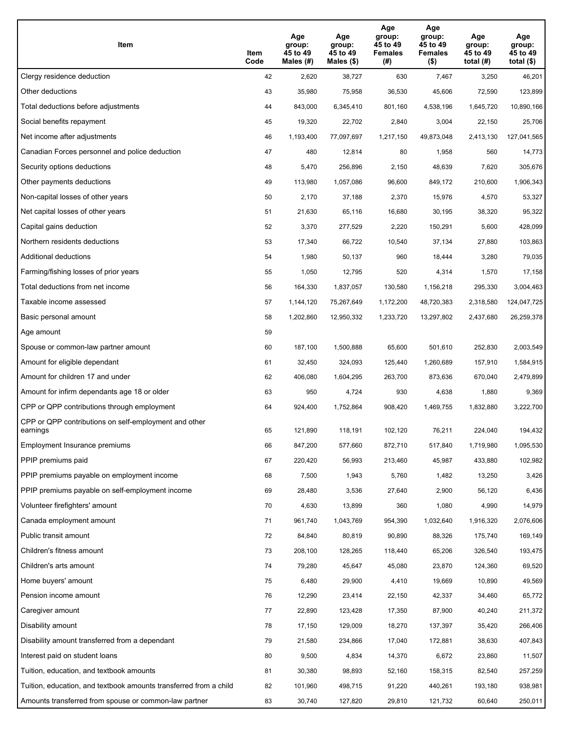| Item | Item Code | Age group: 45 to 49 Males (#) | Age group: 45 to 49 Males ($) | Age group: 45 to 49 Females (#) | Age group: 45 to 49 Females ($) | Age group: 45 to 49 total (#) | Age group: 45 to 49 total ($) |
|---|---|---|---|---|---|---|---|
| Clergy residence deduction | 42 | 2,620 | 38,727 | 630 | 7,467 | 3,250 | 46,201 |
| Other deductions | 43 | 35,980 | 75,958 | 36,530 | 45,606 | 72,590 | 123,899 |
| Total deductions before adjustments | 44 | 843,000 | 6,345,410 | 801,160 | 4,538,196 | 1,645,720 | 10,890,166 |
| Social benefits repayment | 45 | 19,320 | 22,702 | 2,840 | 3,004 | 22,150 | 25,706 |
| Net income after adjustments | 46 | 1,193,400 | 77,097,697 | 1,217,150 | 49,873,048 | 2,413,130 | 127,041,565 |
| Canadian Forces personnel and police deduction | 47 | 480 | 12,814 | 80 | 1,958 | 560 | 14,773 |
| Security options deductions | 48 | 5,470 | 256,896 | 2,150 | 48,639 | 7,620 | 305,676 |
| Other payments deductions | 49 | 113,980 | 1,057,086 | 96,600 | 849,172 | 210,600 | 1,906,343 |
| Non-capital losses of other years | 50 | 2,170 | 37,188 | 2,370 | 15,976 | 4,570 | 53,327 |
| Net capital losses of other years | 51 | 21,630 | 65,116 | 16,680 | 30,195 | 38,320 | 95,322 |
| Capital gains deduction | 52 | 3,370 | 277,529 | 2,220 | 150,291 | 5,600 | 428,099 |
| Northern residents deductions | 53 | 17,340 | 66,722 | 10,540 | 37,134 | 27,880 | 103,863 |
| Additional deductions | 54 | 1,980 | 50,137 | 960 | 18,444 | 3,280 | 79,035 |
| Farming/fishing losses of prior years | 55 | 1,050 | 12,795 | 520 | 4,314 | 1,570 | 17,158 |
| Total deductions from net income | 56 | 164,330 | 1,837,057 | 130,580 | 1,156,218 | 295,330 | 3,004,463 |
| Taxable income assessed | 57 | 1,144,120 | 75,267,649 | 1,172,200 | 48,720,383 | 2,318,580 | 124,047,725 |
| Basic personal amount | 58 | 1,202,860 | 12,950,332 | 1,233,720 | 13,297,802 | 2,437,680 | 26,259,378 |
| Age amount | 59 | | | | | | |
| Spouse or common-law partner amount | 60 | 187,100 | 1,500,888 | 65,600 | 501,610 | 252,830 | 2,003,549 |
| Amount for eligible dependant | 61 | 32,450 | 324,093 | 125,440 | 1,260,689 | 157,910 | 1,584,915 |
| Amount for children 17 and under | 62 | 406,080 | 1,604,295 | 263,700 | 873,636 | 670,040 | 2,479,899 |
| Amount for infirm dependants age 18 or older | 63 | 950 | 4,724 | 930 | 4,638 | 1,880 | 9,369 |
| CPP or QPP contributions through employment | 64 | 924,400 | 1,752,864 | 908,420 | 1,469,755 | 1,832,880 | 3,222,700 |
| CPP or QPP contributions on self-employment and other earnings | 65 | 121,890 | 118,191 | 102,120 | 76,211 | 224,040 | 194,432 |
| Employment Insurance premiums | 66 | 847,200 | 577,660 | 872,710 | 517,840 | 1,719,980 | 1,095,530 |
| PPIP premiums paid | 67 | 220,420 | 56,993 | 213,460 | 45,987 | 433,880 | 102,982 |
| PPIP premiums payable on employment income | 68 | 7,500 | 1,943 | 5,760 | 1,482 | 13,250 | 3,426 |
| PPIP premiums payable on self-employment income | 69 | 28,480 | 3,536 | 27,640 | 2,900 | 56,120 | 6,436 |
| Volunteer firefighters' amount | 70 | 4,630 | 13,899 | 360 | 1,080 | 4,990 | 14,979 |
| Canada employment amount | 71 | 961,740 | 1,043,769 | 954,390 | 1,032,640 | 1,916,320 | 2,076,606 |
| Public transit amount | 72 | 84,840 | 80,819 | 90,890 | 88,326 | 175,740 | 169,149 |
| Children's fitness amount | 73 | 208,100 | 128,265 | 118,440 | 65,206 | 326,540 | 193,475 |
| Children's arts amount | 74 | 79,280 | 45,647 | 45,080 | 23,870 | 124,360 | 69,520 |
| Home buyers' amount | 75 | 6,480 | 29,900 | 4,410 | 19,669 | 10,890 | 49,569 |
| Pension income amount | 76 | 12,290 | 23,414 | 22,150 | 42,337 | 34,460 | 65,772 |
| Caregiver amount | 77 | 22,890 | 123,428 | 17,350 | 87,900 | 40,240 | 211,372 |
| Disability amount | 78 | 17,150 | 129,009 | 18,270 | 137,397 | 35,420 | 266,406 |
| Disability amount transferred from a dependant | 79 | 21,580 | 234,866 | 17,040 | 172,881 | 38,630 | 407,843 |
| Interest paid on student loans | 80 | 9,500 | 4,834 | 14,370 | 6,672 | 23,860 | 11,507 |
| Tuition, education, and textbook amounts | 81 | 30,380 | 98,893 | 52,160 | 158,315 | 82,540 | 257,259 |
| Tuition, education, and textbook amounts transferred from a child | 82 | 101,960 | 498,715 | 91,220 | 440,261 | 193,180 | 938,981 |
| Amounts transferred from spouse or common-law partner | 83 | 30,740 | 127,820 | 29,810 | 121,732 | 60,640 | 250,011 |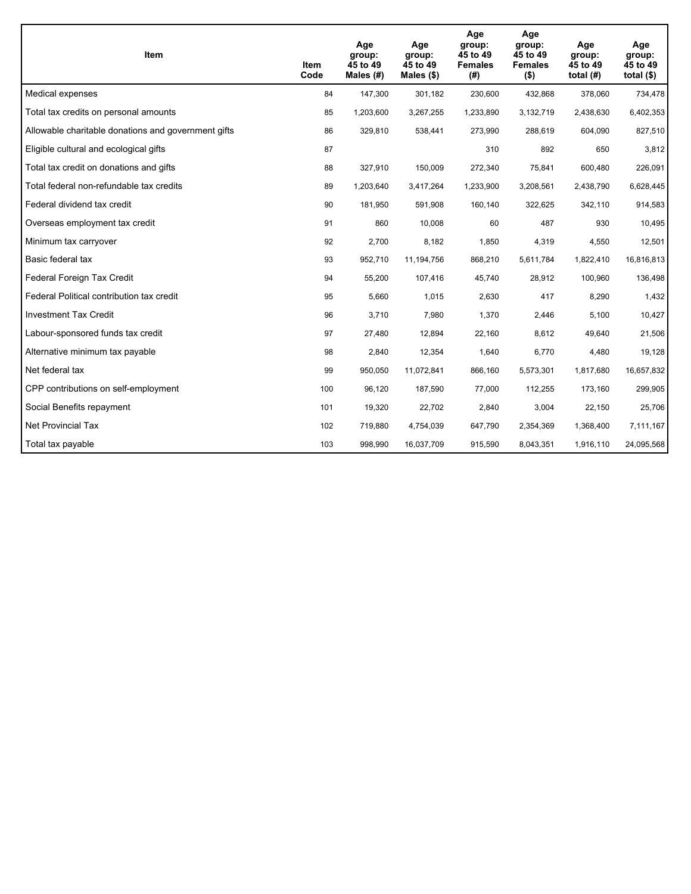| Item | Item Code | Age group: 45 to 49 Males (#) | Age group: 45 to 49 Males ($) | Age group: 45 to 49 Females (#) | Age group: 45 to 49 Females ($) | Age group: 45 to 49 total (#) | Age group: 45 to 49 total ($) |
|---|---|---|---|---|---|---|---|
| Medical expenses | 84 | 147,300 | 301,182 | 230,600 | 432,868 | 378,060 | 734,478 |
| Total tax credits on personal amounts | 85 | 1,203,600 | 3,267,255 | 1,233,890 | 3,132,719 | 2,438,630 | 6,402,353 |
| Allowable charitable donations and government gifts | 86 | 329,810 | 538,441 | 273,990 | 288,619 | 604,090 | 827,510 |
| Eligible cultural and ecological gifts | 87 | | | 310 | 892 | 650 | 3,812 |
| Total tax credit on donations and gifts | 88 | 327,910 | 150,009 | 272,340 | 75,841 | 600,480 | 226,091 |
| Total federal non-refundable tax credits | 89 | 1,203,640 | 3,417,264 | 1,233,900 | 3,208,561 | 2,438,790 | 6,628,445 |
| Federal dividend tax credit | 90 | 181,950 | 591,908 | 160,140 | 322,625 | 342,110 | 914,583 |
| Overseas employment tax credit | 91 | 860 | 10,008 | 60 | 487 | 930 | 10,495 |
| Minimum tax carryover | 92 | 2,700 | 8,182 | 1,850 | 4,319 | 4,550 | 12,501 |
| Basic federal tax | 93 | 952,710 | 11,194,756 | 868,210 | 5,611,784 | 1,822,410 | 16,816,813 |
| Federal Foreign Tax Credit | 94 | 55,200 | 107,416 | 45,740 | 28,912 | 100,960 | 136,498 |
| Federal Political contribution tax credit | 95 | 5,660 | 1,015 | 2,630 | 417 | 8,290 | 1,432 |
| Investment Tax Credit | 96 | 3,710 | 7,980 | 1,370 | 2,446 | 5,100 | 10,427 |
| Labour-sponsored funds tax credit | 97 | 27,480 | 12,894 | 22,160 | 8,612 | 49,640 | 21,506 |
| Alternative minimum tax payable | 98 | 2,840 | 12,354 | 1,640 | 6,770 | 4,480 | 19,128 |
| Net federal tax | 99 | 950,050 | 11,072,841 | 866,160 | 5,573,301 | 1,817,680 | 16,657,832 |
| CPP contributions on self-employment | 100 | 96,120 | 187,590 | 77,000 | 112,255 | 173,160 | 299,905 |
| Social Benefits repayment | 101 | 19,320 | 22,702 | 2,840 | 3,004 | 22,150 | 25,706 |
| Net Provincial Tax | 102 | 719,880 | 4,754,039 | 647,790 | 2,354,369 | 1,368,400 | 7,111,167 |
| Total tax payable | 103 | 998,990 | 16,037,709 | 915,590 | 8,043,351 | 1,916,110 | 24,095,568 |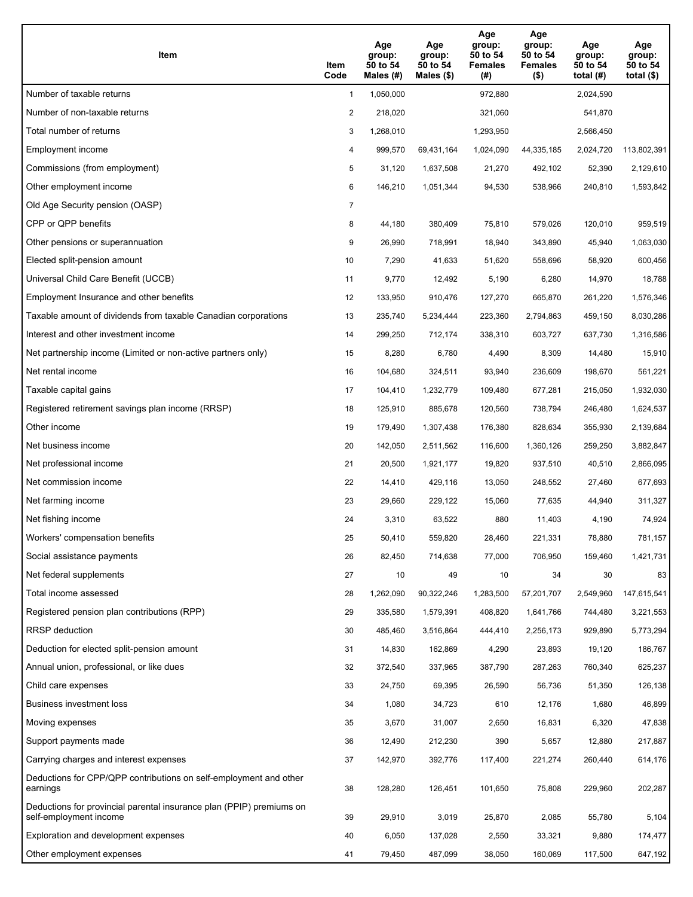| Item | Item Code | Age group: 50 to 54 Males (#) | Age group: 50 to 54 Males ($) | Age group: 50 to 54 Females (#) | Age group: 50 to 54 Females ($) | Age group: 50 to 54 total (#) | Age group: 50 to 54 total ($) |
|---|---|---|---|---|---|---|---|
| Number of taxable returns | 1 | 1,050,000 | | 972,880 | | 2,024,590 | |
| Number of non-taxable returns | 2 | 218,020 | | 321,060 | | 541,870 | |
| Total number of returns | 3 | 1,268,010 | | 1,293,950 | | 2,566,450 | |
| Employment income | 4 | 999,570 | 69,431,164 | 1,024,090 | 44,335,185 | 2,024,720 | 113,802,391 |
| Commissions (from employment) | 5 | 31,120 | 1,637,508 | 21,270 | 492,102 | 52,390 | 2,129,610 |
| Other employment income | 6 | 146,210 | 1,051,344 | 94,530 | 538,966 | 240,810 | 1,593,842 |
| Old Age Security pension (OASP) | 7 | | | | | | |
| CPP or QPP benefits | 8 | 44,180 | 380,409 | 75,810 | 579,026 | 120,010 | 959,519 |
| Other pensions or superannuation | 9 | 26,990 | 718,991 | 18,940 | 343,890 | 45,940 | 1,063,030 |
| Elected split-pension amount | 10 | 7,290 | 41,633 | 51,620 | 558,696 | 58,920 | 600,456 |
| Universal Child Care Benefit (UCCB) | 11 | 9,770 | 12,492 | 5,190 | 6,280 | 14,970 | 18,788 |
| Employment Insurance and other benefits | 12 | 133,950 | 910,476 | 127,270 | 665,870 | 261,220 | 1,576,346 |
| Taxable amount of dividends from taxable Canadian corporations | 13 | 235,740 | 5,234,444 | 223,360 | 2,794,863 | 459,150 | 8,030,286 |
| Interest and other investment income | 14 | 299,250 | 712,174 | 338,310 | 603,727 | 637,730 | 1,316,586 |
| Net partnership income (Limited or non-active partners only) | 15 | 8,280 | 6,780 | 4,490 | 8,309 | 14,480 | 15,910 |
| Net rental income | 16 | 104,680 | 324,511 | 93,940 | 236,609 | 198,670 | 561,221 |
| Taxable capital gains | 17 | 104,410 | 1,232,779 | 109,480 | 677,281 | 215,050 | 1,932,030 |
| Registered retirement savings plan income (RRSP) | 18 | 125,910 | 885,678 | 120,560 | 738,794 | 246,480 | 1,624,537 |
| Other income | 19 | 179,490 | 1,307,438 | 176,380 | 828,634 | 355,930 | 2,139,684 |
| Net business income | 20 | 142,050 | 2,511,562 | 116,600 | 1,360,126 | 259,250 | 3,882,847 |
| Net professional income | 21 | 20,500 | 1,921,177 | 19,820 | 937,510 | 40,510 | 2,866,095 |
| Net commission income | 22 | 14,410 | 429,116 | 13,050 | 248,552 | 27,460 | 677,693 |
| Net farming income | 23 | 29,660 | 229,122 | 15,060 | 77,635 | 44,940 | 311,327 |
| Net fishing income | 24 | 3,310 | 63,522 | 880 | 11,403 | 4,190 | 74,924 |
| Workers' compensation benefits | 25 | 50,410 | 559,820 | 28,460 | 221,331 | 78,880 | 781,157 |
| Social assistance payments | 26 | 82,450 | 714,638 | 77,000 | 706,950 | 159,460 | 1,421,731 |
| Net federal supplements | 27 | 10 | 49 | 10 | 34 | 30 | 83 |
| Total income assessed | 28 | 1,262,090 | 90,322,246 | 1,283,500 | 57,201,707 | 2,549,960 | 147,615,541 |
| Registered pension plan contributions (RPP) | 29 | 335,580 | 1,579,391 | 408,820 | 1,641,766 | 744,480 | 3,221,553 |
| RRSP deduction | 30 | 485,460 | 3,516,864 | 444,410 | 2,256,173 | 929,890 | 5,773,294 |
| Deduction for elected split-pension amount | 31 | 14,830 | 162,869 | 4,290 | 23,893 | 19,120 | 186,767 |
| Annual union, professional, or like dues | 32 | 372,540 | 337,965 | 387,790 | 287,263 | 760,340 | 625,237 |
| Child care expenses | 33 | 24,750 | 69,395 | 26,590 | 56,736 | 51,350 | 126,138 |
| Business investment loss | 34 | 1,080 | 34,723 | 610 | 12,176 | 1,680 | 46,899 |
| Moving expenses | 35 | 3,670 | 31,007 | 2,650 | 16,831 | 6,320 | 47,838 |
| Support payments made | 36 | 12,490 | 212,230 | 390 | 5,657 | 12,880 | 217,887 |
| Carrying charges and interest expenses | 37 | 142,970 | 392,776 | 117,400 | 221,274 | 260,440 | 614,176 |
| Deductions for CPP/QPP contributions on self-employment and other earnings | 38 | 128,280 | 126,451 | 101,650 | 75,808 | 229,960 | 202,287 |
| Deductions for provincial parental insurance plan (PPIP) premiums on self-employment income | 39 | 29,910 | 3,019 | 25,870 | 2,085 | 55,780 | 5,104 |
| Exploration and development expenses | 40 | 6,050 | 137,028 | 2,550 | 33,321 | 9,880 | 174,477 |
| Other employment expenses | 41 | 79,450 | 487,099 | 38,050 | 160,069 | 117,500 | 647,192 |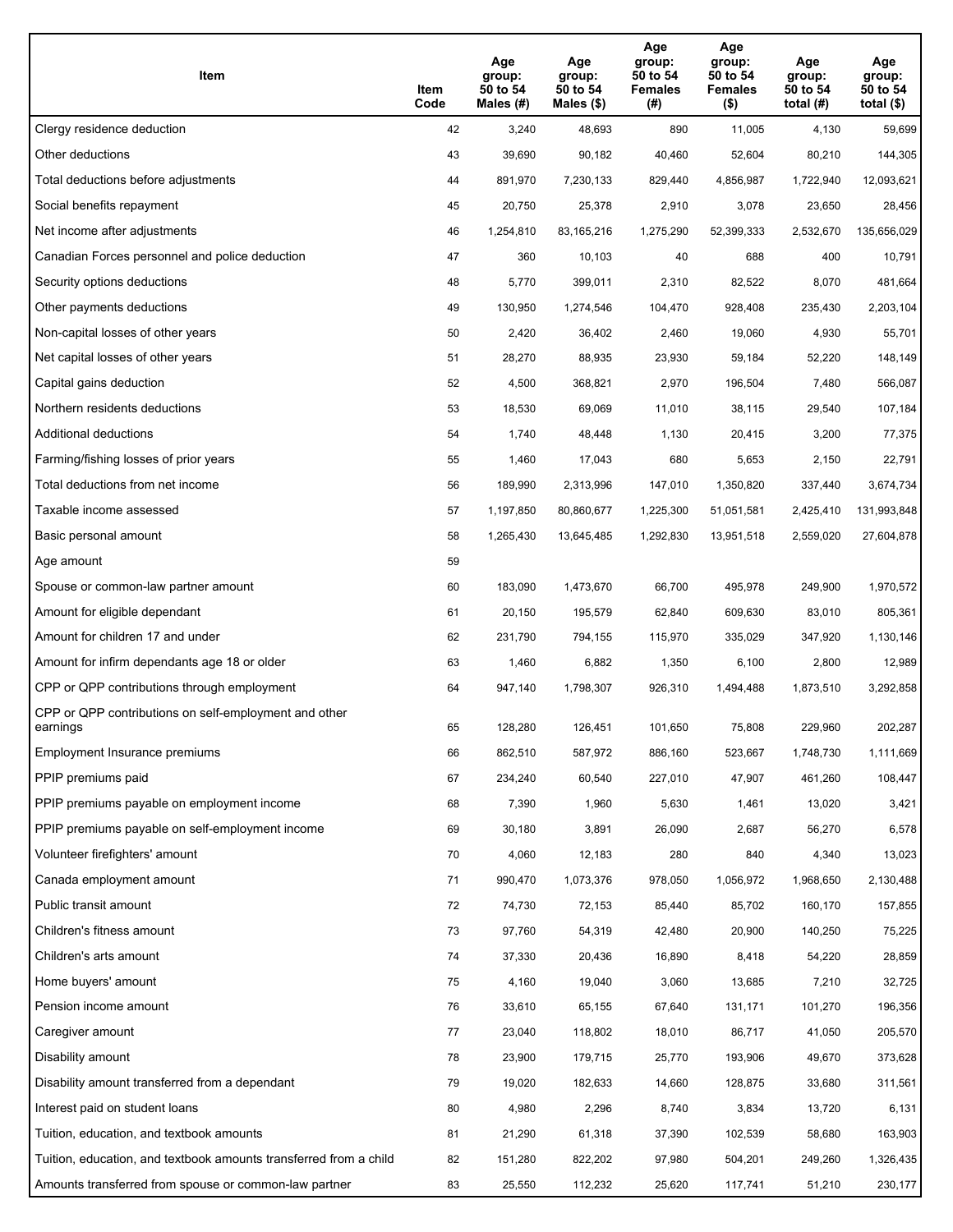| Item | Item Code | Age group: 50 to 54 Males (#) | Age group: 50 to 54 Males ($) | Age group: 50 to 54 Females (#) | Age group: 50 to 54 Females ($) | Age group: 50 to 54 total (#) | Age group: 50 to 54 total ($) |
|---|---|---|---|---|---|---|---|
| Clergy residence deduction | 42 | 3,240 | 48,693 | 890 | 11,005 | 4,130 | 59,699 |
| Other deductions | 43 | 39,690 | 90,182 | 40,460 | 52,604 | 80,210 | 144,305 |
| Total deductions before adjustments | 44 | 891,970 | 7,230,133 | 829,440 | 4,856,987 | 1,722,940 | 12,093,621 |
| Social benefits repayment | 45 | 20,750 | 25,378 | 2,910 | 3,078 | 23,650 | 28,456 |
| Net income after adjustments | 46 | 1,254,810 | 83,165,216 | 1,275,290 | 52,399,333 | 2,532,670 | 135,656,029 |
| Canadian Forces personnel and police deduction | 47 | 360 | 10,103 | 40 | 688 | 400 | 10,791 |
| Security options deductions | 48 | 5,770 | 399,011 | 2,310 | 82,522 | 8,070 | 481,664 |
| Other payments deductions | 49 | 130,950 | 1,274,546 | 104,470 | 928,408 | 235,430 | 2,203,104 |
| Non-capital losses of other years | 50 | 2,420 | 36,402 | 2,460 | 19,060 | 4,930 | 55,701 |
| Net capital losses of other years | 51 | 28,270 | 88,935 | 23,930 | 59,184 | 52,220 | 148,149 |
| Capital gains deduction | 52 | 4,500 | 368,821 | 2,970 | 196,504 | 7,480 | 566,087 |
| Northern residents deductions | 53 | 18,530 | 69,069 | 11,010 | 38,115 | 29,540 | 107,184 |
| Additional deductions | 54 | 1,740 | 48,448 | 1,130 | 20,415 | 3,200 | 77,375 |
| Farming/fishing losses of prior years | 55 | 1,460 | 17,043 | 680 | 5,653 | 2,150 | 22,791 |
| Total deductions from net income | 56 | 189,990 | 2,313,996 | 147,010 | 1,350,820 | 337,440 | 3,674,734 |
| Taxable income assessed | 57 | 1,197,850 | 80,860,677 | 1,225,300 | 51,051,581 | 2,425,410 | 131,993,848 |
| Basic personal amount | 58 | 1,265,430 | 13,645,485 | 1,292,830 | 13,951,518 | 2,559,020 | 27,604,878 |
| Age amount | 59 | | | | | | |
| Spouse or common-law partner amount | 60 | 183,090 | 1,473,670 | 66,700 | 495,978 | 249,900 | 1,970,572 |
| Amount for eligible dependant | 61 | 20,150 | 195,579 | 62,840 | 609,630 | 83,010 | 805,361 |
| Amount for children 17 and under | 62 | 231,790 | 794,155 | 115,970 | 335,029 | 347,920 | 1,130,146 |
| Amount for infirm dependants age 18 or older | 63 | 1,460 | 6,882 | 1,350 | 6,100 | 2,800 | 12,989 |
| CPP or QPP contributions through employment | 64 | 947,140 | 1,798,307 | 926,310 | 1,494,488 | 1,873,510 | 3,292,858 |
| CPP or QPP contributions on self-employment and other earnings | 65 | 128,280 | 126,451 | 101,650 | 75,808 | 229,960 | 202,287 |
| Employment Insurance premiums | 66 | 862,510 | 587,972 | 886,160 | 523,667 | 1,748,730 | 1,111,669 |
| PPIP premiums paid | 67 | 234,240 | 60,540 | 227,010 | 47,907 | 461,260 | 108,447 |
| PPIP premiums payable on employment income | 68 | 7,390 | 1,960 | 5,630 | 1,461 | 13,020 | 3,421 |
| PPIP premiums payable on self-employment income | 69 | 30,180 | 3,891 | 26,090 | 2,687 | 56,270 | 6,578 |
| Volunteer firefighters' amount | 70 | 4,060 | 12,183 | 280 | 840 | 4,340 | 13,023 |
| Canada employment amount | 71 | 990,470 | 1,073,376 | 978,050 | 1,056,972 | 1,968,650 | 2,130,488 |
| Public transit amount | 72 | 74,730 | 72,153 | 85,440 | 85,702 | 160,170 | 157,855 |
| Children's fitness amount | 73 | 97,760 | 54,319 | 42,480 | 20,900 | 140,250 | 75,225 |
| Children's arts amount | 74 | 37,330 | 20,436 | 16,890 | 8,418 | 54,220 | 28,859 |
| Home buyers' amount | 75 | 4,160 | 19,040 | 3,060 | 13,685 | 7,210 | 32,725 |
| Pension income amount | 76 | 33,610 | 65,155 | 67,640 | 131,171 | 101,270 | 196,356 |
| Caregiver amount | 77 | 23,040 | 118,802 | 18,010 | 86,717 | 41,050 | 205,570 |
| Disability amount | 78 | 23,900 | 179,715 | 25,770 | 193,906 | 49,670 | 373,628 |
| Disability amount transferred from a dependant | 79 | 19,020 | 182,633 | 14,660 | 128,875 | 33,680 | 311,561 |
| Interest paid on student loans | 80 | 4,980 | 2,296 | 8,740 | 3,834 | 13,720 | 6,131 |
| Tuition, education, and textbook amounts | 81 | 21,290 | 61,318 | 37,390 | 102,539 | 58,680 | 163,903 |
| Tuition, education, and textbook amounts transferred from a child | 82 | 151,280 | 822,202 | 97,980 | 504,201 | 249,260 | 1,326,435 |
| Amounts transferred from spouse or common-law partner | 83 | 25,550 | 112,232 | 25,620 | 117,741 | 51,210 | 230,177 |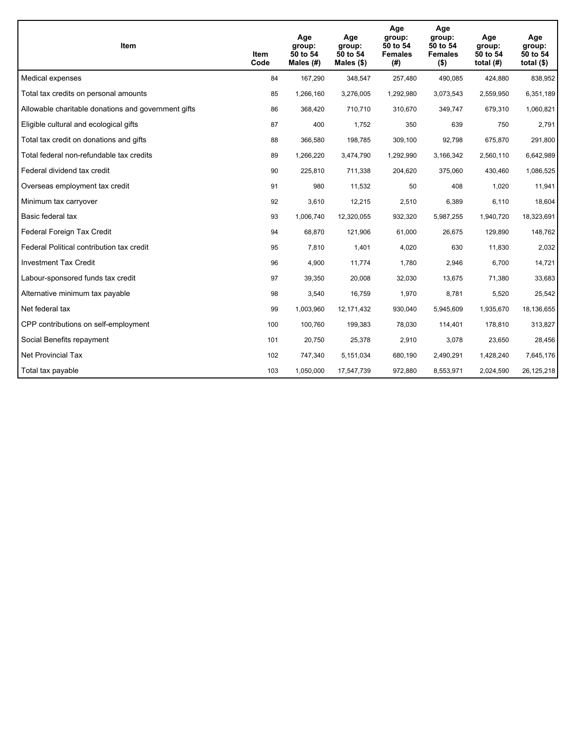| Item | Item Code | Age group: 50 to 54 Males (#) | Age group: 50 to 54 Males ($) | Age group: 50 to 54 Females (#) | Age group: 50 to 54 Females ($) | Age group: 50 to 54 total (#) | Age group: 50 to 54 total ($) |
|---|---|---|---|---|---|---|---|
| Medical expenses | 84 | 167,290 | 348,547 | 257,480 | 490,085 | 424,880 | 838,952 |
| Total tax credits on personal amounts | 85 | 1,266,160 | 3,276,005 | 1,292,980 | 3,073,543 | 2,559,950 | 6,351,189 |
| Allowable charitable donations and government gifts | 86 | 368,420 | 710,710 | 310,670 | 349,747 | 679,310 | 1,060,821 |
| Eligible cultural and ecological gifts | 87 | 400 | 1,752 | 350 | 639 | 750 | 2,791 |
| Total tax credit on donations and gifts | 88 | 366,580 | 198,785 | 309,100 | 92,798 | 675,870 | 291,800 |
| Total federal non-refundable tax credits | 89 | 1,266,220 | 3,474,790 | 1,292,990 | 3,166,342 | 2,560,110 | 6,642,989 |
| Federal dividend tax credit | 90 | 225,810 | 711,338 | 204,620 | 375,060 | 430,460 | 1,086,525 |
| Overseas employment tax credit | 91 | 980 | 11,532 | 50 | 408 | 1,020 | 11,941 |
| Minimum tax carryover | 92 | 3,610 | 12,215 | 2,510 | 6,389 | 6,110 | 18,604 |
| Basic federal tax | 93 | 1,006,740 | 12,320,055 | 932,320 | 5,987,255 | 1,940,720 | 18,323,691 |
| Federal Foreign Tax Credit | 94 | 68,870 | 121,906 | 61,000 | 26,675 | 129,890 | 148,762 |
| Federal Political contribution tax credit | 95 | 7,810 | 1,401 | 4,020 | 630 | 11,830 | 2,032 |
| Investment Tax Credit | 96 | 4,900 | 11,774 | 1,780 | 2,946 | 6,700 | 14,721 |
| Labour-sponsored funds tax credit | 97 | 39,350 | 20,008 | 32,030 | 13,675 | 71,380 | 33,683 |
| Alternative minimum tax payable | 98 | 3,540 | 16,759 | 1,970 | 8,781 | 5,520 | 25,542 |
| Net federal tax | 99 | 1,003,960 | 12,171,432 | 930,040 | 5,945,609 | 1,935,670 | 18,136,655 |
| CPP contributions on self-employment | 100 | 100,760 | 199,383 | 78,030 | 114,401 | 178,810 | 313,827 |
| Social Benefits repayment | 101 | 20,750 | 25,378 | 2,910 | 3,078 | 23,650 | 28,456 |
| Net Provincial Tax | 102 | 747,340 | 5,151,034 | 680,190 | 2,490,291 | 1,428,240 | 7,645,176 |
| Total tax payable | 103 | 1,050,000 | 17,547,739 | 972,880 | 8,553,971 | 2,024,590 | 26,125,218 |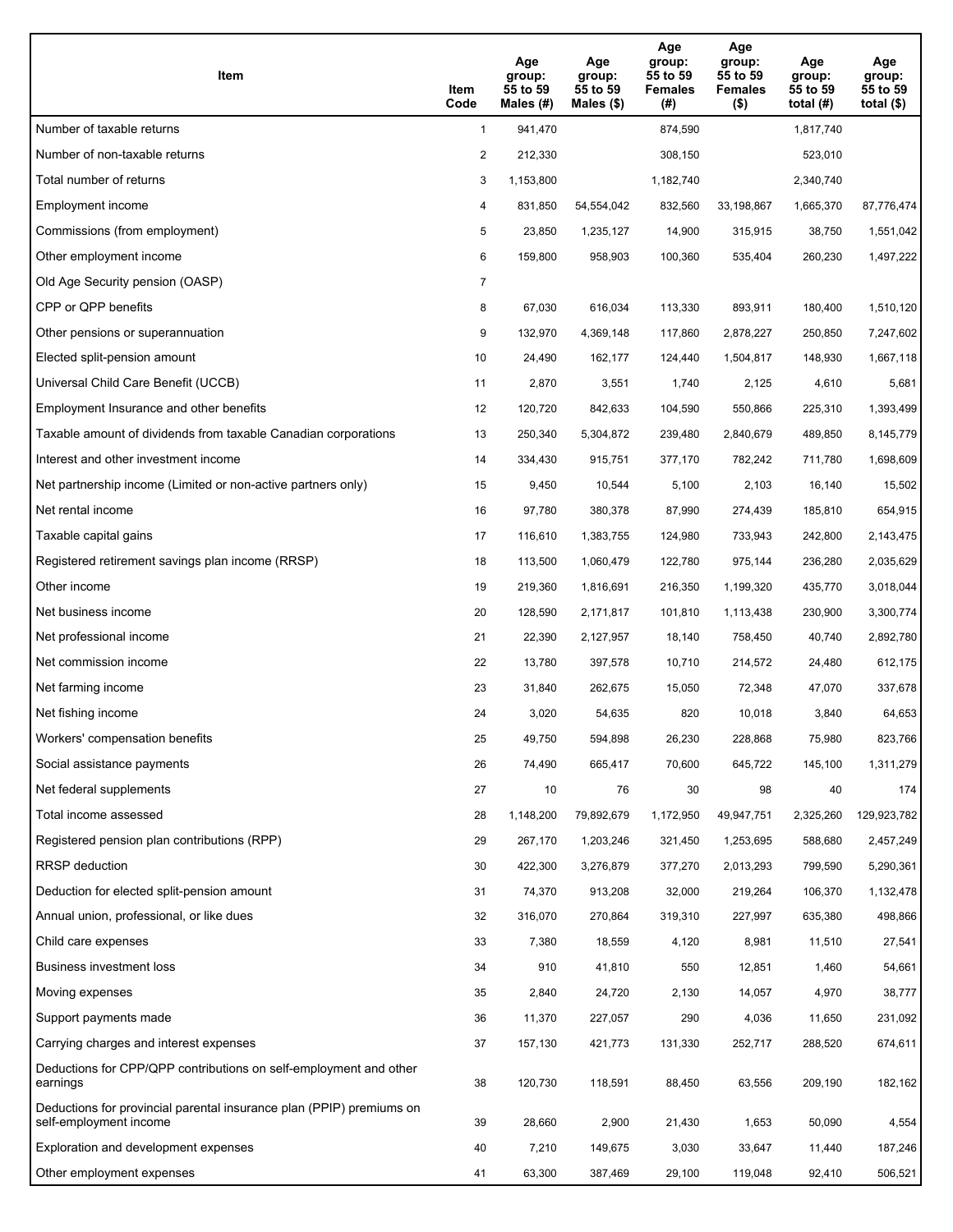| Item | Item Code | Age group: 55 to 59 Males (#) | Age group: 55 to 59 Males ($) | Age group: 55 to 59 Females (#) | Age group: 55 to 59 Females ($) | Age group: 55 to 59 total (#) | Age group: 55 to 59 total ($) |
|---|---|---|---|---|---|---|---|
| Number of taxable returns | 1 | 941,470 | | 874,590 | | 1,817,740 | |
| Number of non-taxable returns | 2 | 212,330 | | 308,150 | | 523,010 | |
| Total number of returns | 3 | 1,153,800 | | 1,182,740 | | 2,340,740 | |
| Employment income | 4 | 831,850 | 54,554,042 | 832,560 | 33,198,867 | 1,665,370 | 87,776,474 |
| Commissions (from employment) | 5 | 23,850 | 1,235,127 | 14,900 | 315,915 | 38,750 | 1,551,042 |
| Other employment income | 6 | 159,800 | 958,903 | 100,360 | 535,404 | 260,230 | 1,497,222 |
| Old Age Security pension (OASP) | 7 | | | | | | |
| CPP or QPP benefits | 8 | 67,030 | 616,034 | 113,330 | 893,911 | 180,400 | 1,510,120 |
| Other pensions or superannuation | 9 | 132,970 | 4,369,148 | 117,860 | 2,878,227 | 250,850 | 7,247,602 |
| Elected split-pension amount | 10 | 24,490 | 162,177 | 124,440 | 1,504,817 | 148,930 | 1,667,118 |
| Universal Child Care Benefit (UCCB) | 11 | 2,870 | 3,551 | 1,740 | 2,125 | 4,610 | 5,681 |
| Employment Insurance and other benefits | 12 | 120,720 | 842,633 | 104,590 | 550,866 | 225,310 | 1,393,499 |
| Taxable amount of dividends from taxable Canadian corporations | 13 | 250,340 | 5,304,872 | 239,480 | 2,840,679 | 489,850 | 8,145,779 |
| Interest and other investment income | 14 | 334,430 | 915,751 | 377,170 | 782,242 | 711,780 | 1,698,609 |
| Net partnership income (Limited or non-active partners only) | 15 | 9,450 | 10,544 | 5,100 | 2,103 | 16,140 | 15,502 |
| Net rental income | 16 | 97,780 | 380,378 | 87,990 | 274,439 | 185,810 | 654,915 |
| Taxable capital gains | 17 | 116,610 | 1,383,755 | 124,980 | 733,943 | 242,800 | 2,143,475 |
| Registered retirement savings plan income (RRSP) | 18 | 113,500 | 1,060,479 | 122,780 | 975,144 | 236,280 | 2,035,629 |
| Other income | 19 | 219,360 | 1,816,691 | 216,350 | 1,199,320 | 435,770 | 3,018,044 |
| Net business income | 20 | 128,590 | 2,171,817 | 101,810 | 1,113,438 | 230,900 | 3,300,774 |
| Net professional income | 21 | 22,390 | 2,127,957 | 18,140 | 758,450 | 40,740 | 2,892,780 |
| Net commission income | 22 | 13,780 | 397,578 | 10,710 | 214,572 | 24,480 | 612,175 |
| Net farming income | 23 | 31,840 | 262,675 | 15,050 | 72,348 | 47,070 | 337,678 |
| Net fishing income | 24 | 3,020 | 54,635 | 820 | 10,018 | 3,840 | 64,653 |
| Workers' compensation benefits | 25 | 49,750 | 594,898 | 26,230 | 228,868 | 75,980 | 823,766 |
| Social assistance payments | 26 | 74,490 | 665,417 | 70,600 | 645,722 | 145,100 | 1,311,279 |
| Net federal supplements | 27 | 10 | 76 | 30 | 98 | 40 | 174 |
| Total income assessed | 28 | 1,148,200 | 79,892,679 | 1,172,950 | 49,947,751 | 2,325,260 | 129,923,782 |
| Registered pension plan contributions (RPP) | 29 | 267,170 | 1,203,246 | 321,450 | 1,253,695 | 588,680 | 2,457,249 |
| RRSP deduction | 30 | 422,300 | 3,276,879 | 377,270 | 2,013,293 | 799,590 | 5,290,361 |
| Deduction for elected split-pension amount | 31 | 74,370 | 913,208 | 32,000 | 219,264 | 106,370 | 1,132,478 |
| Annual union, professional, or like dues | 32 | 316,070 | 270,864 | 319,310 | 227,997 | 635,380 | 498,866 |
| Child care expenses | 33 | 7,380 | 18,559 | 4,120 | 8,981 | 11,510 | 27,541 |
| Business investment loss | 34 | 910 | 41,810 | 550 | 12,851 | 1,460 | 54,661 |
| Moving expenses | 35 | 2,840 | 24,720 | 2,130 | 14,057 | 4,970 | 38,777 |
| Support payments made | 36 | 11,370 | 227,057 | 290 | 4,036 | 11,650 | 231,092 |
| Carrying charges and interest expenses | 37 | 157,130 | 421,773 | 131,330 | 252,717 | 288,520 | 674,611 |
| Deductions for CPP/QPP contributions on self-employment and other earnings | 38 | 120,730 | 118,591 | 88,450 | 63,556 | 209,190 | 182,162 |
| Deductions for provincial parental insurance plan (PPIP) premiums on self-employment income | 39 | 28,660 | 2,900 | 21,430 | 1,653 | 50,090 | 4,554 |
| Exploration and development expenses | 40 | 7,210 | 149,675 | 3,030 | 33,647 | 11,440 | 187,246 |
| Other employment expenses | 41 | 63,300 | 387,469 | 29,100 | 119,048 | 92,410 | 506,521 |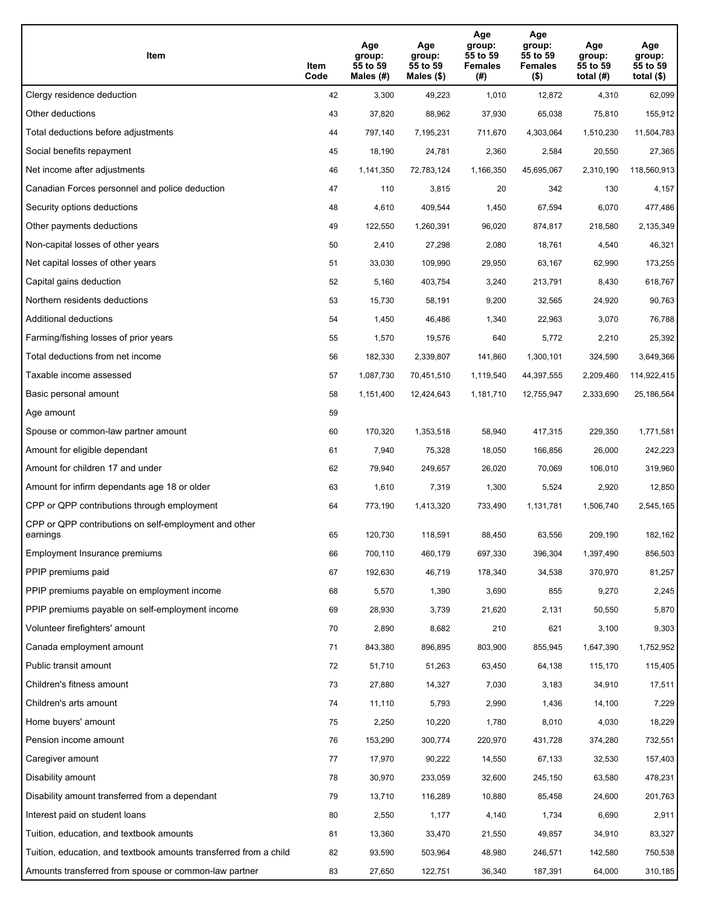| Item | Item Code | Age group: 55 to 59 Males (#) | Age group: 55 to 59 Males ($) | Age group: 55 to 59 Females (#) | Age group: 55 to 59 Females ($) | Age group: 55 to 59 total (#) | Age group: 55 to 59 total ($) |
|---|---|---|---|---|---|---|---|
| Clergy residence deduction | 42 | 3,300 | 49,223 | 1,010 | 12,872 | 4,310 | 62,099 |
| Other deductions | 43 | 37,820 | 88,962 | 37,930 | 65,038 | 75,810 | 155,912 |
| Total deductions before adjustments | 44 | 797,140 | 7,195,231 | 711,670 | 4,303,064 | 1,510,230 | 11,504,783 |
| Social benefits repayment | 45 | 18,190 | 24,781 | 2,360 | 2,584 | 20,550 | 27,365 |
| Net income after adjustments | 46 | 1,141,350 | 72,783,124 | 1,166,350 | 45,695,067 | 2,310,190 | 118,560,913 |
| Canadian Forces personnel and police deduction | 47 | 110 | 3,815 | 20 | 342 | 130 | 4,157 |
| Security options deductions | 48 | 4,610 | 409,544 | 1,450 | 67,594 | 6,070 | 477,486 |
| Other payments deductions | 49 | 122,550 | 1,260,391 | 96,020 | 874,817 | 218,580 | 2,135,349 |
| Non-capital losses of other years | 50 | 2,410 | 27,298 | 2,080 | 18,761 | 4,540 | 46,321 |
| Net capital losses of other years | 51 | 33,030 | 109,990 | 29,950 | 63,167 | 62,990 | 173,255 |
| Capital gains deduction | 52 | 5,160 | 403,754 | 3,240 | 213,791 | 8,430 | 618,767 |
| Northern residents deductions | 53 | 15,730 | 58,191 | 9,200 | 32,565 | 24,920 | 90,763 |
| Additional deductions | 54 | 1,450 | 46,486 | 1,340 | 22,963 | 3,070 | 76,788 |
| Farming/fishing losses of prior years | 55 | 1,570 | 19,576 | 640 | 5,772 | 2,210 | 25,392 |
| Total deductions from net income | 56 | 182,330 | 2,339,807 | 141,860 | 1,300,101 | 324,590 | 3,649,366 |
| Taxable income assessed | 57 | 1,087,730 | 70,451,510 | 1,119,540 | 44,397,555 | 2,209,460 | 114,922,415 |
| Basic personal amount | 58 | 1,151,400 | 12,424,643 | 1,181,710 | 12,755,947 | 2,333,690 | 25,186,564 |
| Age amount | 59 | | | | | | |
| Spouse or common-law partner amount | 60 | 170,320 | 1,353,518 | 58,940 | 417,315 | 229,350 | 1,771,581 |
| Amount for eligible dependant | 61 | 7,940 | 75,328 | 18,050 | 166,856 | 26,000 | 242,223 |
| Amount for children 17 and under | 62 | 79,940 | 249,657 | 26,020 | 70,069 | 106,010 | 319,960 |
| Amount for infirm dependants age 18 or older | 63 | 1,610 | 7,319 | 1,300 | 5,524 | 2,920 | 12,850 |
| CPP or QPP contributions through employment | 64 | 773,190 | 1,413,320 | 733,490 | 1,131,781 | 1,506,740 | 2,545,165 |
| CPP or QPP contributions on self-employment and other earnings | 65 | 120,730 | 118,591 | 88,450 | 63,556 | 209,190 | 182,162 |
| Employment Insurance premiums | 66 | 700,110 | 460,179 | 697,330 | 396,304 | 1,397,490 | 856,503 |
| PPIP premiums paid | 67 | 192,630 | 46,719 | 178,340 | 34,538 | 370,970 | 81,257 |
| PPIP premiums payable on employment income | 68 | 5,570 | 1,390 | 3,690 | 855 | 9,270 | 2,245 |
| PPIP premiums payable on self-employment income | 69 | 28,930 | 3,739 | 21,620 | 2,131 | 50,550 | 5,870 |
| Volunteer firefighters' amount | 70 | 2,890 | 8,682 | 210 | 621 | 3,100 | 9,303 |
| Canada employment amount | 71 | 843,380 | 896,895 | 803,900 | 855,945 | 1,647,390 | 1,752,952 |
| Public transit amount | 72 | 51,710 | 51,263 | 63,450 | 64,138 | 115,170 | 115,405 |
| Children's fitness amount | 73 | 27,880 | 14,327 | 7,030 | 3,183 | 34,910 | 17,511 |
| Children's arts amount | 74 | 11,110 | 5,793 | 2,990 | 1,436 | 14,100 | 7,229 |
| Home buyers' amount | 75 | 2,250 | 10,220 | 1,780 | 8,010 | 4,030 | 18,229 |
| Pension income amount | 76 | 153,290 | 300,774 | 220,970 | 431,728 | 374,280 | 732,551 |
| Caregiver amount | 77 | 17,970 | 90,222 | 14,550 | 67,133 | 32,530 | 157,403 |
| Disability amount | 78 | 30,970 | 233,059 | 32,600 | 245,150 | 63,580 | 478,231 |
| Disability amount transferred from a dependant | 79 | 13,710 | 116,289 | 10,880 | 85,458 | 24,600 | 201,763 |
| Interest paid on student loans | 80 | 2,550 | 1,177 | 4,140 | 1,734 | 6,690 | 2,911 |
| Tuition, education, and textbook amounts | 81 | 13,360 | 33,470 | 21,550 | 49,857 | 34,910 | 83,327 |
| Tuition, education, and textbook amounts transferred from a child | 82 | 93,590 | 503,964 | 48,980 | 246,571 | 142,580 | 750,538 |
| Amounts transferred from spouse or common-law partner | 83 | 27,650 | 122,751 | 36,340 | 187,391 | 64,000 | 310,185 |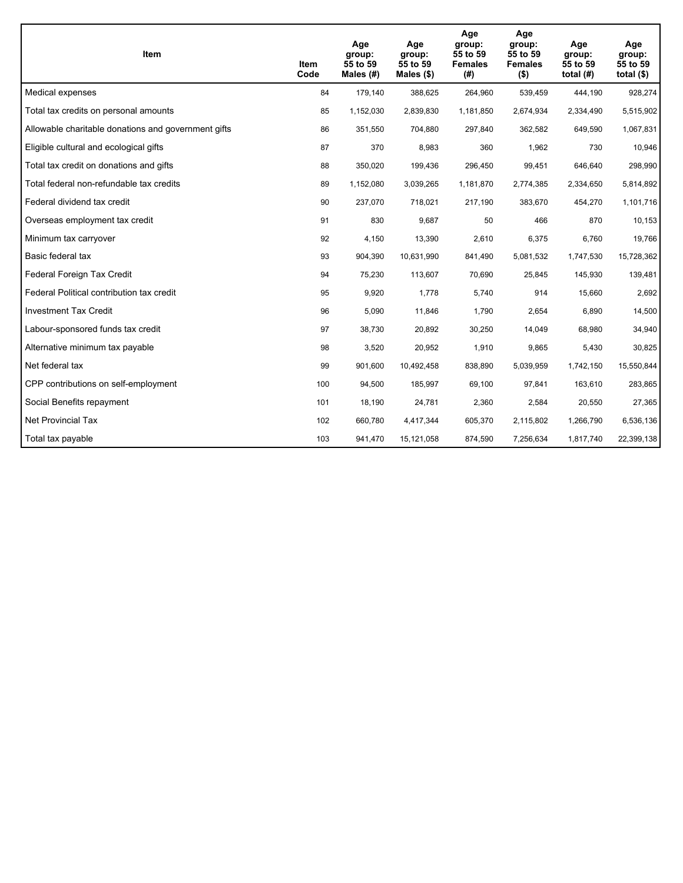| Item | Item Code | Age group: 55 to 59 Males (#) | Age group: 55 to 59 Males ($) | Age group: 55 to 59 Females (#) | Age group: 55 to 59 Females ($) | Age group: 55 to 59 total (#) | Age group: 55 to 59 total ($) |
|---|---|---|---|---|---|---|---|
| Medical expenses | 84 | 179,140 | 388,625 | 264,960 | 539,459 | 444,190 | 928,274 |
| Total tax credits on personal amounts | 85 | 1,152,030 | 2,839,830 | 1,181,850 | 2,674,934 | 2,334,490 | 5,515,902 |
| Allowable charitable donations and government gifts | 86 | 351,550 | 704,880 | 297,840 | 362,582 | 649,590 | 1,067,831 |
| Eligible cultural and ecological gifts | 87 | 370 | 8,983 | 360 | 1,962 | 730 | 10,946 |
| Total tax credit on donations and gifts | 88 | 350,020 | 199,436 | 296,450 | 99,451 | 646,640 | 298,990 |
| Total federal non-refundable tax credits | 89 | 1,152,080 | 3,039,265 | 1,181,870 | 2,774,385 | 2,334,650 | 5,814,892 |
| Federal dividend tax credit | 90 | 237,070 | 718,021 | 217,190 | 383,670 | 454,270 | 1,101,716 |
| Overseas employment tax credit | 91 | 830 | 9,687 | 50 | 466 | 870 | 10,153 |
| Minimum tax carryover | 92 | 4,150 | 13,390 | 2,610 | 6,375 | 6,760 | 19,766 |
| Basic federal tax | 93 | 904,390 | 10,631,990 | 841,490 | 5,081,532 | 1,747,530 | 15,728,362 |
| Federal Foreign Tax Credit | 94 | 75,230 | 113,607 | 70,690 | 25,845 | 145,930 | 139,481 |
| Federal Political contribution tax credit | 95 | 9,920 | 1,778 | 5,740 | 914 | 15,660 | 2,692 |
| Investment Tax Credit | 96 | 5,090 | 11,846 | 1,790 | 2,654 | 6,890 | 14,500 |
| Labour-sponsored funds tax credit | 97 | 38,730 | 20,892 | 30,250 | 14,049 | 68,980 | 34,940 |
| Alternative minimum tax payable | 98 | 3,520 | 20,952 | 1,910 | 9,865 | 5,430 | 30,825 |
| Net federal tax | 99 | 901,600 | 10,492,458 | 838,890 | 5,039,959 | 1,742,150 | 15,550,844 |
| CPP contributions on self-employment | 100 | 94,500 | 185,997 | 69,100 | 97,841 | 163,610 | 283,865 |
| Social Benefits repayment | 101 | 18,190 | 24,781 | 2,360 | 2,584 | 20,550 | 27,365 |
| Net Provincial Tax | 102 | 660,780 | 4,417,344 | 605,370 | 2,115,802 | 1,266,790 | 6,536,136 |
| Total tax payable | 103 | 941,470 | 15,121,058 | 874,590 | 7,256,634 | 1,817,740 | 22,399,138 |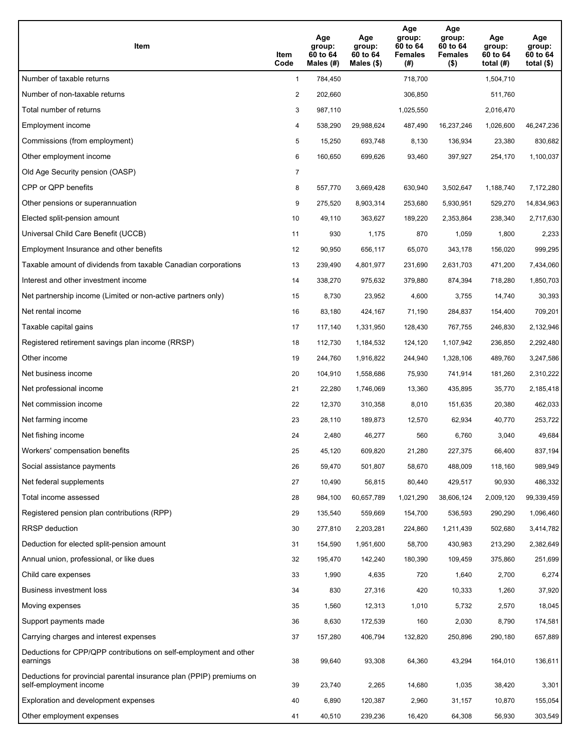| Item | Item Code | Age group: 60 to 64 Males (#) | Age group: 60 to 64 Males ($) | Age group: 60 to 64 Females (#) | Age group: 60 to 64 Females ($) | Age group: 60 to 64 total (#) | Age group: 60 to 64 total ($) |
|---|---|---|---|---|---|---|---|
| Number of taxable returns | 1 | 784,450 | | 718,700 | | 1,504,710 | |
| Number of non-taxable returns | 2 | 202,660 | | 306,850 | | 511,760 | |
| Total number of returns | 3 | 987,110 | | 1,025,550 | | 2,016,470 | |
| Employment income | 4 | 538,290 | 29,988,624 | 487,490 | 16,237,246 | 1,026,600 | 46,247,236 |
| Commissions (from employment) | 5 | 15,250 | 693,748 | 8,130 | 136,934 | 23,380 | 830,682 |
| Other employment income | 6 | 160,650 | 699,626 | 93,460 | 397,927 | 254,170 | 1,100,037 |
| Old Age Security pension (OASP) | 7 | | | | | | |
| CPP or QPP benefits | 8 | 557,770 | 3,669,428 | 630,940 | 3,502,647 | 1,188,740 | 7,172,280 |
| Other pensions or superannuation | 9 | 275,520 | 8,903,314 | 253,680 | 5,930,951 | 529,270 | 14,834,963 |
| Elected split-pension amount | 10 | 49,110 | 363,627 | 189,220 | 2,353,864 | 238,340 | 2,717,630 |
| Universal Child Care Benefit (UCCB) | 11 | 930 | 1,175 | 870 | 1,059 | 1,800 | 2,233 |
| Employment Insurance and other benefits | 12 | 90,950 | 656,117 | 65,070 | 343,178 | 156,020 | 999,295 |
| Taxable amount of dividends from taxable Canadian corporations | 13 | 239,490 | 4,801,977 | 231,690 | 2,631,703 | 471,200 | 7,434,060 |
| Interest and other investment income | 14 | 338,270 | 975,632 | 379,880 | 874,394 | 718,280 | 1,850,703 |
| Net partnership income (Limited or non-active partners only) | 15 | 8,730 | 23,952 | 4,600 | 3,755 | 14,740 | 30,393 |
| Net rental income | 16 | 83,180 | 424,167 | 71,190 | 284,837 | 154,400 | 709,201 |
| Taxable capital gains | 17 | 117,140 | 1,331,950 | 128,430 | 767,755 | 246,830 | 2,132,946 |
| Registered retirement savings plan income (RRSP) | 18 | 112,730 | 1,184,532 | 124,120 | 1,107,942 | 236,850 | 2,292,480 |
| Other income | 19 | 244,760 | 1,916,822 | 244,940 | 1,328,106 | 489,760 | 3,247,586 |
| Net business income | 20 | 104,910 | 1,558,686 | 75,930 | 741,914 | 181,260 | 2,310,222 |
| Net professional income | 21 | 22,280 | 1,746,069 | 13,360 | 435,895 | 35,770 | 2,185,418 |
| Net commission income | 22 | 12,370 | 310,358 | 8,010 | 151,635 | 20,380 | 462,033 |
| Net farming income | 23 | 28,110 | 189,873 | 12,570 | 62,934 | 40,770 | 253,722 |
| Net fishing income | 24 | 2,480 | 46,277 | 560 | 6,760 | 3,040 | 49,684 |
| Workers' compensation benefits | 25 | 45,120 | 609,820 | 21,280 | 227,375 | 66,400 | 837,194 |
| Social assistance payments | 26 | 59,470 | 501,807 | 58,670 | 488,009 | 118,160 | 989,949 |
| Net federal supplements | 27 | 10,490 | 56,815 | 80,440 | 429,517 | 90,930 | 486,332 |
| Total income assessed | 28 | 984,100 | 60,657,789 | 1,021,290 | 38,606,124 | 2,009,120 | 99,339,459 |
| Registered pension plan contributions (RPP) | 29 | 135,540 | 559,669 | 154,700 | 536,593 | 290,290 | 1,096,460 |
| RRSP deduction | 30 | 277,810 | 2,203,281 | 224,860 | 1,211,439 | 502,680 | 3,414,782 |
| Deduction for elected split-pension amount | 31 | 154,590 | 1,951,600 | 58,700 | 430,983 | 213,290 | 2,382,649 |
| Annual union, professional, or like dues | 32 | 195,470 | 142,240 | 180,390 | 109,459 | 375,860 | 251,699 |
| Child care expenses | 33 | 1,990 | 4,635 | 720 | 1,640 | 2,700 | 6,274 |
| Business investment loss | 34 | 830 | 27,316 | 420 | 10,333 | 1,260 | 37,920 |
| Moving expenses | 35 | 1,560 | 12,313 | 1,010 | 5,732 | 2,570 | 18,045 |
| Support payments made | 36 | 8,630 | 172,539 | 160 | 2,030 | 8,790 | 174,581 |
| Carrying charges and interest expenses | 37 | 157,280 | 406,794 | 132,820 | 250,896 | 290,180 | 657,889 |
| Deductions for CPP/QPP contributions on self-employment and other earnings | 38 | 99,640 | 93,308 | 64,360 | 43,294 | 164,010 | 136,611 |
| Deductions for provincial parental insurance plan (PPIP) premiums on self-employment income | 39 | 23,740 | 2,265 | 14,680 | 1,035 | 38,420 | 3,301 |
| Exploration and development expenses | 40 | 6,890 | 120,387 | 2,960 | 31,157 | 10,870 | 155,054 |
| Other employment expenses | 41 | 40,510 | 239,236 | 16,420 | 64,308 | 56,930 | 303,549 |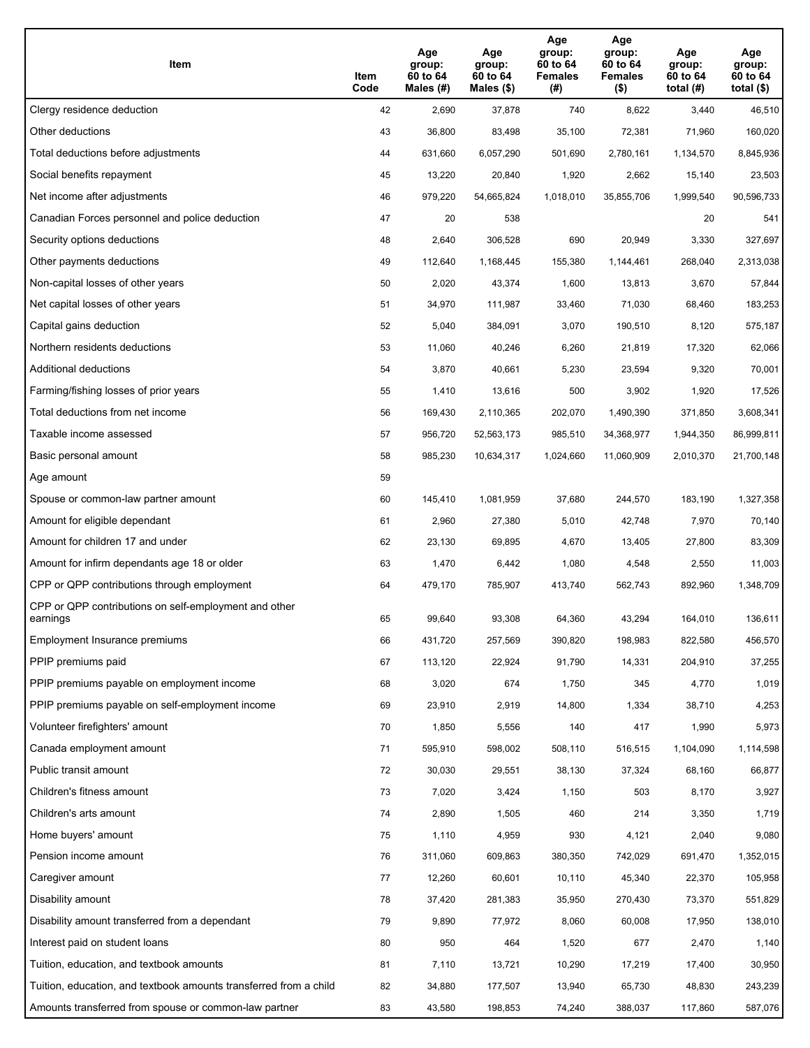| Item | Item Code | Age group: 60 to 64 Males (#) | Age group: 60 to 64 Males ($) | Age group: 60 to 64 Females (#) | Age group: 60 to 64 Females ($) | Age group: 60 to 64 total (#) | Age group: 60 to 64 total ($) |
|---|---|---|---|---|---|---|---|
| Clergy residence deduction | 42 | 2,690 | 37,878 | 740 | 8,622 | 3,440 | 46,510 |
| Other deductions | 43 | 36,800 | 83,498 | 35,100 | 72,381 | 71,960 | 160,020 |
| Total deductions before adjustments | 44 | 631,660 | 6,057,290 | 501,690 | 2,780,161 | 1,134,570 | 8,845,936 |
| Social benefits repayment | 45 | 13,220 | 20,840 | 1,920 | 2,662 | 15,140 | 23,503 |
| Net income after adjustments | 46 | 979,220 | 54,665,824 | 1,018,010 | 35,855,706 | 1,999,540 | 90,596,733 |
| Canadian Forces personnel and police deduction | 47 | 20 | 538 | | | 20 | 541 |
| Security options deductions | 48 | 2,640 | 306,528 | 690 | 20,949 | 3,330 | 327,697 |
| Other payments deductions | 49 | 112,640 | 1,168,445 | 155,380 | 1,144,461 | 268,040 | 2,313,038 |
| Non-capital losses of other years | 50 | 2,020 | 43,374 | 1,600 | 13,813 | 3,670 | 57,844 |
| Net capital losses of other years | 51 | 34,970 | 111,987 | 33,460 | 71,030 | 68,460 | 183,253 |
| Capital gains deduction | 52 | 5,040 | 384,091 | 3,070 | 190,510 | 8,120 | 575,187 |
| Northern residents deductions | 53 | 11,060 | 40,246 | 6,260 | 21,819 | 17,320 | 62,066 |
| Additional deductions | 54 | 3,870 | 40,661 | 5,230 | 23,594 | 9,320 | 70,001 |
| Farming/fishing losses of prior years | 55 | 1,410 | 13,616 | 500 | 3,902 | 1,920 | 17,526 |
| Total deductions from net income | 56 | 169,430 | 2,110,365 | 202,070 | 1,490,390 | 371,850 | 3,608,341 |
| Taxable income assessed | 57 | 956,720 | 52,563,173 | 985,510 | 34,368,977 | 1,944,350 | 86,999,811 |
| Basic personal amount | 58 | 985,230 | 10,634,317 | 1,024,660 | 11,060,909 | 2,010,370 | 21,700,148 |
| Age amount | 59 | | | | | | |
| Spouse or common-law partner amount | 60 | 145,410 | 1,081,959 | 37,680 | 244,570 | 183,190 | 1,327,358 |
| Amount for eligible dependant | 61 | 2,960 | 27,380 | 5,010 | 42,748 | 7,970 | 70,140 |
| Amount for children 17 and under | 62 | 23,130 | 69,895 | 4,670 | 13,405 | 27,800 | 83,309 |
| Amount for infirm dependants age 18 or older | 63 | 1,470 | 6,442 | 1,080 | 4,548 | 2,550 | 11,003 |
| CPP or QPP contributions through employment | 64 | 479,170 | 785,907 | 413,740 | 562,743 | 892,960 | 1,348,709 |
| CPP or QPP contributions on self-employment and other earnings | 65 | 99,640 | 93,308 | 64,360 | 43,294 | 164,010 | 136,611 |
| Employment Insurance premiums | 66 | 431,720 | 257,569 | 390,820 | 198,983 | 822,580 | 456,570 |
| PPIP premiums paid | 67 | 113,120 | 22,924 | 91,790 | 14,331 | 204,910 | 37,255 |
| PPIP premiums payable on employment income | 68 | 3,020 | 674 | 1,750 | 345 | 4,770 | 1,019 |
| PPIP premiums payable on self-employment income | 69 | 23,910 | 2,919 | 14,800 | 1,334 | 38,710 | 4,253 |
| Volunteer firefighters' amount | 70 | 1,850 | 5,556 | 140 | 417 | 1,990 | 5,973 |
| Canada employment amount | 71 | 595,910 | 598,002 | 508,110 | 516,515 | 1,104,090 | 1,114,598 |
| Public transit amount | 72 | 30,030 | 29,551 | 38,130 | 37,324 | 68,160 | 66,877 |
| Children's fitness amount | 73 | 7,020 | 3,424 | 1,150 | 503 | 8,170 | 3,927 |
| Children's arts amount | 74 | 2,890 | 1,505 | 460 | 214 | 3,350 | 1,719 |
| Home buyers' amount | 75 | 1,110 | 4,959 | 930 | 4,121 | 2,040 | 9,080 |
| Pension income amount | 76 | 311,060 | 609,863 | 380,350 | 742,029 | 691,470 | 1,352,015 |
| Caregiver amount | 77 | 12,260 | 60,601 | 10,110 | 45,340 | 22,370 | 105,958 |
| Disability amount | 78 | 37,420 | 281,383 | 35,950 | 270,430 | 73,370 | 551,829 |
| Disability amount transferred from a dependant | 79 | 9,890 | 77,972 | 8,060 | 60,008 | 17,950 | 138,010 |
| Interest paid on student loans | 80 | 950 | 464 | 1,520 | 677 | 2,470 | 1,140 |
| Tuition, education, and textbook amounts | 81 | 7,110 | 13,721 | 10,290 | 17,219 | 17,400 | 30,950 |
| Tuition, education, and textbook amounts transferred from a child | 82 | 34,880 | 177,507 | 13,940 | 65,730 | 48,830 | 243,239 |
| Amounts transferred from spouse or common-law partner | 83 | 43,580 | 198,853 | 74,240 | 388,037 | 117,860 | 587,076 |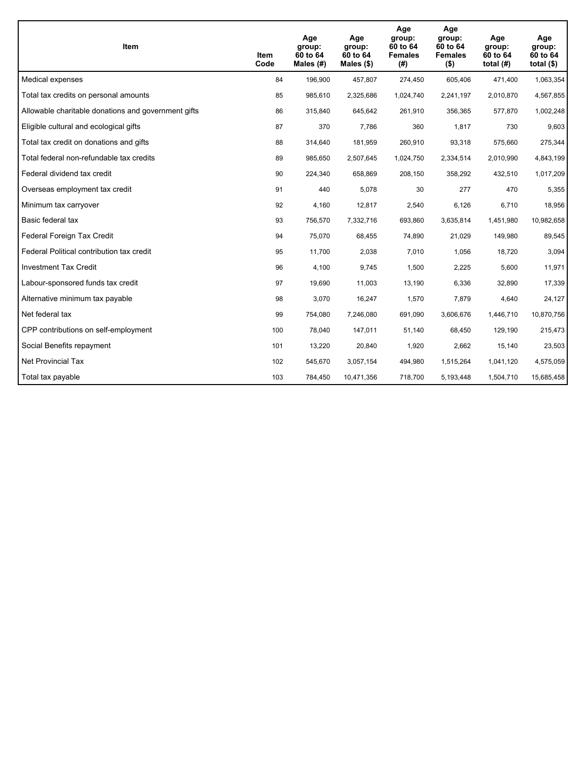| Item | Item Code | Age group: 60 to 64 Males (#) | Age group: 60 to 64 Males ($) | Age group: 60 to 64 Females (#) | Age group: 60 to 64 Females ($) | Age group: 60 to 64 total (#) | Age group: 60 to 64 total ($) |
|---|---|---|---|---|---|---|---|
| Medical expenses | 84 | 196,900 | 457,807 | 274,450 | 605,406 | 471,400 | 1,063,354 |
| Total tax credits on personal amounts | 85 | 985,610 | 2,325,686 | 1,024,740 | 2,241,197 | 2,010,870 | 4,567,855 |
| Allowable charitable donations and government gifts | 86 | 315,840 | 645,642 | 261,910 | 356,365 | 577,870 | 1,002,248 |
| Eligible cultural and ecological gifts | 87 | 370 | 7,786 | 360 | 1,817 | 730 | 9,603 |
| Total tax credit on donations and gifts | 88 | 314,640 | 181,959 | 260,910 | 93,318 | 575,660 | 275,344 |
| Total federal non-refundable tax credits | 89 | 985,650 | 2,507,645 | 1,024,750 | 2,334,514 | 2,010,990 | 4,843,199 |
| Federal dividend tax credit | 90 | 224,340 | 658,869 | 208,150 | 358,292 | 432,510 | 1,017,209 |
| Overseas employment tax credit | 91 | 440 | 5,078 | 30 | 277 | 470 | 5,355 |
| Minimum tax carryover | 92 | 4,160 | 12,817 | 2,540 | 6,126 | 6,710 | 18,956 |
| Basic federal tax | 93 | 756,570 | 7,332,716 | 693,860 | 3,635,814 | 1,451,980 | 10,982,658 |
| Federal Foreign Tax Credit | 94 | 75,070 | 68,455 | 74,890 | 21,029 | 149,980 | 89,545 |
| Federal Political contribution tax credit | 95 | 11,700 | 2,038 | 7,010 | 1,056 | 18,720 | 3,094 |
| Investment Tax Credit | 96 | 4,100 | 9,745 | 1,500 | 2,225 | 5,600 | 11,971 |
| Labour-sponsored funds tax credit | 97 | 19,690 | 11,003 | 13,190 | 6,336 | 32,890 | 17,339 |
| Alternative minimum tax payable | 98 | 3,070 | 16,247 | 1,570 | 7,879 | 4,640 | 24,127 |
| Net federal tax | 99 | 754,080 | 7,246,080 | 691,090 | 3,606,676 | 1,446,710 | 10,870,756 |
| CPP contributions on self-employment | 100 | 78,040 | 147,011 | 51,140 | 68,450 | 129,190 | 215,473 |
| Social Benefits repayment | 101 | 13,220 | 20,840 | 1,920 | 2,662 | 15,140 | 23,503 |
| Net Provincial Tax | 102 | 545,670 | 3,057,154 | 494,980 | 1,515,264 | 1,041,120 | 4,575,059 |
| Total tax payable | 103 | 784,450 | 10,471,356 | 718,700 | 5,193,448 | 1,504,710 | 15,685,458 |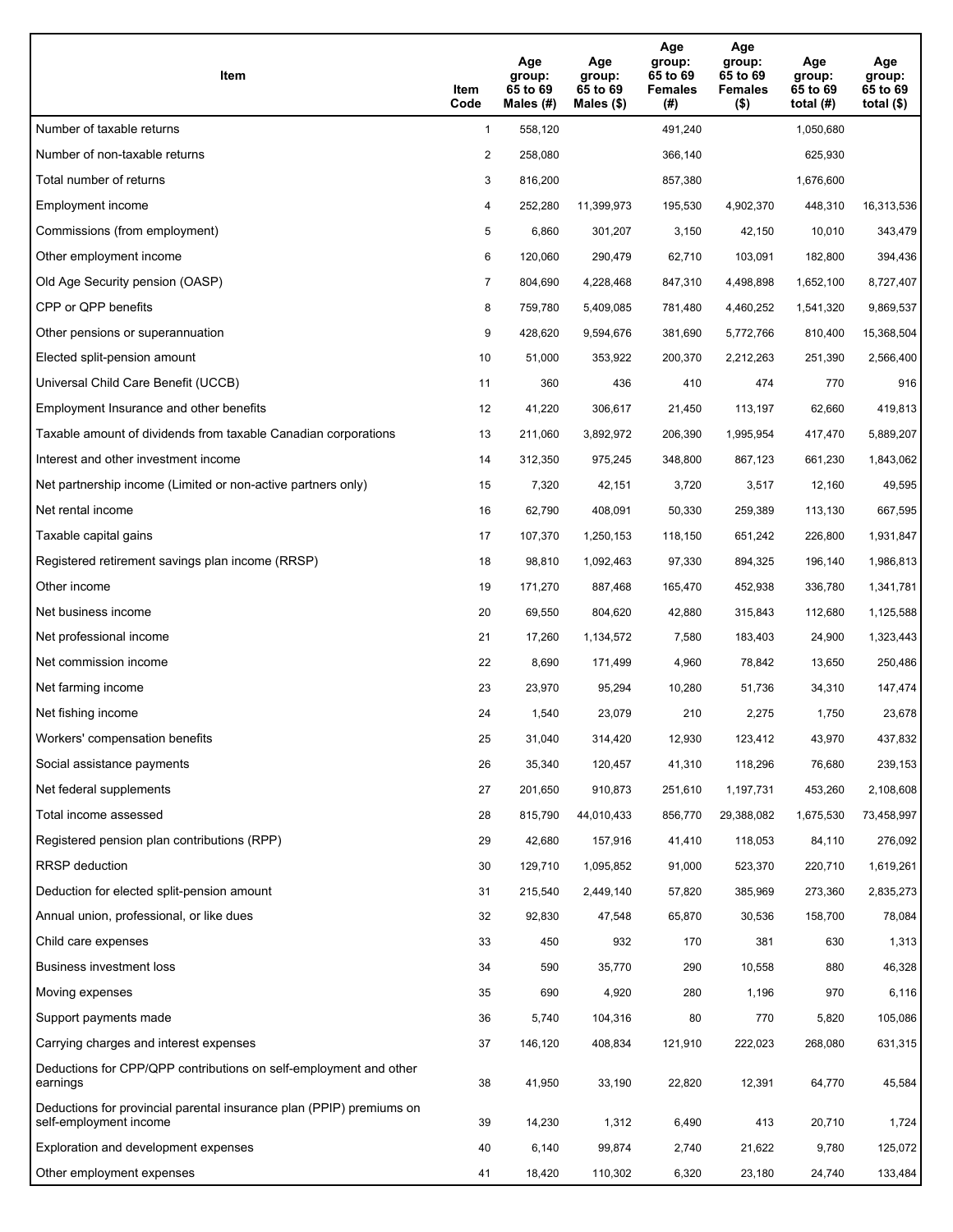| Item | Item Code | Age group: 65 to 69 Males (#) | Age group: 65 to 69 Males ($) | Age group: 65 to 69 Females (#) | Age group: 65 to 69 Females ($) | Age group: 65 to 69 total (#) | Age group: 65 to 69 total ($) |
|---|---|---|---|---|---|---|---|
| Number of taxable returns | 1 | 558,120 | | 491,240 | | 1,050,680 | |
| Number of non-taxable returns | 2 | 258,080 | | 366,140 | | 625,930 | |
| Total number of returns | 3 | 816,200 | | 857,380 | | 1,676,600 | |
| Employment income | 4 | 252,280 | 11,399,973 | 195,530 | 4,902,370 | 448,310 | 16,313,536 |
| Commissions (from employment) | 5 | 6,860 | 301,207 | 3,150 | 42,150 | 10,010 | 343,479 |
| Other employment income | 6 | 120,060 | 290,479 | 62,710 | 103,091 | 182,800 | 394,436 |
| Old Age Security pension (OASP) | 7 | 804,690 | 4,228,468 | 847,310 | 4,498,898 | 1,652,100 | 8,727,407 |
| CPP or QPP benefits | 8 | 759,780 | 5,409,085 | 781,480 | 4,460,252 | 1,541,320 | 9,869,537 |
| Other pensions or superannuation | 9 | 428,620 | 9,594,676 | 381,690 | 5,772,766 | 810,400 | 15,368,504 |
| Elected split-pension amount | 10 | 51,000 | 353,922 | 200,370 | 2,212,263 | 251,390 | 2,566,400 |
| Universal Child Care Benefit (UCCB) | 11 | 360 | 436 | 410 | 474 | 770 | 916 |
| Employment Insurance and other benefits | 12 | 41,220 | 306,617 | 21,450 | 113,197 | 62,660 | 419,813 |
| Taxable amount of dividends from taxable Canadian corporations | 13 | 211,060 | 3,892,972 | 206,390 | 1,995,954 | 417,470 | 5,889,207 |
| Interest and other investment income | 14 | 312,350 | 975,245 | 348,800 | 867,123 | 661,230 | 1,843,062 |
| Net partnership income (Limited or non-active partners only) | 15 | 7,320 | 42,151 | 3,720 | 3,517 | 12,160 | 49,595 |
| Net rental income | 16 | 62,790 | 408,091 | 50,330 | 259,389 | 113,130 | 667,595 |
| Taxable capital gains | 17 | 107,370 | 1,250,153 | 118,150 | 651,242 | 226,800 | 1,931,847 |
| Registered retirement savings plan income (RRSP) | 18 | 98,810 | 1,092,463 | 97,330 | 894,325 | 196,140 | 1,986,813 |
| Other income | 19 | 171,270 | 887,468 | 165,470 | 452,938 | 336,780 | 1,341,781 |
| Net business income | 20 | 69,550 | 804,620 | 42,880 | 315,843 | 112,680 | 1,125,588 |
| Net professional income | 21 | 17,260 | 1,134,572 | 7,580 | 183,403 | 24,900 | 1,323,443 |
| Net commission income | 22 | 8,690 | 171,499 | 4,960 | 78,842 | 13,650 | 250,486 |
| Net farming income | 23 | 23,970 | 95,294 | 10,280 | 51,736 | 34,310 | 147,474 |
| Net fishing income | 24 | 1,540 | 23,079 | 210 | 2,275 | 1,750 | 23,678 |
| Workers' compensation benefits | 25 | 31,040 | 314,420 | 12,930 | 123,412 | 43,970 | 437,832 |
| Social assistance payments | 26 | 35,340 | 120,457 | 41,310 | 118,296 | 76,680 | 239,153 |
| Net federal supplements | 27 | 201,650 | 910,873 | 251,610 | 1,197,731 | 453,260 | 2,108,608 |
| Total income assessed | 28 | 815,790 | 44,010,433 | 856,770 | 29,388,082 | 1,675,530 | 73,458,997 |
| Registered pension plan contributions (RPP) | 29 | 42,680 | 157,916 | 41,410 | 118,053 | 84,110 | 276,092 |
| RRSP deduction | 30 | 129,710 | 1,095,852 | 91,000 | 523,370 | 220,710 | 1,619,261 |
| Deduction for elected split-pension amount | 31 | 215,540 | 2,449,140 | 57,820 | 385,969 | 273,360 | 2,835,273 |
| Annual union, professional, or like dues | 32 | 92,830 | 47,548 | 65,870 | 30,536 | 158,700 | 78,084 |
| Child care expenses | 33 | 450 | 932 | 170 | 381 | 630 | 1,313 |
| Business investment loss | 34 | 590 | 35,770 | 290 | 10,558 | 880 | 46,328 |
| Moving expenses | 35 | 690 | 4,920 | 280 | 1,196 | 970 | 6,116 |
| Support payments made | 36 | 5,740 | 104,316 | 80 | 770 | 5,820 | 105,086 |
| Carrying charges and interest expenses | 37 | 146,120 | 408,834 | 121,910 | 222,023 | 268,080 | 631,315 |
| Deductions for CPP/QPP contributions on self-employment and other earnings | 38 | 41,950 | 33,190 | 22,820 | 12,391 | 64,770 | 45,584 |
| Deductions for provincial parental insurance plan (PPIP) premiums on self-employment income | 39 | 14,230 | 1,312 | 6,490 | 413 | 20,710 | 1,724 |
| Exploration and development expenses | 40 | 6,140 | 99,874 | 2,740 | 21,622 | 9,780 | 125,072 |
| Other employment expenses | 41 | 18,420 | 110,302 | 6,320 | 23,180 | 24,740 | 133,484 |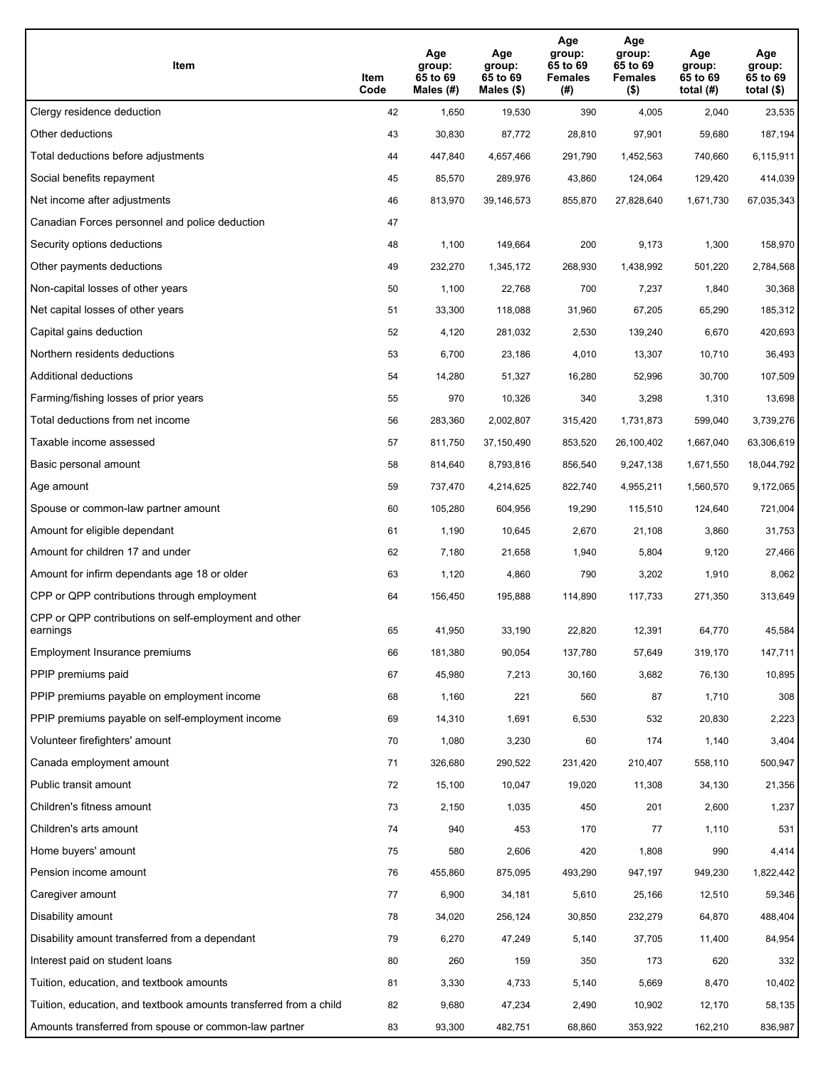| Item | Item Code | Age group: 65 to 69 Males (#) | Age group: 65 to 69 Males ($) | Age group: 65 to 69 Females (#) | Age group: 65 to 69 Females ($) | Age group: 65 to 69 total (#) | Age group: 65 to 69 total ($) |
|---|---|---|---|---|---|---|---|
| Clergy residence deduction | 42 | 1,650 | 19,530 | 390 | 4,005 | 2,040 | 23,535 |
| Other deductions | 43 | 30,830 | 87,772 | 28,810 | 97,901 | 59,680 | 187,194 |
| Total deductions before adjustments | 44 | 447,840 | 4,657,466 | 291,790 | 1,452,563 | 740,660 | 6,115,911 |
| Social benefits repayment | 45 | 85,570 | 289,976 | 43,860 | 124,064 | 129,420 | 414,039 |
| Net income after adjustments | 46 | 813,970 | 39,146,573 | 855,870 | 27,828,640 | 1,671,730 | 67,035,343 |
| Canadian Forces personnel and police deduction | 47 | | | | | | |
| Security options deductions | 48 | 1,100 | 149,664 | 200 | 9,173 | 1,300 | 158,970 |
| Other payments deductions | 49 | 232,270 | 1,345,172 | 268,930 | 1,438,992 | 501,220 | 2,784,568 |
| Non-capital losses of other years | 50 | 1,100 | 22,768 | 700 | 7,237 | 1,840 | 30,368 |
| Net capital losses of other years | 51 | 33,300 | 118,088 | 31,960 | 67,205 | 65,290 | 185,312 |
| Capital gains deduction | 52 | 4,120 | 281,032 | 2,530 | 139,240 | 6,670 | 420,693 |
| Northern residents deductions | 53 | 6,700 | 23,186 | 4,010 | 13,307 | 10,710 | 36,493 |
| Additional deductions | 54 | 14,280 | 51,327 | 16,280 | 52,996 | 30,700 | 107,509 |
| Farming/fishing losses of prior years | 55 | 970 | 10,326 | 340 | 3,298 | 1,310 | 13,698 |
| Total deductions from net income | 56 | 283,360 | 2,002,807 | 315,420 | 1,731,873 | 599,040 | 3,739,276 |
| Taxable income assessed | 57 | 811,750 | 37,150,490 | 853,520 | 26,100,402 | 1,667,040 | 63,306,619 |
| Basic personal amount | 58 | 814,640 | 8,793,816 | 856,540 | 9,247,138 | 1,671,550 | 18,044,792 |
| Age amount | 59 | 737,470 | 4,214,625 | 822,740 | 4,955,211 | 1,560,570 | 9,172,065 |
| Spouse or common-law partner amount | 60 | 105,280 | 604,956 | 19,290 | 115,510 | 124,640 | 721,004 |
| Amount for eligible dependant | 61 | 1,190 | 10,645 | 2,670 | 21,108 | 3,860 | 31,753 |
| Amount for children 17 and under | 62 | 7,180 | 21,658 | 1,940 | 5,804 | 9,120 | 27,466 |
| Amount for infirm dependants age 18 or older | 63 | 1,120 | 4,860 | 790 | 3,202 | 1,910 | 8,062 |
| CPP or QPP contributions through employment | 64 | 156,450 | 195,888 | 114,890 | 117,733 | 271,350 | 313,649 |
| CPP or QPP contributions on self-employment and other earnings | 65 | 41,950 | 33,190 | 22,820 | 12,391 | 64,770 | 45,584 |
| Employment Insurance premiums | 66 | 181,380 | 90,054 | 137,780 | 57,649 | 319,170 | 147,711 |
| PPIP premiums paid | 67 | 45,980 | 7,213 | 30,160 | 3,682 | 76,130 | 10,895 |
| PPIP premiums payable on employment income | 68 | 1,160 | 221 | 560 | 87 | 1,710 | 308 |
| PPIP premiums payable on self-employment income | 69 | 14,310 | 1,691 | 6,530 | 532 | 20,830 | 2,223 |
| Volunteer firefighters' amount | 70 | 1,080 | 3,230 | 60 | 174 | 1,140 | 3,404 |
| Canada employment amount | 71 | 326,680 | 290,522 | 231,420 | 210,407 | 558,110 | 500,947 |
| Public transit amount | 72 | 15,100 | 10,047 | 19,020 | 11,308 | 34,130 | 21,356 |
| Children's fitness amount | 73 | 2,150 | 1,035 | 450 | 201 | 2,600 | 1,237 |
| Children's arts amount | 74 | 940 | 453 | 170 | 77 | 1,110 | 531 |
| Home buyers' amount | 75 | 580 | 2,606 | 420 | 1,808 | 990 | 4,414 |
| Pension income amount | 76 | 455,860 | 875,095 | 493,290 | 947,197 | 949,230 | 1,822,442 |
| Caregiver amount | 77 | 6,900 | 34,181 | 5,610 | 25,166 | 12,510 | 59,346 |
| Disability amount | 78 | 34,020 | 256,124 | 30,850 | 232,279 | 64,870 | 488,404 |
| Disability amount transferred from a dependant | 79 | 6,270 | 47,249 | 5,140 | 37,705 | 11,400 | 84,954 |
| Interest paid on student loans | 80 | 260 | 159 | 350 | 173 | 620 | 332 |
| Tuition, education, and textbook amounts | 81 | 3,330 | 4,733 | 5,140 | 5,669 | 8,470 | 10,402 |
| Tuition, education, and textbook amounts transferred from a child | 82 | 9,680 | 47,234 | 2,490 | 10,902 | 12,170 | 58,135 |
| Amounts transferred from spouse or common-law partner | 83 | 93,300 | 482,751 | 68,860 | 353,922 | 162,210 | 836,987 |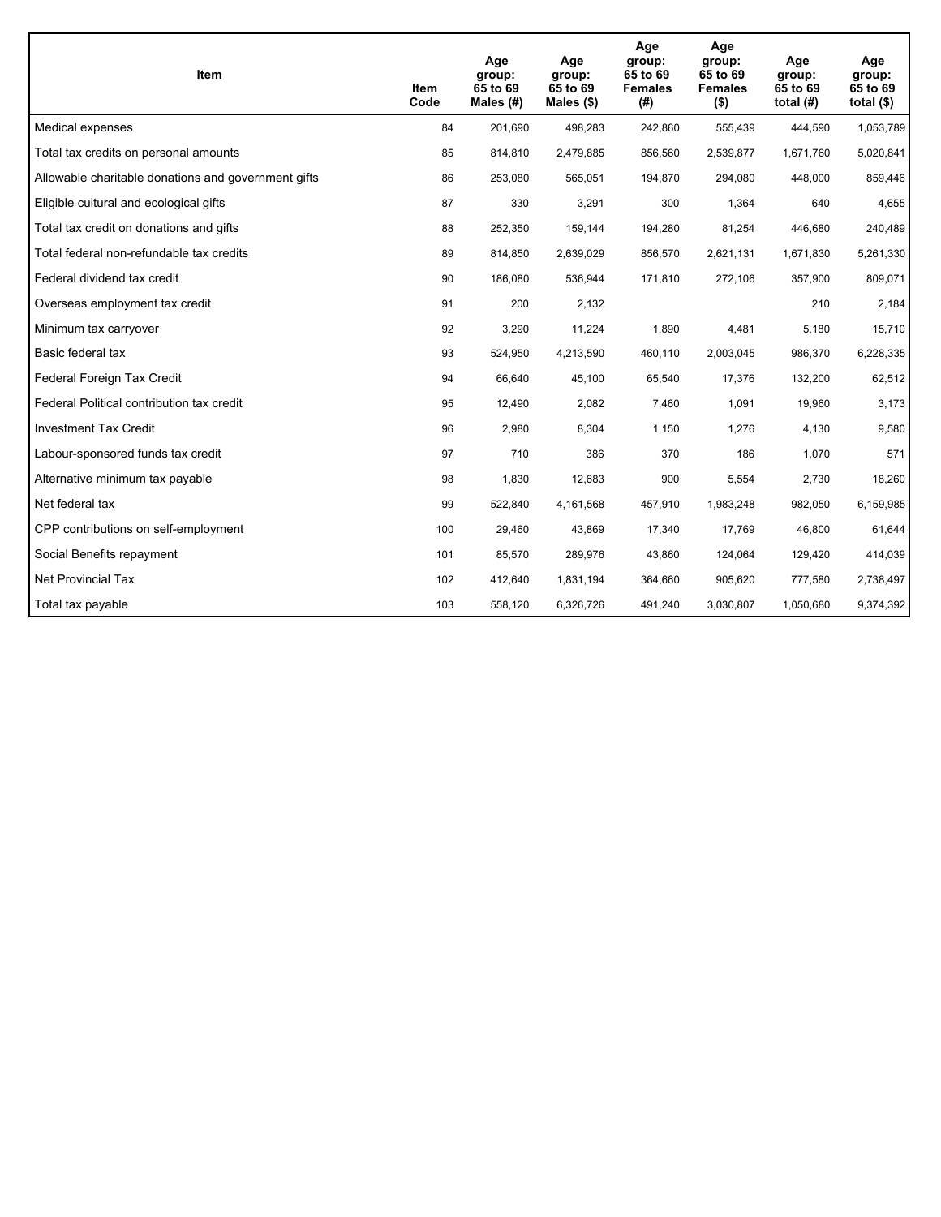| Item | Item Code | Age group: 65 to 69 Males (#) | Age group: 65 to 69 Males ($) | Age group: 65 to 69 Females (#) | Age group: 65 to 69 Females ($) | Age group: 65 to 69 total (#) | Age group: 65 to 69 total ($) |
| --- | --- | --- | --- | --- | --- | --- | --- |
| Medical expenses | 84 | 201,690 | 498,283 | 242,860 | 555,439 | 444,590 | 1,053,789 |
| Total tax credits on personal amounts | 85 | 814,810 | 2,479,885 | 856,560 | 2,539,877 | 1,671,760 | 5,020,841 |
| Allowable charitable donations and government gifts | 86 | 253,080 | 565,051 | 194,870 | 294,080 | 448,000 | 859,446 |
| Eligible cultural and ecological gifts | 87 | 330 | 3,291 | 300 | 1,364 | 640 | 4,655 |
| Total tax credit on donations and gifts | 88 | 252,350 | 159,144 | 194,280 | 81,254 | 446,680 | 240,489 |
| Total federal non-refundable tax credits | 89 | 814,850 | 2,639,029 | 856,570 | 2,621,131 | 1,671,830 | 5,261,330 |
| Federal dividend tax credit | 90 | 186,080 | 536,944 | 171,810 | 272,106 | 357,900 | 809,071 |
| Overseas employment tax credit | 91 | 200 | 2,132 | | | 210 | 2,184 |
| Minimum tax carryover | 92 | 3,290 | 11,224 | 1,890 | 4,481 | 5,180 | 15,710 |
| Basic federal tax | 93 | 524,950 | 4,213,590 | 460,110 | 2,003,045 | 986,370 | 6,228,335 |
| Federal Foreign Tax Credit | 94 | 66,640 | 45,100 | 65,540 | 17,376 | 132,200 | 62,512 |
| Federal Political contribution tax credit | 95 | 12,490 | 2,082 | 7,460 | 1,091 | 19,960 | 3,173 |
| Investment Tax Credit | 96 | 2,980 | 8,304 | 1,150 | 1,276 | 4,130 | 9,580 |
| Labour-sponsored funds tax credit | 97 | 710 | 386 | 370 | 186 | 1,070 | 571 |
| Alternative minimum tax payable | 98 | 1,830 | 12,683 | 900 | 5,554 | 2,730 | 18,260 |
| Net federal tax | 99 | 522,840 | 4,161,568 | 457,910 | 1,983,248 | 982,050 | 6,159,985 |
| CPP contributions on self-employment | 100 | 29,460 | 43,869 | 17,340 | 17,769 | 46,800 | 61,644 |
| Social Benefits repayment | 101 | 85,570 | 289,976 | 43,860 | 124,064 | 129,420 | 414,039 |
| Net Provincial Tax | 102 | 412,640 | 1,831,194 | 364,660 | 905,620 | 777,580 | 2,738,497 |
| Total tax payable | 103 | 558,120 | 6,326,726 | 491,240 | 3,030,807 | 1,050,680 | 9,374,392 |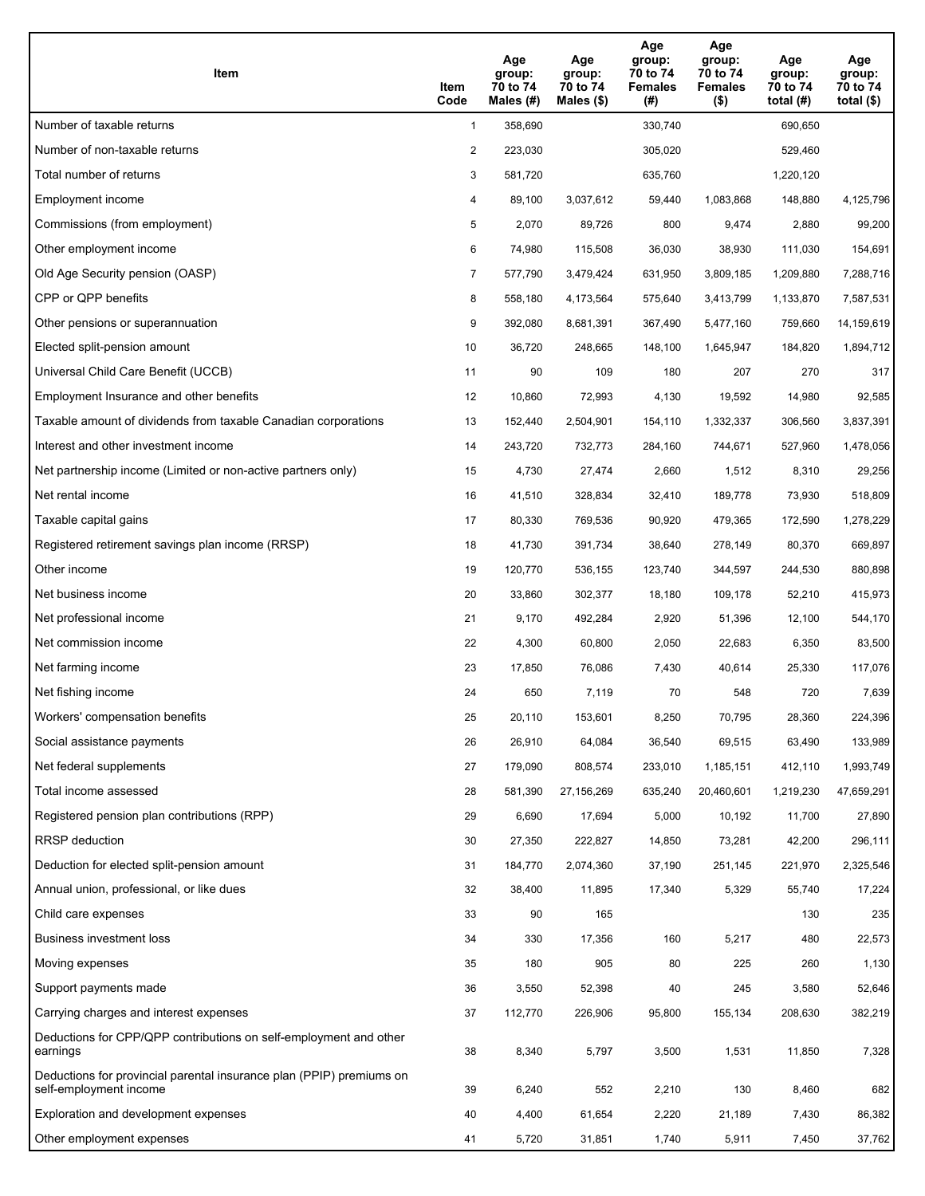| Item | Item Code | Age group: 70 to 74 Males (#) | Age group: 70 to 74 Males ($) | Age group: 70 to 74 Females (#) | Age group: 70 to 74 Females ($) | Age group: 70 to 74 total (#) | Age group: 70 to 74 total ($) |
|---|---|---|---|---|---|---|---|
| Number of taxable returns | 1 | 358,690 | | 330,740 | | 690,650 | |
| Number of non-taxable returns | 2 | 223,030 | | 305,020 | | 529,460 | |
| Total number of returns | 3 | 581,720 | | 635,760 | | 1,220,120 | |
| Employment income | 4 | 89,100 | 3,037,612 | 59,440 | 1,083,868 | 148,880 | 4,125,796 |
| Commissions (from employment) | 5 | 2,070 | 89,726 | 800 | 9,474 | 2,880 | 99,200 |
| Other employment income | 6 | 74,980 | 115,508 | 36,030 | 38,930 | 111,030 | 154,691 |
| Old Age Security pension (OASP) | 7 | 577,790 | 3,479,424 | 631,950 | 3,809,185 | 1,209,880 | 7,288,716 |
| CPP or QPP benefits | 8 | 558,180 | 4,173,564 | 575,640 | 3,413,799 | 1,133,870 | 7,587,531 |
| Other pensions or superannuation | 9 | 392,080 | 8,681,391 | 367,490 | 5,477,160 | 759,660 | 14,159,619 |
| Elected split-pension amount | 10 | 36,720 | 248,665 | 148,100 | 1,645,947 | 184,820 | 1,894,712 |
| Universal Child Care Benefit (UCCB) | 11 | 90 | 109 | 180 | 207 | 270 | 317 |
| Employment Insurance and other benefits | 12 | 10,860 | 72,993 | 4,130 | 19,592 | 14,980 | 92,585 |
| Taxable amount of dividends from taxable Canadian corporations | 13 | 152,440 | 2,504,901 | 154,110 | 1,332,337 | 306,560 | 3,837,391 |
| Interest and other investment income | 14 | 243,720 | 732,773 | 284,160 | 744,671 | 527,960 | 1,478,056 |
| Net partnership income (Limited or non-active partners only) | 15 | 4,730 | 27,474 | 2,660 | 1,512 | 8,310 | 29,256 |
| Net rental income | 16 | 41,510 | 328,834 | 32,410 | 189,778 | 73,930 | 518,809 |
| Taxable capital gains | 17 | 80,330 | 769,536 | 90,920 | 479,365 | 172,590 | 1,278,229 |
| Registered retirement savings plan income (RRSP) | 18 | 41,730 | 391,734 | 38,640 | 278,149 | 80,370 | 669,897 |
| Other income | 19 | 120,770 | 536,155 | 123,740 | 344,597 | 244,530 | 880,898 |
| Net business income | 20 | 33,860 | 302,377 | 18,180 | 109,178 | 52,210 | 415,973 |
| Net professional income | 21 | 9,170 | 492,284 | 2,920 | 51,396 | 12,100 | 544,170 |
| Net commission income | 22 | 4,300 | 60,800 | 2,050 | 22,683 | 6,350 | 83,500 |
| Net farming income | 23 | 17,850 | 76,086 | 7,430 | 40,614 | 25,330 | 117,076 |
| Net fishing income | 24 | 650 | 7,119 | 70 | 548 | 720 | 7,639 |
| Workers' compensation benefits | 25 | 20,110 | 153,601 | 8,250 | 70,795 | 28,360 | 224,396 |
| Social assistance payments | 26 | 26,910 | 64,084 | 36,540 | 69,515 | 63,490 | 133,989 |
| Net federal supplements | 27 | 179,090 | 808,574 | 233,010 | 1,185,151 | 412,110 | 1,993,749 |
| Total income assessed | 28 | 581,390 | 27,156,269 | 635,240 | 20,460,601 | 1,219,230 | 47,659,291 |
| Registered pension plan contributions (RPP) | 29 | 6,690 | 17,694 | 5,000 | 10,192 | 11,700 | 27,890 |
| RRSP deduction | 30 | 27,350 | 222,827 | 14,850 | 73,281 | 42,200 | 296,111 |
| Deduction for elected split-pension amount | 31 | 184,770 | 2,074,360 | 37,190 | 251,145 | 221,970 | 2,325,546 |
| Annual union, professional, or like dues | 32 | 38,400 | 11,895 | 17,340 | 5,329 | 55,740 | 17,224 |
| Child care expenses | 33 | 90 | 165 | | | 130 | 235 |
| Business investment loss | 34 | 330 | 17,356 | 160 | 5,217 | 480 | 22,573 |
| Moving expenses | 35 | 180 | 905 | 80 | 225 | 260 | 1,130 |
| Support payments made | 36 | 3,550 | 52,398 | 40 | 245 | 3,580 | 52,646 |
| Carrying charges and interest expenses | 37 | 112,770 | 226,906 | 95,800 | 155,134 | 208,630 | 382,219 |
| Deductions for CPP/QPP contributions on self-employment and other earnings | 38 | 8,340 | 5,797 | 3,500 | 1,531 | 11,850 | 7,328 |
| Deductions for provincial parental insurance plan (PPIP) premiums on self-employment income | 39 | 6,240 | 552 | 2,210 | 130 | 8,460 | 682 |
| Exploration and development expenses | 40 | 4,400 | 61,654 | 2,220 | 21,189 | 7,430 | 86,382 |
| Other employment expenses | 41 | 5,720 | 31,851 | 1,740 | 5,911 | 7,450 | 37,762 |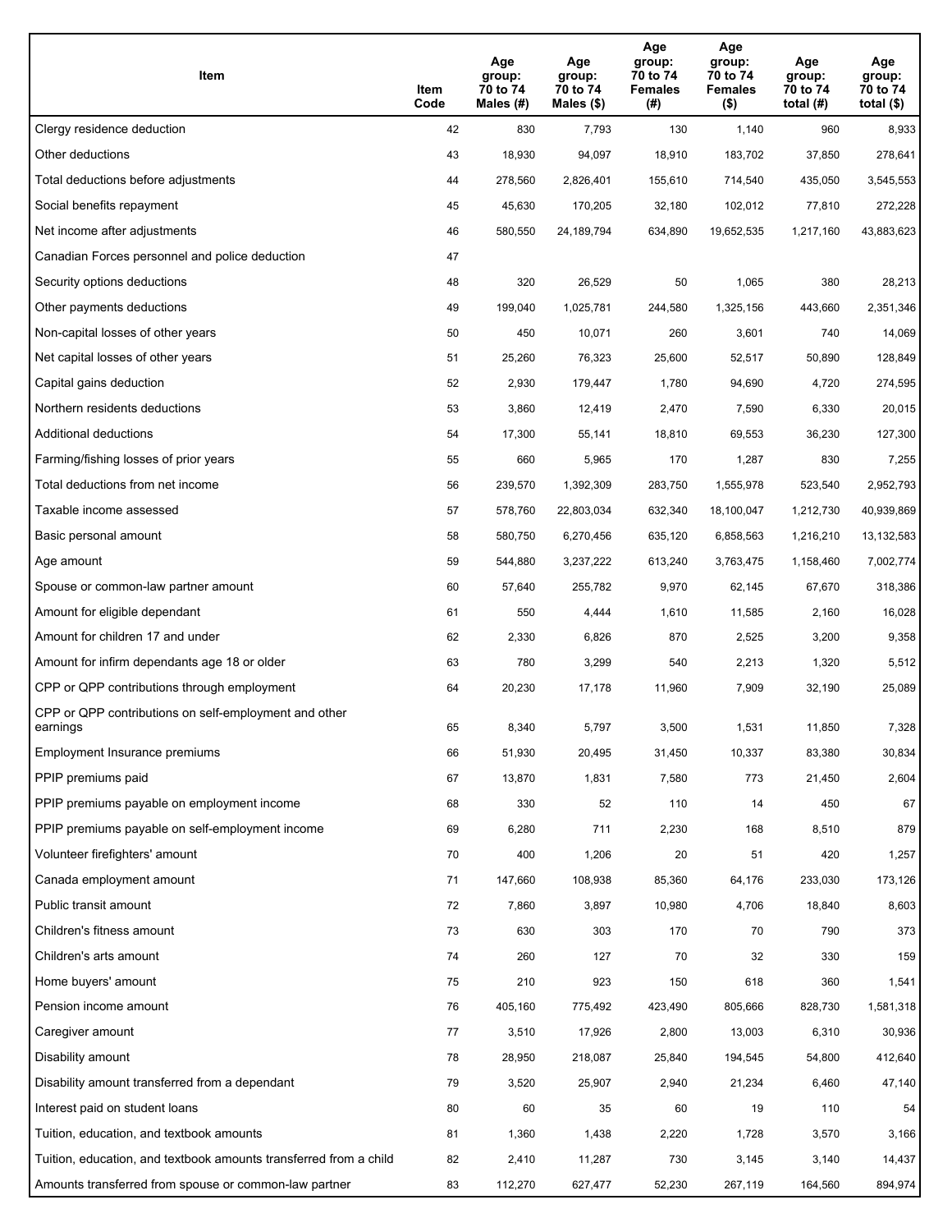| Item | Item Code | Age group: 70 to 74 Males (#) | Age group: 70 to 74 Males ($) | Age group: 70 to 74 Females (#) | Age group: 70 to 74 Females ($) | Age group: 70 to 74 total (#) | Age group: 70 to 74 total ($) |
|---|---|---|---|---|---|---|---|
| Clergy residence deduction | 42 | 830 | 7,793 | 130 | 1,140 | 960 | 8,933 |
| Other deductions | 43 | 18,930 | 94,097 | 18,910 | 183,702 | 37,850 | 278,641 |
| Total deductions before adjustments | 44 | 278,560 | 2,826,401 | 155,610 | 714,540 | 435,050 | 3,545,553 |
| Social benefits repayment | 45 | 45,630 | 170,205 | 32,180 | 102,012 | 77,810 | 272,228 |
| Net income after adjustments | 46 | 580,550 | 24,189,794 | 634,890 | 19,652,535 | 1,217,160 | 43,883,623 |
| Canadian Forces personnel and police deduction | 47 | | | | | | |
| Security options deductions | 48 | 320 | 26,529 | 50 | 1,065 | 380 | 28,213 |
| Other payments deductions | 49 | 199,040 | 1,025,781 | 244,580 | 1,325,156 | 443,660 | 2,351,346 |
| Non-capital losses of other years | 50 | 450 | 10,071 | 260 | 3,601 | 740 | 14,069 |
| Net capital losses of other years | 51 | 25,260 | 76,323 | 25,600 | 52,517 | 50,890 | 128,849 |
| Capital gains deduction | 52 | 2,930 | 179,447 | 1,780 | 94,690 | 4,720 | 274,595 |
| Northern residents deductions | 53 | 3,860 | 12,419 | 2,470 | 7,590 | 6,330 | 20,015 |
| Additional deductions | 54 | 17,300 | 55,141 | 18,810 | 69,553 | 36,230 | 127,300 |
| Farming/fishing losses of prior years | 55 | 660 | 5,965 | 170 | 1,287 | 830 | 7,255 |
| Total deductions from net income | 56 | 239,570 | 1,392,309 | 283,750 | 1,555,978 | 523,540 | 2,952,793 |
| Taxable income assessed | 57 | 578,760 | 22,803,034 | 632,340 | 18,100,047 | 1,212,730 | 40,939,869 |
| Basic personal amount | 58 | 580,750 | 6,270,456 | 635,120 | 6,858,563 | 1,216,210 | 13,132,583 |
| Age amount | 59 | 544,880 | 3,237,222 | 613,240 | 3,763,475 | 1,158,460 | 7,002,774 |
| Spouse or common-law partner amount | 60 | 57,640 | 255,782 | 9,970 | 62,145 | 67,670 | 318,386 |
| Amount for eligible dependant | 61 | 550 | 4,444 | 1,610 | 11,585 | 2,160 | 16,028 |
| Amount for children 17 and under | 62 | 2,330 | 6,826 | 870 | 2,525 | 3,200 | 9,358 |
| Amount for infirm dependants age 18 or older | 63 | 780 | 3,299 | 540 | 2,213 | 1,320 | 5,512 |
| CPP or QPP contributions through employment | 64 | 20,230 | 17,178 | 11,960 | 7,909 | 32,190 | 25,089 |
| CPP or QPP contributions on self-employment and other earnings | 65 | 8,340 | 5,797 | 3,500 | 1,531 | 11,850 | 7,328 |
| Employment Insurance premiums | 66 | 51,930 | 20,495 | 31,450 | 10,337 | 83,380 | 30,834 |
| PPIP premiums paid | 67 | 13,870 | 1,831 | 7,580 | 773 | 21,450 | 2,604 |
| PPIP premiums payable on employment income | 68 | 330 | 52 | 110 | 14 | 450 | 67 |
| PPIP premiums payable on self-employment income | 69 | 6,280 | 711 | 2,230 | 168 | 8,510 | 879 |
| Volunteer firefighters' amount | 70 | 400 | 1,206 | 20 | 51 | 420 | 1,257 |
| Canada employment amount | 71 | 147,660 | 108,938 | 85,360 | 64,176 | 233,030 | 173,126 |
| Public transit amount | 72 | 7,860 | 3,897 | 10,980 | 4,706 | 18,840 | 8,603 |
| Children's fitness amount | 73 | 630 | 303 | 170 | 70 | 790 | 373 |
| Children's arts amount | 74 | 260 | 127 | 70 | 32 | 330 | 159 |
| Home buyers' amount | 75 | 210 | 923 | 150 | 618 | 360 | 1,541 |
| Pension income amount | 76 | 405,160 | 775,492 | 423,490 | 805,666 | 828,730 | 1,581,318 |
| Caregiver amount | 77 | 3,510 | 17,926 | 2,800 | 13,003 | 6,310 | 30,936 |
| Disability amount | 78 | 28,950 | 218,087 | 25,840 | 194,545 | 54,800 | 412,640 |
| Disability amount transferred from a dependant | 79 | 3,520 | 25,907 | 2,940 | 21,234 | 6,460 | 47,140 |
| Interest paid on student loans | 80 | 60 | 35 | 60 | 19 | 110 | 54 |
| Tuition, education, and textbook amounts | 81 | 1,360 | 1,438 | 2,220 | 1,728 | 3,570 | 3,166 |
| Tuition, education, and textbook amounts transferred from a child | 82 | 2,410 | 11,287 | 730 | 3,145 | 3,140 | 14,437 |
| Amounts transferred from spouse or common-law partner | 83 | 112,270 | 627,477 | 52,230 | 267,119 | 164,560 | 894,974 |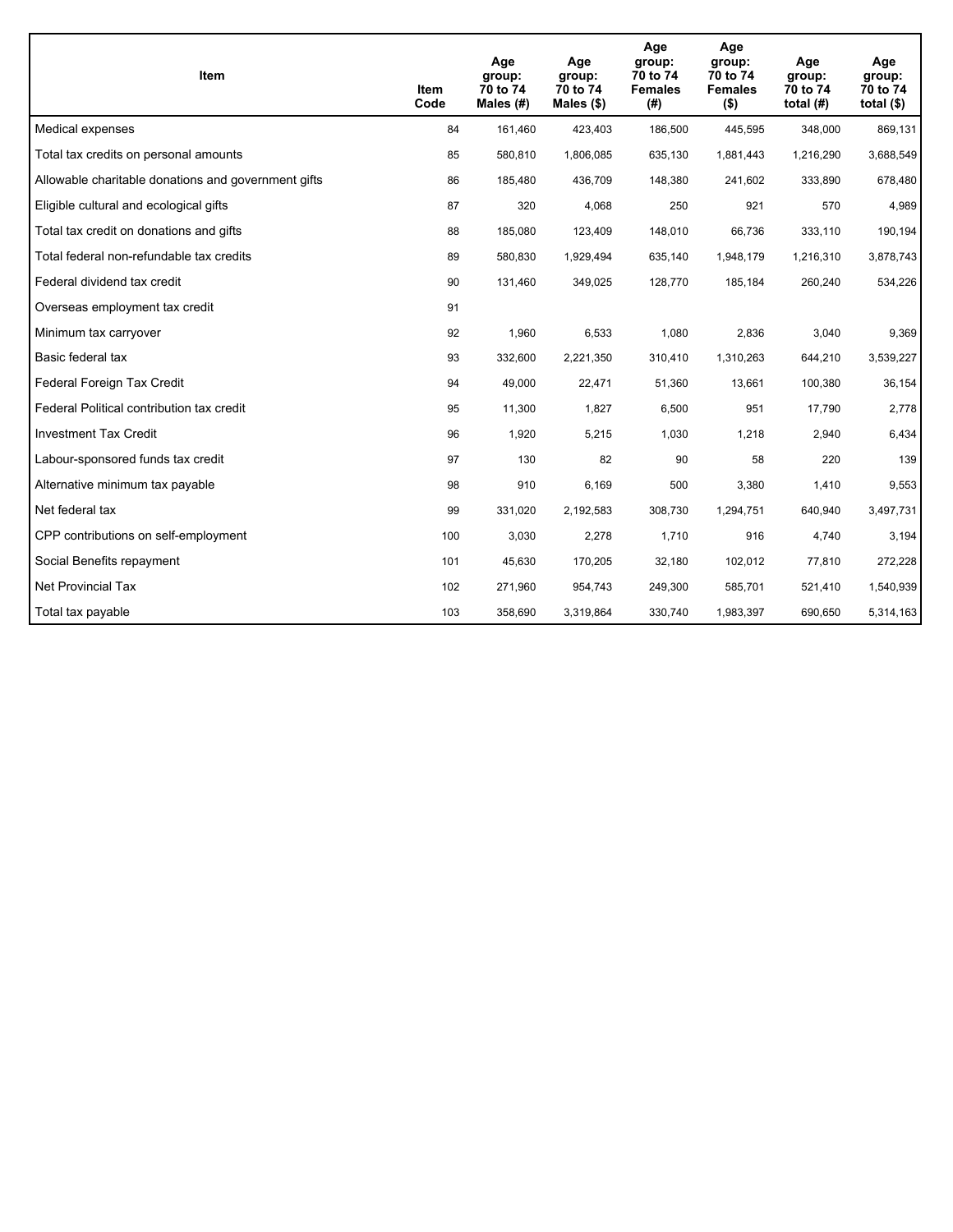| Item | Item Code | Age group: 70 to 74 Males (#) | Age group: 70 to 74 Males ($) | Age group: 70 to 74 Females (#) | Age group: 70 to 74 Females ($) | Age group: 70 to 74 total (#) | Age group: 70 to 74 total ($) |
|---|---|---|---|---|---|---|---|
| Medical expenses | 84 | 161,460 | 423,403 | 186,500 | 445,595 | 348,000 | 869,131 |
| Total tax credits on personal amounts | 85 | 580,810 | 1,806,085 | 635,130 | 1,881,443 | 1,216,290 | 3,688,549 |
| Allowable charitable donations and government gifts | 86 | 185,480 | 436,709 | 148,380 | 241,602 | 333,890 | 678,480 |
| Eligible cultural and ecological gifts | 87 | 320 | 4,068 | 250 | 921 | 570 | 4,989 |
| Total tax credit on donations and gifts | 88 | 185,080 | 123,409 | 148,010 | 66,736 | 333,110 | 190,194 |
| Total federal non-refundable tax credits | 89 | 580,830 | 1,929,494 | 635,140 | 1,948,179 | 1,216,310 | 3,878,743 |
| Federal dividend tax credit | 90 | 131,460 | 349,025 | 128,770 | 185,184 | 260,240 | 534,226 |
| Overseas employment tax credit | 91 | | | | | | |
| Minimum tax carryover | 92 | 1,960 | 6,533 | 1,080 | 2,836 | 3,040 | 9,369 |
| Basic federal tax | 93 | 332,600 | 2,221,350 | 310,410 | 1,310,263 | 644,210 | 3,539,227 |
| Federal Foreign Tax Credit | 94 | 49,000 | 22,471 | 51,360 | 13,661 | 100,380 | 36,154 |
| Federal Political contribution tax credit | 95 | 11,300 | 1,827 | 6,500 | 951 | 17,790 | 2,778 |
| Investment Tax Credit | 96 | 1,920 | 5,215 | 1,030 | 1,218 | 2,940 | 6,434 |
| Labour-sponsored funds tax credit | 97 | 130 | 82 | 90 | 58 | 220 | 139 |
| Alternative minimum tax payable | 98 | 910 | 6,169 | 500 | 3,380 | 1,410 | 9,553 |
| Net federal tax | 99 | 331,020 | 2,192,583 | 308,730 | 1,294,751 | 640,940 | 3,497,731 |
| CPP contributions on self-employment | 100 | 3,030 | 2,278 | 1,710 | 916 | 4,740 | 3,194 |
| Social Benefits repayment | 101 | 45,630 | 170,205 | 32,180 | 102,012 | 77,810 | 272,228 |
| Net Provincial Tax | 102 | 271,960 | 954,743 | 249,300 | 585,701 | 521,410 | 1,540,939 |
| Total tax payable | 103 | 358,690 | 3,319,864 | 330,740 | 1,983,397 | 690,650 | 5,314,163 |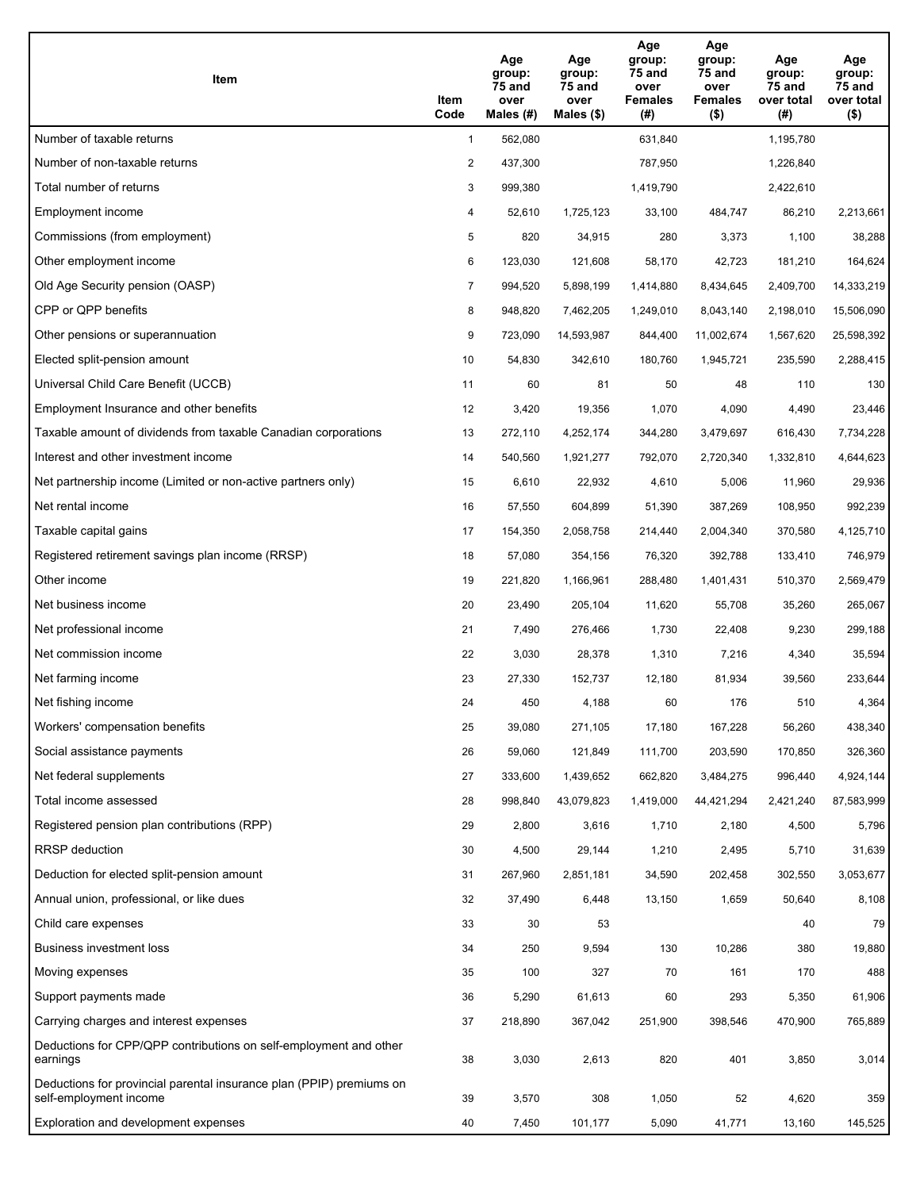| Item | Item Code | Age group: 75 and over Males (#) | Age group: 75 and over Males ($) | Age group: 75 and over Females (#) | Age group: 75 and over Females ($) | Age group: 75 and over total (#) | Age group: 75 and over total ($) |
|---|---|---|---|---|---|---|---|
| Number of taxable returns | 1 | 562,080 | | 631,840 | | 1,195,780 | |
| Number of non-taxable returns | 2 | 437,300 | | 787,950 | | 1,226,840 | |
| Total number of returns | 3 | 999,380 | | 1,419,790 | | 2,422,610 | |
| Employment income | 4 | 52,610 | 1,725,123 | 33,100 | 484,747 | 86,210 | 2,213,661 |
| Commissions (from employment) | 5 | 820 | 34,915 | 280 | 3,373 | 1,100 | 38,288 |
| Other employment income | 6 | 123,030 | 121,608 | 58,170 | 42,723 | 181,210 | 164,624 |
| Old Age Security pension (OASP) | 7 | 994,520 | 5,898,199 | 1,414,880 | 8,434,645 | 2,409,700 | 14,333,219 |
| CPP or QPP benefits | 8 | 948,820 | 7,462,205 | 1,249,010 | 8,043,140 | 2,198,010 | 15,506,090 |
| Other pensions or superannuation | 9 | 723,090 | 14,593,987 | 844,400 | 11,002,674 | 1,567,620 | 25,598,392 |
| Elected split-pension amount | 10 | 54,830 | 342,610 | 180,760 | 1,945,721 | 235,590 | 2,288,415 |
| Universal Child Care Benefit (UCCB) | 11 | 60 | 81 | 50 | 48 | 110 | 130 |
| Employment Insurance and other benefits | 12 | 3,420 | 19,356 | 1,070 | 4,090 | 4,490 | 23,446 |
| Taxable amount of dividends from taxable Canadian corporations | 13 | 272,110 | 4,252,174 | 344,280 | 3,479,697 | 616,430 | 7,734,228 |
| Interest and other investment income | 14 | 540,560 | 1,921,277 | 792,070 | 2,720,340 | 1,332,810 | 4,644,623 |
| Net partnership income (Limited or non-active partners only) | 15 | 6,610 | 22,932 | 4,610 | 5,006 | 11,960 | 29,936 |
| Net rental income | 16 | 57,550 | 604,899 | 51,390 | 387,269 | 108,950 | 992,239 |
| Taxable capital gains | 17 | 154,350 | 2,058,758 | 214,440 | 2,004,340 | 370,580 | 4,125,710 |
| Registered retirement savings plan income (RRSP) | 18 | 57,080 | 354,156 | 76,320 | 392,788 | 133,410 | 746,979 |
| Other income | 19 | 221,820 | 1,166,961 | 288,480 | 1,401,431 | 510,370 | 2,569,479 |
| Net business income | 20 | 23,490 | 205,104 | 11,620 | 55,708 | 35,260 | 265,067 |
| Net professional income | 21 | 7,490 | 276,466 | 1,730 | 22,408 | 9,230 | 299,188 |
| Net commission income | 22 | 3,030 | 28,378 | 1,310 | 7,216 | 4,340 | 35,594 |
| Net farming income | 23 | 27,330 | 152,737 | 12,180 | 81,934 | 39,560 | 233,644 |
| Net fishing income | 24 | 450 | 4,188 | 60 | 176 | 510 | 4,364 |
| Workers' compensation benefits | 25 | 39,080 | 271,105 | 17,180 | 167,228 | 56,260 | 438,340 |
| Social assistance payments | 26 | 59,060 | 121,849 | 111,700 | 203,590 | 170,850 | 326,360 |
| Net federal supplements | 27 | 333,600 | 1,439,652 | 662,820 | 3,484,275 | 996,440 | 4,924,144 |
| Total income assessed | 28 | 998,840 | 43,079,823 | 1,419,000 | 44,421,294 | 2,421,240 | 87,583,999 |
| Registered pension plan contributions (RPP) | 29 | 2,800 | 3,616 | 1,710 | 2,180 | 4,500 | 5,796 |
| RRSP deduction | 30 | 4,500 | 29,144 | 1,210 | 2,495 | 5,710 | 31,639 |
| Deduction for elected split-pension amount | 31 | 267,960 | 2,851,181 | 34,590 | 202,458 | 302,550 | 3,053,677 |
| Annual union, professional, or like dues | 32 | 37,490 | 6,448 | 13,150 | 1,659 | 50,640 | 8,108 |
| Child care expenses | 33 | 30 | 53 | | | 40 | 79 |
| Business investment loss | 34 | 250 | 9,594 | 130 | 10,286 | 380 | 19,880 |
| Moving expenses | 35 | 100 | 327 | 70 | 161 | 170 | 488 |
| Support payments made | 36 | 5,290 | 61,613 | 60 | 293 | 5,350 | 61,906 |
| Carrying charges and interest expenses | 37 | 218,890 | 367,042 | 251,900 | 398,546 | 470,900 | 765,889 |
| Deductions for CPP/QPP contributions on self-employment and other earnings | 38 | 3,030 | 2,613 | 820 | 401 | 3,850 | 3,014 |
| Deductions for provincial parental insurance plan (PPIP) premiums on self-employment income | 39 | 3,570 | 308 | 1,050 | 52 | 4,620 | 359 |
| Exploration and development expenses | 40 | 7,450 | 101,177 | 5,090 | 41,771 | 13,160 | 145,525 |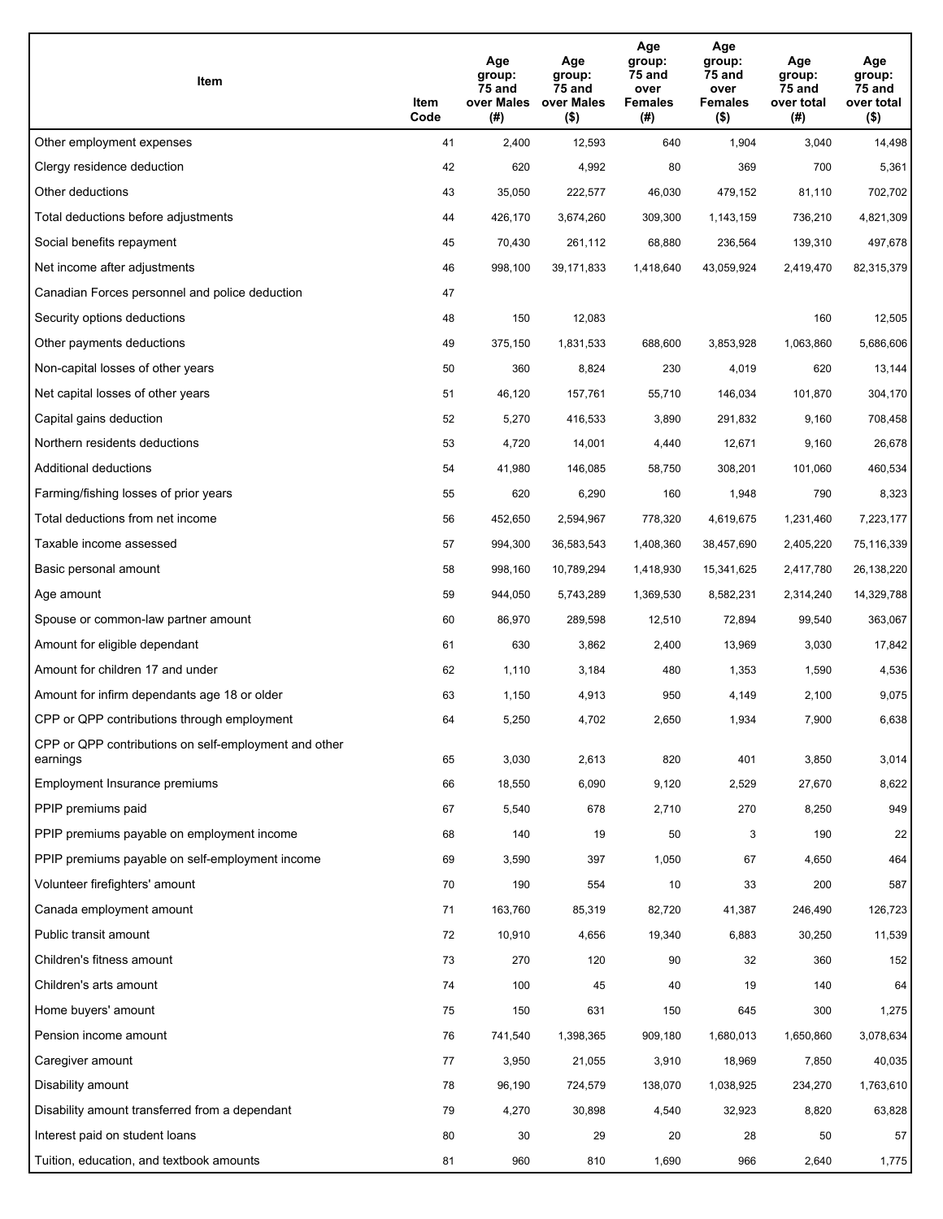| Item | Item Code | Age group: 75 and over Males (#) | Age group: 75 and over Males ($) | Age group: 75 and over Females (#) | Age group: 75 and over Females ($) | Age group: 75 and over total (#) | Age group: 75 and over total ($) |
|---|---|---|---|---|---|---|---|
| Other employment expenses | 41 | 2,400 | 12,593 | 640 | 1,904 | 3,040 | 14,498 |
| Clergy residence deduction | 42 | 620 | 4,992 | 80 | 369 | 700 | 5,361 |
| Other deductions | 43 | 35,050 | 222,577 | 46,030 | 479,152 | 81,110 | 702,702 |
| Total deductions before adjustments | 44 | 426,170 | 3,674,260 | 309,300 | 1,143,159 | 736,210 | 4,821,309 |
| Social benefits repayment | 45 | 70,430 | 261,112 | 68,880 | 236,564 | 139,310 | 497,678 |
| Net income after adjustments | 46 | 998,100 | 39,171,833 | 1,418,640 | 43,059,924 | 2,419,470 | 82,315,379 |
| Canadian Forces personnel and police deduction | 47 | | | | | | |
| Security options deductions | 48 | 150 | 12,083 | | | 160 | 12,505 |
| Other payments deductions | 49 | 375,150 | 1,831,533 | 688,600 | 3,853,928 | 1,063,860 | 5,686,606 |
| Non-capital losses of other years | 50 | 360 | 8,824 | 230 | 4,019 | 620 | 13,144 |
| Net capital losses of other years | 51 | 46,120 | 157,761 | 55,710 | 146,034 | 101,870 | 304,170 |
| Capital gains deduction | 52 | 5,270 | 416,533 | 3,890 | 291,832 | 9,160 | 708,458 |
| Northern residents deductions | 53 | 4,720 | 14,001 | 4,440 | 12,671 | 9,160 | 26,678 |
| Additional deductions | 54 | 41,980 | 146,085 | 58,750 | 308,201 | 101,060 | 460,534 |
| Farming/fishing losses of prior years | 55 | 620 | 6,290 | 160 | 1,948 | 790 | 8,323 |
| Total deductions from net income | 56 | 452,650 | 2,594,967 | 778,320 | 4,619,675 | 1,231,460 | 7,223,177 |
| Taxable income assessed | 57 | 994,300 | 36,583,543 | 1,408,360 | 38,457,690 | 2,405,220 | 75,116,339 |
| Basic personal amount | 58 | 998,160 | 10,789,294 | 1,418,930 | 15,341,625 | 2,417,780 | 26,138,220 |
| Age amount | 59 | 944,050 | 5,743,289 | 1,369,530 | 8,582,231 | 2,314,240 | 14,329,788 |
| Spouse or common-law partner amount | 60 | 86,970 | 289,598 | 12,510 | 72,894 | 99,540 | 363,067 |
| Amount for eligible dependant | 61 | 630 | 3,862 | 2,400 | 13,969 | 3,030 | 17,842 |
| Amount for children 17 and under | 62 | 1,110 | 3,184 | 480 | 1,353 | 1,590 | 4,536 |
| Amount for infirm dependants age 18 or older | 63 | 1,150 | 4,913 | 950 | 4,149 | 2,100 | 9,075 |
| CPP or QPP contributions through employment | 64 | 5,250 | 4,702 | 2,650 | 1,934 | 7,900 | 6,638 |
| CPP or QPP contributions on self-employment and other earnings | 65 | 3,030 | 2,613 | 820 | 401 | 3,850 | 3,014 |
| Employment Insurance premiums | 66 | 18,550 | 6,090 | 9,120 | 2,529 | 27,670 | 8,622 |
| PPIP premiums paid | 67 | 5,540 | 678 | 2,710 | 270 | 8,250 | 949 |
| PPIP premiums payable on employment income | 68 | 140 | 19 | 50 | 3 | 190 | 22 |
| PPIP premiums payable on self-employment income | 69 | 3,590 | 397 | 1,050 | 67 | 4,650 | 464 |
| Volunteer firefighters' amount | 70 | 190 | 554 | 10 | 33 | 200 | 587 |
| Canada employment amount | 71 | 163,760 | 85,319 | 82,720 | 41,387 | 246,490 | 126,723 |
| Public transit amount | 72 | 10,910 | 4,656 | 19,340 | 6,883 | 30,250 | 11,539 |
| Children's fitness amount | 73 | 270 | 120 | 90 | 32 | 360 | 152 |
| Children's arts amount | 74 | 100 | 45 | 40 | 19 | 140 | 64 |
| Home buyers' amount | 75 | 150 | 631 | 150 | 645 | 300 | 1,275 |
| Pension income amount | 76 | 741,540 | 1,398,365 | 909,180 | 1,680,013 | 1,650,860 | 3,078,634 |
| Caregiver amount | 77 | 3,950 | 21,055 | 3,910 | 18,969 | 7,850 | 40,035 |
| Disability amount | 78 | 96,190 | 724,579 | 138,070 | 1,038,925 | 234,270 | 1,763,610 |
| Disability amount transferred from a dependant | 79 | 4,270 | 30,898 | 4,540 | 32,923 | 8,820 | 63,828 |
| Interest paid on student loans | 80 | 30 | 29 | 20 | 28 | 50 | 57 |
| Tuition, education, and textbook amounts | 81 | 960 | 810 | 1,690 | 966 | 2,640 | 1,775 |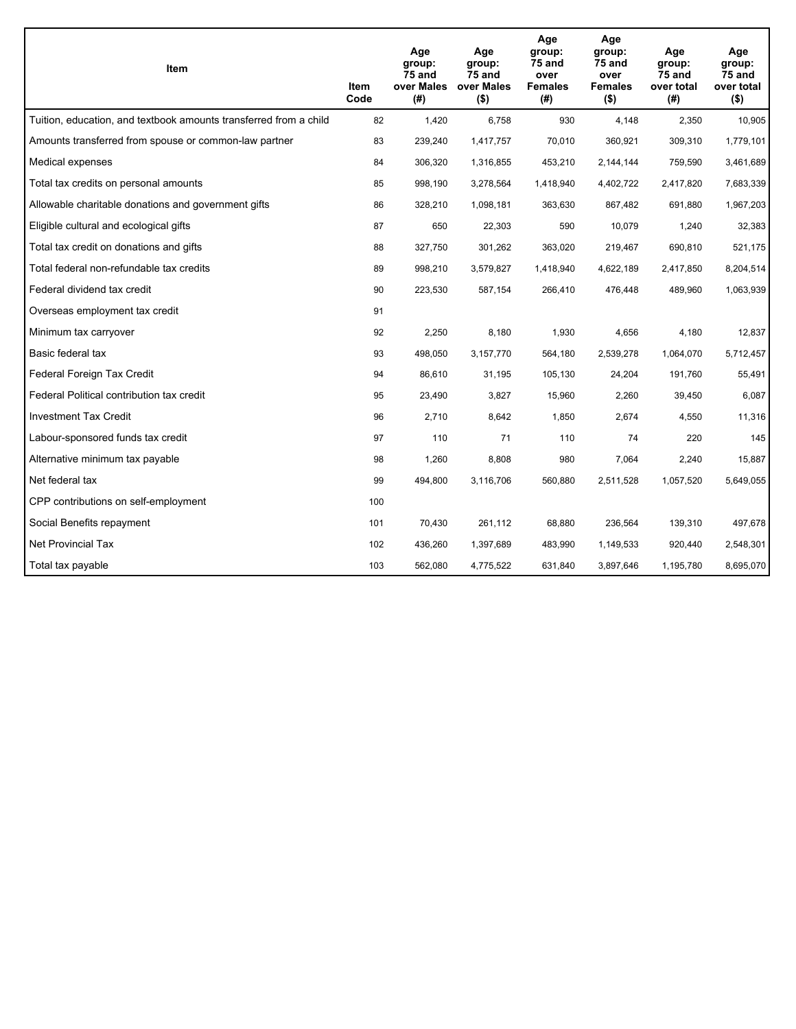| Item | Item Code | Age group: 75 and over Males (#) | Age group: 75 and over Males ($) | Age group: 75 and over Females (#) | Age group: 75 and over Females ($) | Age group: 75 and over total (#) | Age group: 75 and over total ($) |
|---|---|---|---|---|---|---|---|
| Tuition, education, and textbook amounts transferred from a child | 82 | 1,420 | 6,758 | 930 | 4,148 | 2,350 | 10,905 |
| Amounts transferred from spouse or common-law partner | 83 | 239,240 | 1,417,757 | 70,010 | 360,921 | 309,310 | 1,779,101 |
| Medical expenses | 84 | 306,320 | 1,316,855 | 453,210 | 2,144,144 | 759,590 | 3,461,689 |
| Total tax credits on personal amounts | 85 | 998,190 | 3,278,564 | 1,418,940 | 4,402,722 | 2,417,820 | 7,683,339 |
| Allowable charitable donations and government gifts | 86 | 328,210 | 1,098,181 | 363,630 | 867,482 | 691,880 | 1,967,203 |
| Eligible cultural and ecological gifts | 87 | 650 | 22,303 | 590 | 10,079 | 1,240 | 32,383 |
| Total tax credit on donations and gifts | 88 | 327,750 | 301,262 | 363,020 | 219,467 | 690,810 | 521,175 |
| Total federal non-refundable tax credits | 89 | 998,210 | 3,579,827 | 1,418,940 | 4,622,189 | 2,417,850 | 8,204,514 |
| Federal dividend tax credit | 90 | 223,530 | 587,154 | 266,410 | 476,448 | 489,960 | 1,063,939 |
| Overseas employment tax credit | 91 | | | | | | |
| Minimum tax carryover | 92 | 2,250 | 8,180 | 1,930 | 4,656 | 4,180 | 12,837 |
| Basic federal tax | 93 | 498,050 | 3,157,770 | 564,180 | 2,539,278 | 1,064,070 | 5,712,457 |
| Federal Foreign Tax Credit | 94 | 86,610 | 31,195 | 105,130 | 24,204 | 191,760 | 55,491 |
| Federal Political contribution tax credit | 95 | 23,490 | 3,827 | 15,960 | 2,260 | 39,450 | 6,087 |
| Investment Tax Credit | 96 | 2,710 | 8,642 | 1,850 | 2,674 | 4,550 | 11,316 |
| Labour-sponsored funds tax credit | 97 | 110 | 71 | 110 | 74 | 220 | 145 |
| Alternative minimum tax payable | 98 | 1,260 | 8,808 | 980 | 7,064 | 2,240 | 15,887 |
| Net federal tax | 99 | 494,800 | 3,116,706 | 560,880 | 2,511,528 | 1,057,520 | 5,649,055 |
| CPP contributions on self-employment | 100 | | | | | | |
| Social Benefits repayment | 101 | 70,430 | 261,112 | 68,880 | 236,564 | 139,310 | 497,678 |
| Net Provincial Tax | 102 | 436,260 | 1,397,689 | 483,990 | 1,149,533 | 920,440 | 2,548,301 |
| Total tax payable | 103 | 562,080 | 4,775,522 | 631,840 | 3,897,646 | 1,195,780 | 8,695,070 |